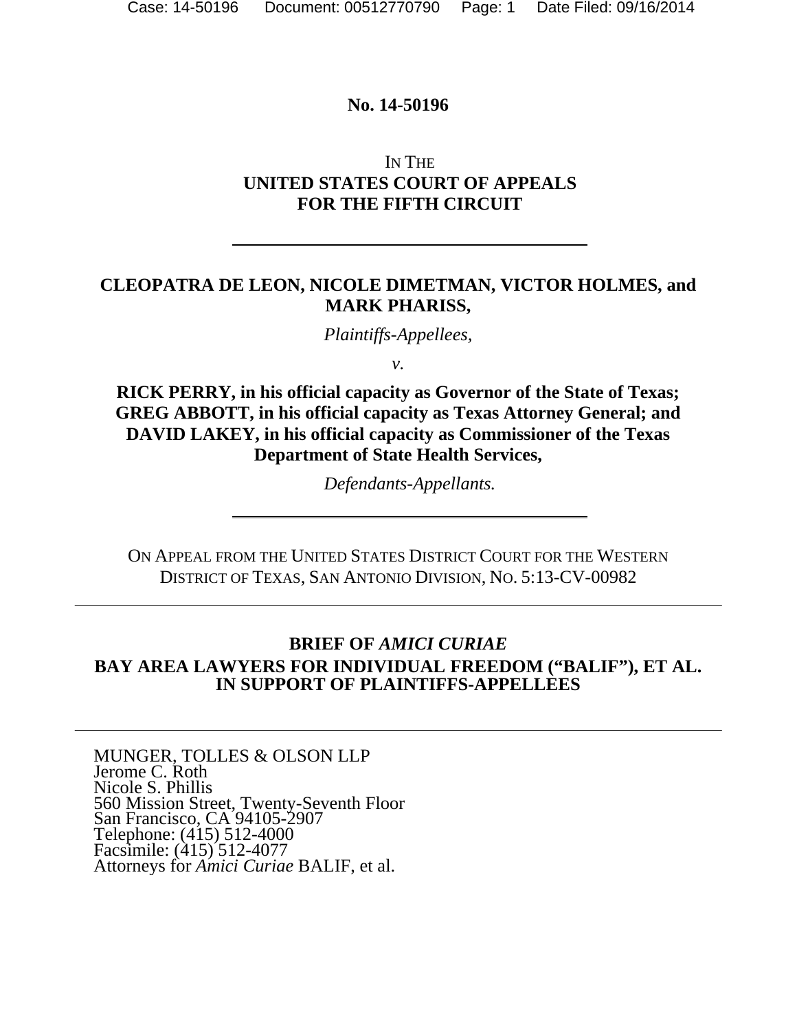**No. 14-50196**

IN THE
**UNITED STATES COURT OF APPEALS**
**FOR THE FIFTH CIRCUIT**

---

**CLEOPATRA DE LEON, NICOLE DIMETMAN, VICTOR HOLMES, and MARK PHARISS,**

*Plaintiffs-Appellees,*

*v.*

**RICK PERRY, in his official capacity as Governor of the State of Texas; GREG ABBOTT, in his official capacity as Texas Attorney General; and DAVID LAKEY, in his official capacity as Commissioner of the Texas Department of State Health Services,**

*Defendants-Appellants.*

---

ON APPEAL FROM THE UNITED STATES DISTRICT COURT FOR THE WESTERN DISTRICT OF TEXAS, SAN ANTONIO DIVISION, NO. 5:13-CV-00982

---

**BRIEF OF *AMICI CURIAE***
**BAY AREA LAWYERS FOR INDIVIDUAL FREEDOM ("BALIF"), ET AL. IN SUPPORT OF PLAINTIFFS-APPELLEES**

---

MUNGER, TOLLES & OLSON LLP
Jerome C. Roth
Nicole S. Phillis
560 Mission Street, Twenty-Seventh Floor
San Francisco, CA 94105-2907
Telephone: (415) 512-4000
Facsimile: (415) 512-4077
Attorneys for *Amici Curiae* BALIF, et al.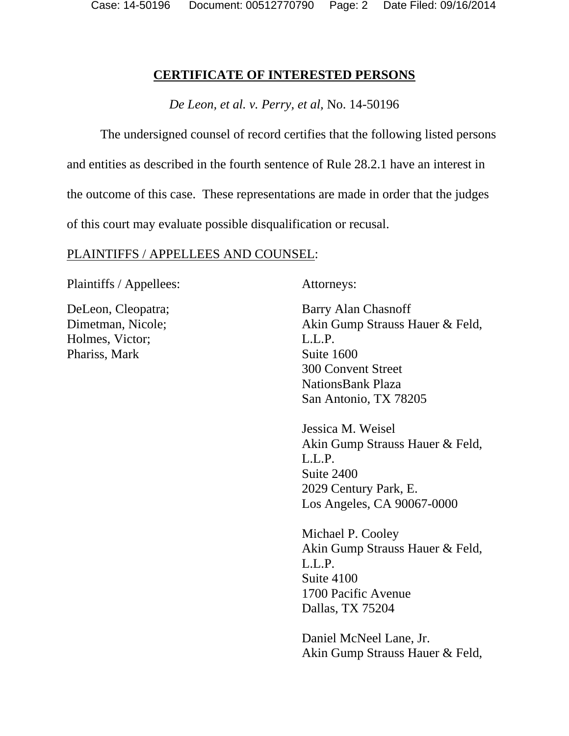**CERTIFICATE OF INTERESTED PERSONS**

*De Leon, et al. v. Perry, et al,* No. 14-50196

The undersigned counsel of record certifies that the following listed persons and entities as described in the fourth sentence of Rule 28.2.1 have an interest in the outcome of this case. These representations are made in order that the judges of this court may evaluate possible disqualification or recusal.

PLAINTIFFS / APPELLEES AND COUNSEL:

| Plaintiffs / Appellees: | Attorneys: |
|---|---|
| DeLeon, Cleopatra;<br>Dimetman, Nicole;<br>Holmes, Victor;<br>Phariss, Mark | Barry Alan Chasnoff<br>Akin Gump Strauss Hauer & Feld, L.L.P.<br>Suite 1600<br>300 Convent Street<br>NationsBank Plaza<br>San Antonio, TX 78205 |
| | Jessica M. Weisel<br>Akin Gump Strauss Hauer & Feld, L.L.P.<br>Suite 2400<br>2029 Century Park, E.<br>Los Angeles, CA 90067-0000 |
| | Michael P. Cooley<br>Akin Gump Strauss Hauer & Feld, L.L.P.<br>Suite 4100<br>1700 Pacific Avenue<br>Dallas, TX 75204 |
| | Daniel McNeel Lane, Jr.<br>Akin Gump Strauss Hauer & Feld, |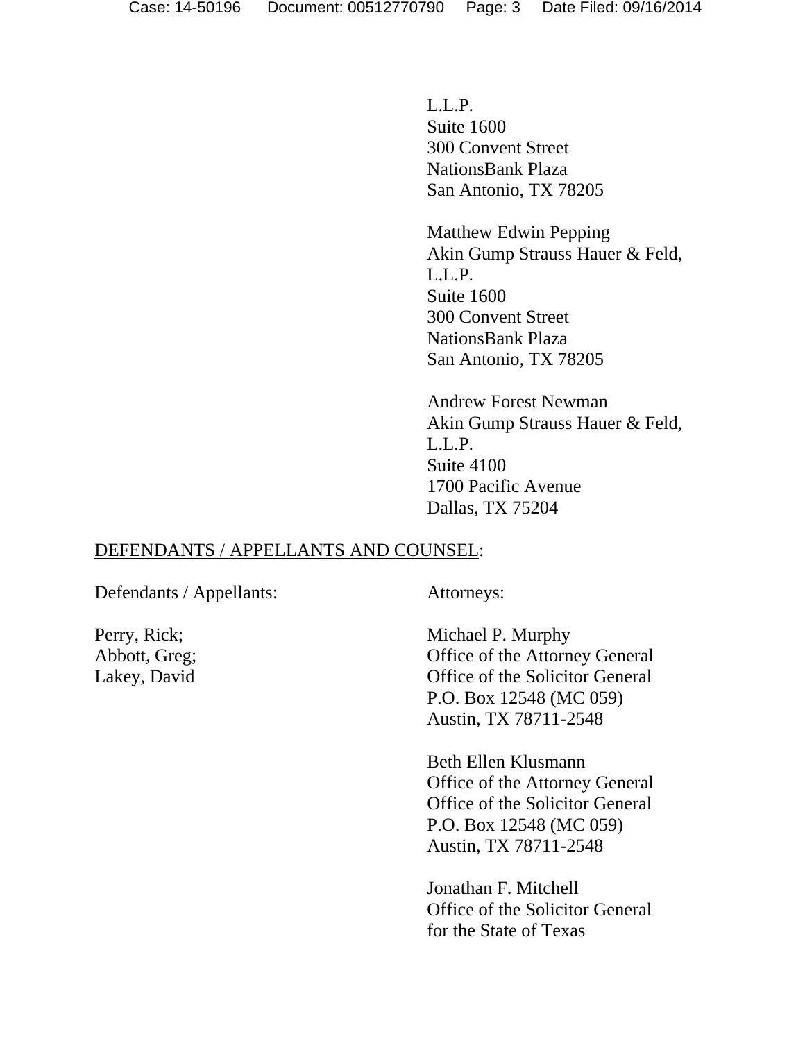L.L.P.
Suite 1600
300 Convent Street
NationsBank Plaza
San Antonio, TX 78205

Matthew Edwin Pepping
Akin Gump Strauss Hauer & Feld, L.L.P.
Suite 1600
300 Convent Street
NationsBank Plaza
San Antonio, TX 78205

Andrew Forest Newman
Akin Gump Strauss Hauer & Feld, L.L.P.
Suite 4100
1700 Pacific Avenue
Dallas, TX 75204

<u>DEFENDANTS / APPELLANTS AND COUNSEL</u>:

| Defendants / Appellants: | Attorneys: |
|---|---|
| Perry, Rick;<br>Abbott, Greg;<br>Lakey, David | Michael P. Murphy<br>Office of the Attorney General<br>Office of the Solicitor General<br>P.O. Box 12548 (MC 059)<br>Austin, TX 78711-2548 |
| | Beth Ellen Klusmann<br>Office of the Attorney General<br>Office of the Solicitor General<br>P.O. Box 12548 (MC 059)<br>Austin, TX 78711-2548 |
| | Jonathan F. Mitchell<br>Office of the Solicitor General<br>for the State of Texas |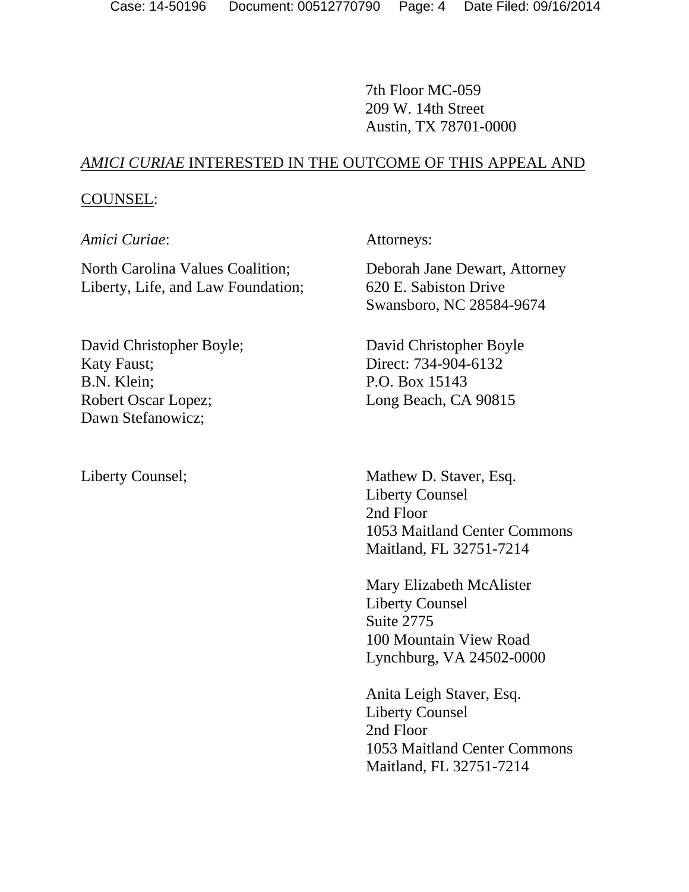7th Floor MC-059
209 W. 14th Street
Austin, TX 78701-0000

<u>*AMICI CURIAE* INTERESTED IN THE OUTCOME OF THIS APPEAL AND COUNSEL</u>:

| *Amici Curiae*: | Attorneys: |
|---|---|
| North Carolina Values Coalition; Liberty, Life, and Law Foundation; | Deborah Jane Dewart, Attorney<br>620 E. Sabiston Drive<br>Swansboro, NC 28584-9674 |
| David Christopher Boyle; Katy Faust; B.N. Klein; Robert Oscar Lopez; Dawn Stefanowicz; | David Christopher Boyle<br>Direct: 734-904-6132<br>P.O. Box 15143<br>Long Beach, CA 90815 |
| Liberty Counsel; | Mathew D. Staver, Esq.<br>Liberty Counsel<br>2nd Floor<br>1053 Maitland Center Commons<br>Maitland, FL 32751-7214<br><br>Mary Elizabeth McAlister<br>Liberty Counsel<br>Suite 2775<br>100 Mountain View Road<br>Lynchburg, VA 24502-0000<br><br>Anita Leigh Staver, Esq.<br>Liberty Counsel<br>2nd Floor<br>1053 Maitland Center Commons<br>Maitland, FL 32751-7214 |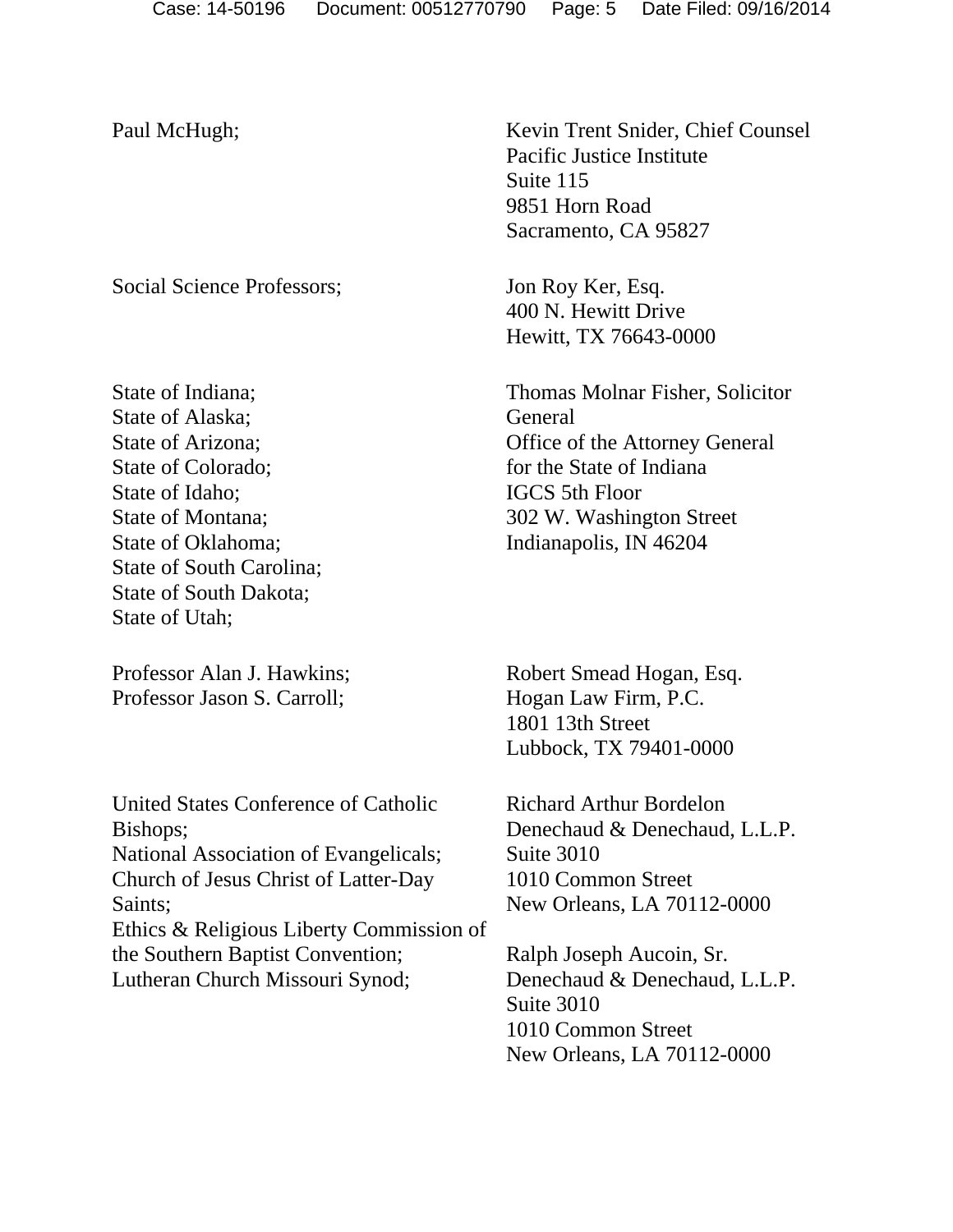| | |
|---|---|
| Paul McHugh; | Kevin Trent Snider, Chief Counsel<br>Pacific Justice Institute<br>Suite 115<br>9851 Horn Road<br>Sacramento, CA 95827 |
| Social Science Professors; | Jon Roy Ker, Esq.<br>400 N. Hewitt Drive<br>Hewitt, TX 76643-0000 |
| State of Indiana;<br>State of Alaska;<br>State of Arizona;<br>State of Colorado;<br>State of Idaho;<br>State of Montana;<br>State of Oklahoma;<br>State of South Carolina;<br>State of South Dakota;<br>State of Utah; | Thomas Molnar Fisher, Solicitor General<br>Office of the Attorney General for the State of Indiana<br>IGCS 5th Floor<br>302 W. Washington Street<br>Indianapolis, IN 46204 |
| Professor Alan J. Hawkins;<br>Professor Jason S. Carroll; | Robert Smead Hogan, Esq.<br>Hogan Law Firm, P.C.<br>1801 13th Street<br>Lubbock, TX 79401-0000 |
| United States Conference of Catholic Bishops;<br>National Association of Evangelicals;<br>Church of Jesus Christ of Latter-Day Saints;<br>Ethics & Religious Liberty Commission of the Southern Baptist Convention;<br>Lutheran Church Missouri Synod; | Richard Arthur Bordelon<br>Denechaud & Denechaud, L.L.P.<br>Suite 3010<br>1010 Common Street<br>New Orleans, LA 70112-0000<br><br>Ralph Joseph Aucoin, Sr.<br>Denechaud & Denechaud, L.L.P.<br>Suite 3010<br>1010 Common Street<br>New Orleans, LA 70112-0000 |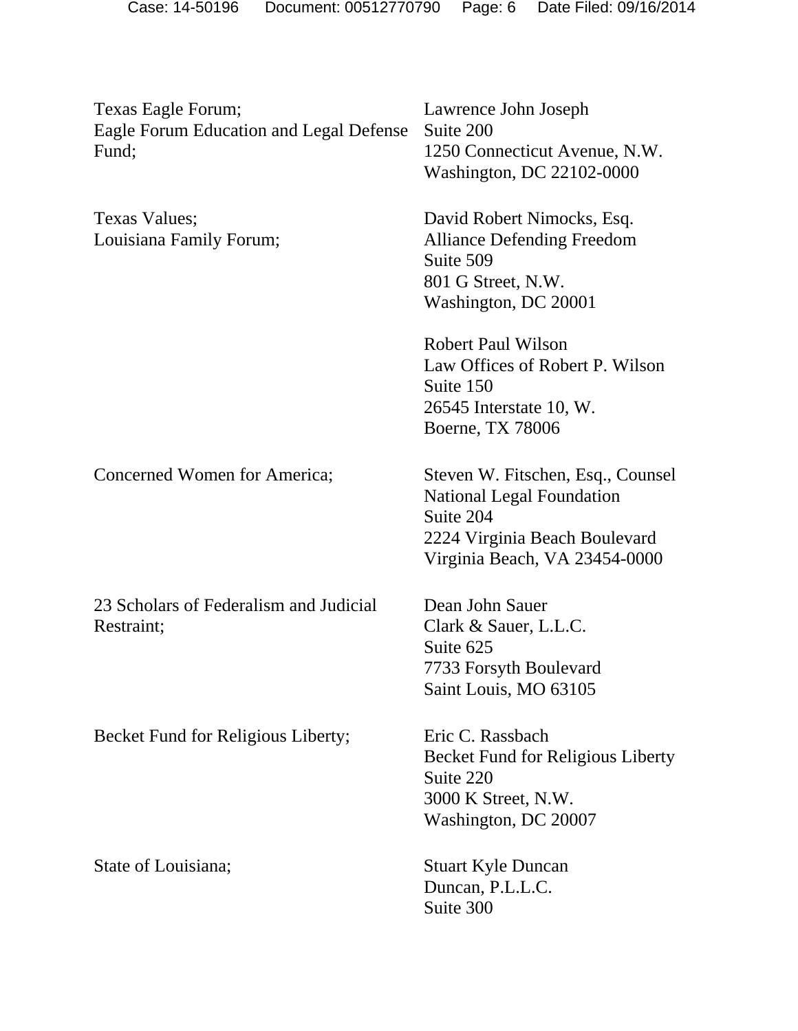| | |
|---|---|
| Texas Eagle Forum;<br>Eagle Forum Education and Legal Defense Fund; | Lawrence John Joseph<br>Suite 200<br>1250 Connecticut Avenue, N.W.<br>Washington, DC 22102-0000 |
| Texas Values;<br>Louisiana Family Forum; | David Robert Nimocks, Esq.<br>Alliance Defending Freedom<br>Suite 509<br>801 G Street, N.W.<br>Washington, DC 20001<br><br>Robert Paul Wilson<br>Law Offices of Robert P. Wilson<br>Suite 150<br>26545 Interstate 10, W.<br>Boerne, TX 78006 |
| Concerned Women for America; | Steven W. Fitschen, Esq., Counsel<br>National Legal Foundation<br>Suite 204<br>2224 Virginia Beach Boulevard<br>Virginia Beach, VA 23454-0000 |
| 23 Scholars of Federalism and Judicial Restraint; | Dean John Sauer<br>Clark & Sauer, L.L.C.<br>Suite 625<br>7733 Forsyth Boulevard<br>Saint Louis, MO 63105 |
| Becket Fund for Religious Liberty; | Eric C. Rassbach<br>Becket Fund for Religious Liberty<br>Suite 220<br>3000 K Street, N.W.<br>Washington, DC 20007 |
| State of Louisiana; | Stuart Kyle Duncan<br>Duncan, P.L.L.C.<br>Suite 300 |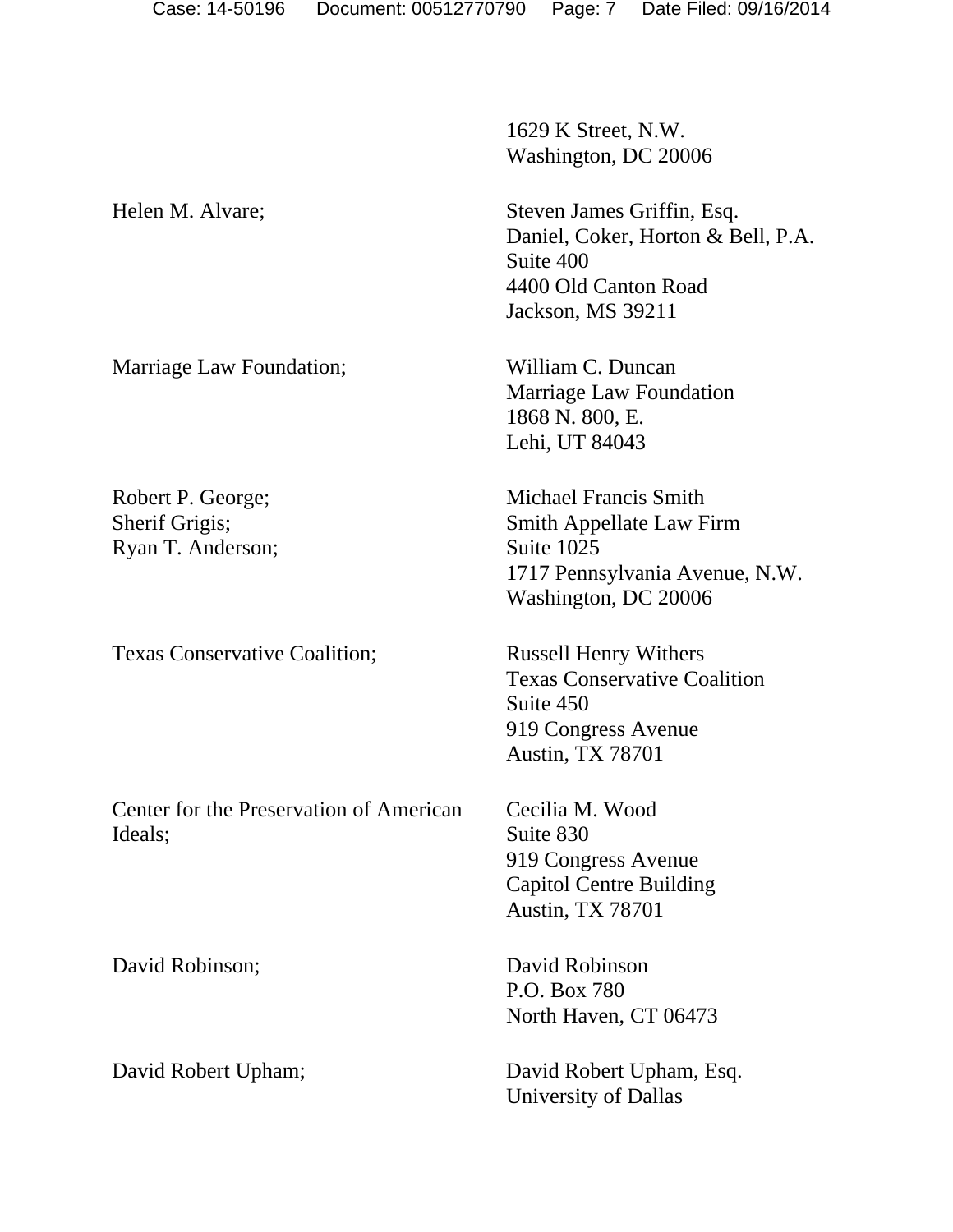| | |
|---|---|
| | 1629 K Street, N.W.<br>Washington, DC 20006 |
| Helen M. Alvare; | Steven James Griffin, Esq.<br>Daniel, Coker, Horton & Bell, P.A.<br>Suite 400<br>4400 Old Canton Road<br>Jackson, MS 39211 |
| Marriage Law Foundation; | William C. Duncan<br>Marriage Law Foundation<br>1868 N. 800, E.<br>Lehi, UT 84043 |
| Robert P. George;<br>Sherif Grigis;<br>Ryan T. Anderson; | Michael Francis Smith<br>Smith Appellate Law Firm<br>Suite 1025<br>1717 Pennsylvania Avenue, N.W.<br>Washington, DC 20006 |
| Texas Conservative Coalition; | Russell Henry Withers<br>Texas Conservative Coalition<br>Suite 450<br>919 Congress Avenue<br>Austin, TX 78701 |
| Center for the Preservation of American Ideals; | Cecilia M. Wood<br>Suite 830<br>919 Congress Avenue<br>Capitol Centre Building<br>Austin, TX 78701 |
| David Robinson; | David Robinson<br>P.O. Box 780<br>North Haven, CT 06473 |
| David Robert Upham; | David Robert Upham, Esq.<br>University of Dallas |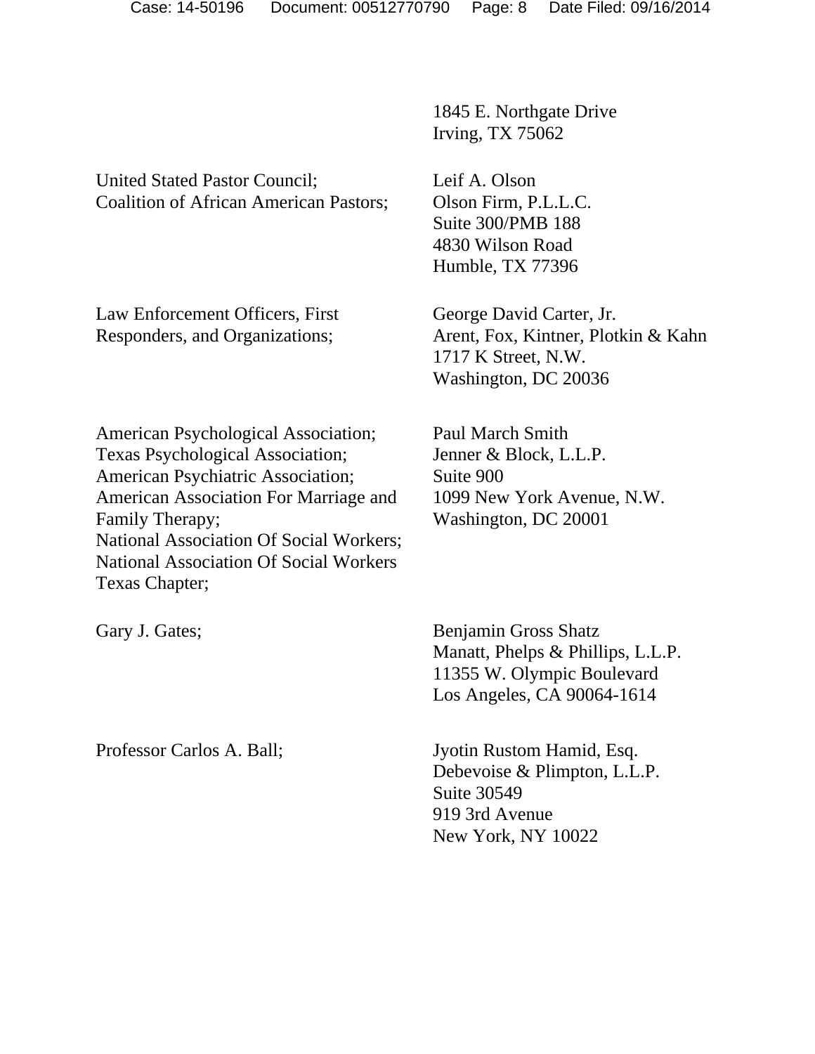1845 E. Northgate Drive
Irving, TX 75062

United Stated Pastor Council;
Coalition of African American Pastors;

Leif A. Olson
Olson Firm, P.L.L.C.
Suite 300/PMB 188
4830 Wilson Road
Humble, TX 77396

Law Enforcement Officers, First Responders, and Organizations;

George David Carter, Jr.
Arent, Fox, Kintner, Plotkin & Kahn
1717 K Street, N.W.
Washington, DC 20036

American Psychological Association;
Texas Psychological Association;
American Psychiatric Association;
American Association For Marriage and Family Therapy;
National Association Of Social Workers;
National Association Of Social Workers Texas Chapter;

Paul March Smith
Jenner & Block, L.L.P.
Suite 900
1099 New York Avenue, N.W.
Washington, DC 20001

Gary J. Gates;

Benjamin Gross Shatz
Manatt, Phelps & Phillips, L.L.P.
11355 W. Olympic Boulevard
Los Angeles, CA 90064-1614

Professor Carlos A. Ball;

Jyotin Rustom Hamid, Esq.
Debevoise & Plimpton, L.L.P.
Suite 30549
919 3rd Avenue
New York, NY 10022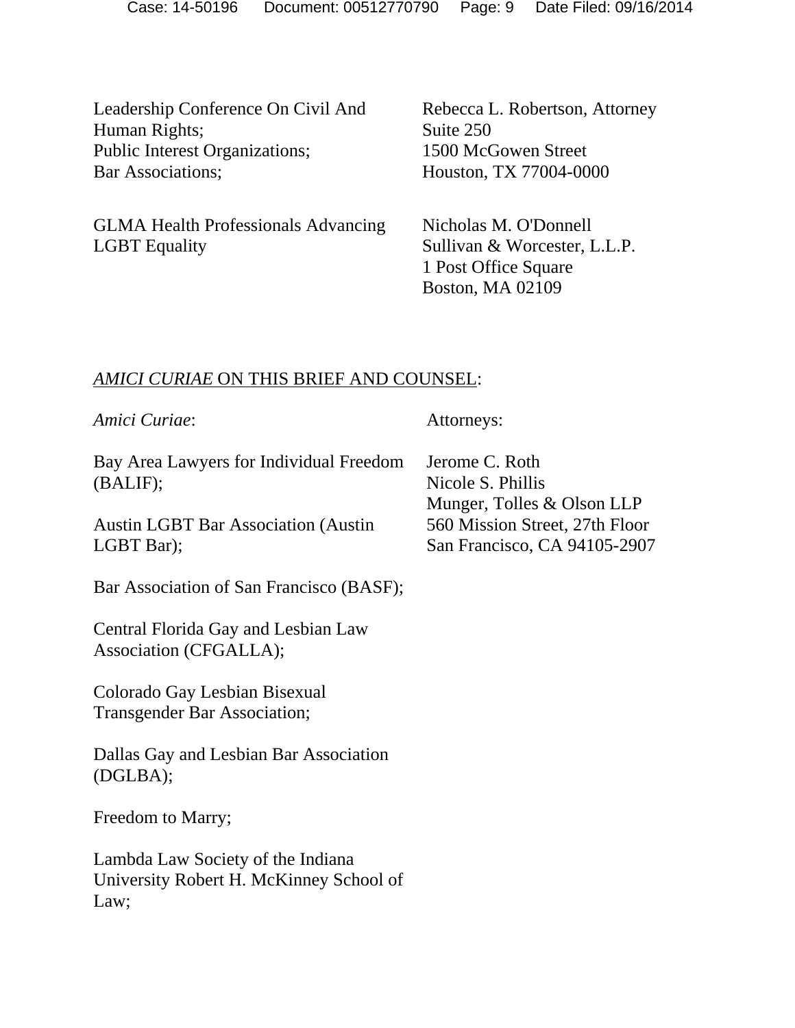| | |
|---|---|
| Leadership Conference On Civil And Human Rights;<br>Public Interest Organizations;<br>Bar Associations; | Rebecca L. Robertson, Attorney<br>Suite 250<br>1500 McGowen Street<br>Houston, TX 77004-0000 |
| GLMA Health Professionals Advancing LGBT Equality | Nicholas M. O'Donnell<br>Sullivan & Worcester, L.L.P.<br>1 Post Office Square<br>Boston, MA 02109 |

*AMICI CURIAE* ON THIS BRIEF AND COUNSEL:

| *Amici Curiae*: | Attorneys: |
|---|---|
| Bay Area Lawyers for Individual Freedom (BALIF);<br><br>Austin LGBT Bar Association (Austin LGBT Bar);<br><br>Bar Association of San Francisco (BASF);<br><br>Central Florida Gay and Lesbian Law Association (CFGALLA);<br><br>Colorado Gay Lesbian Bisexual Transgender Bar Association;<br><br>Dallas Gay and Lesbian Bar Association (DGLBA);<br><br>Freedom to Marry;<br><br>Lambda Law Society of the Indiana University Robert H. McKinney School of Law; | Jerome C. Roth<br>Nicole S. Phillis<br>Munger, Tolles & Olson LLP<br>560 Mission Street, 27th Floor<br>San Francisco, CA 94105-2907 |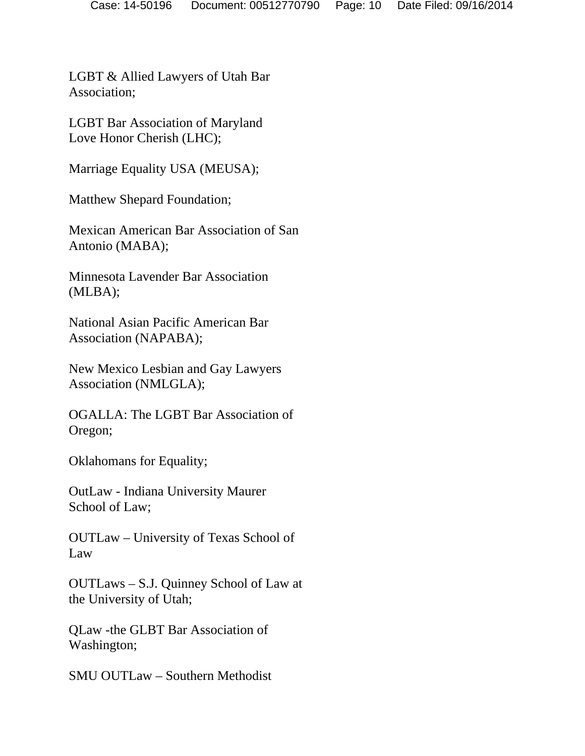LGBT & Allied Lawyers of Utah Bar Association;

LGBT Bar Association of Maryland
Love Honor Cherish (LHC);

Marriage Equality USA (MEUSA);

Matthew Shepard Foundation;

Mexican American Bar Association of San Antonio (MABA);

Minnesota Lavender Bar Association (MLBA);

National Asian Pacific American Bar Association (NAPABA);

New Mexico Lesbian and Gay Lawyers Association (NMLGLA);

OGALLA: The LGBT Bar Association of Oregon;

Oklahomans for Equality;

OutLaw - Indiana University Maurer School of Law;

OUTLaw – University of Texas School of Law

OUTLaws – S.J. Quinney School of Law at the University of Utah;

QLaw -the GLBT Bar Association of Washington;

SMU OUTLaw – Southern Methodist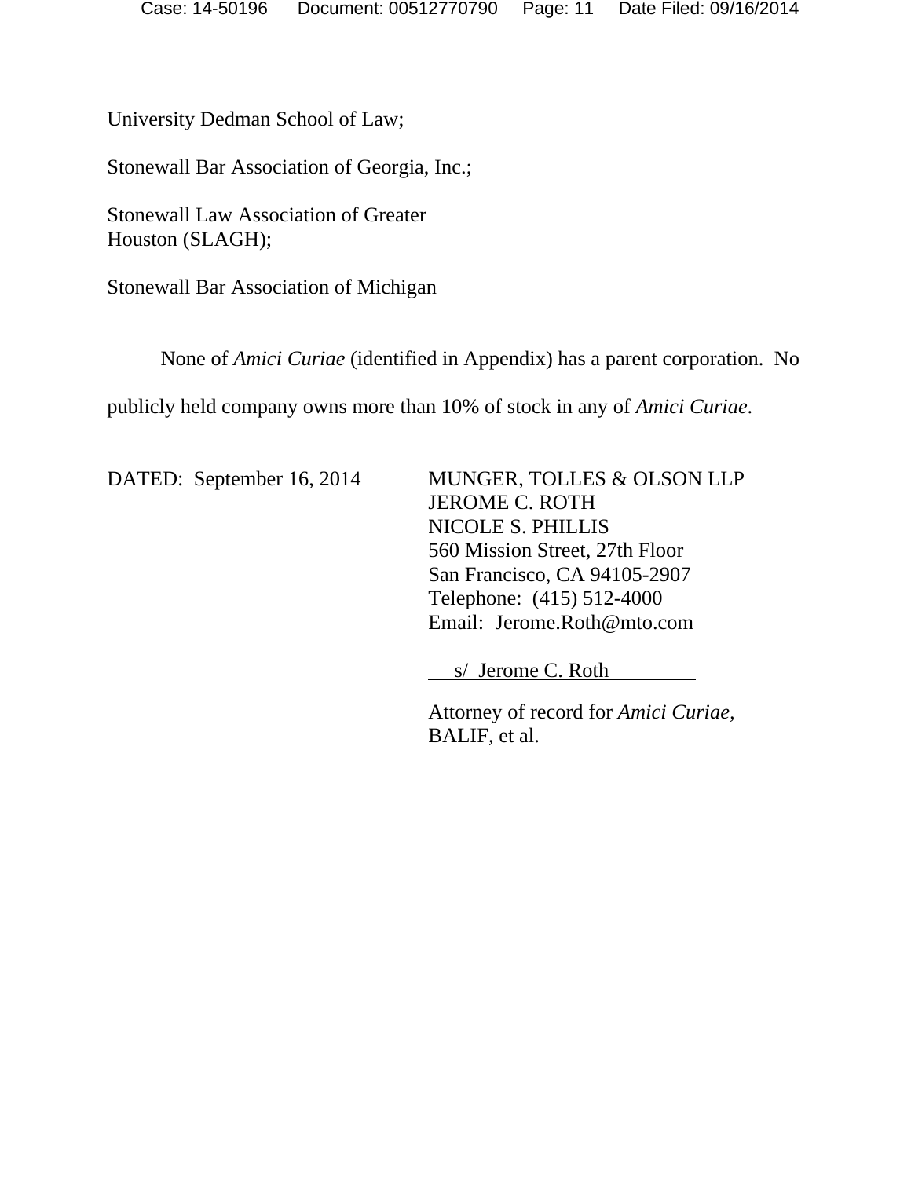University Dedman School of Law;

Stonewall Bar Association of Georgia, Inc.;

Stonewall Law Association of Greater Houston (SLAGH);

Stonewall Bar Association of Michigan

None of *Amici Curiae* (identified in Appendix) has a parent corporation. No publicly held company owns more than 10% of stock in any of *Amici Curiae*.

DATED: September 16, 2014

MUNGER, TOLLES & OLSON LLP
JEROME C. ROTH
NICOLE S. PHILLIS
560 Mission Street, 27th Floor
San Francisco, CA 94105-2907
Telephone: (415) 512-4000
Email: Jerome.Roth@mto.com

s/ Jerome C. Roth

Attorney of record for *Amici Curiae,* BALIF, et al.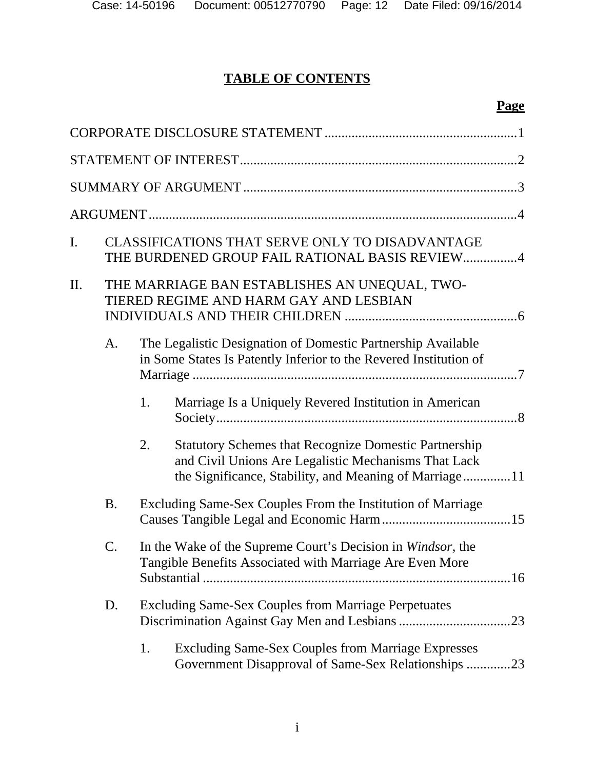# TABLE OF CONTENTS

**Page**

CORPORATE DISCLOSURE STATEMENT ........................................................ 1

STATEMENT OF INTEREST ........................................................................... 2

SUMMARY OF ARGUMENT .......................................................................... 3

ARGUMENT .................................................................................................... 4

I. CLASSIFICATIONS THAT SERVE ONLY TO DISADVANTAGE THE BURDENED GROUP FAIL RATIONAL BASIS REVIEW ............... 4

II. THE MARRIAGE BAN ESTABLISHES AN UNEQUAL, TWO-TIERED REGIME AND HARM GAY AND LESBIAN INDIVIDUALS AND THEIR CHILDREN .................................................. 6

  A. The Legalistic Designation of Domestic Partnership Available in Some States Is Patently Inferior to the Revered Institution of Marriage .............................................................................................. 7

    1. Marriage Is a Uniquely Revered Institution in American Society ......................................................................................... 8

    2. Statutory Schemes that Recognize Domestic Partnership and Civil Unions Are Legalistic Mechanisms That Lack the Significance, Stability, and Meaning of Marriage ............. 11

  B. Excluding Same-Sex Couples From the Institution of Marriage Causes Tangible Legal and Economic Harm ...................................... 15

  C. In the Wake of the Supreme Court's Decision in *Windsor*, the Tangible Benefits Associated with Marriage Are Even More Substantial ........................................................................................... 16

  D. Excluding Same-Sex Couples from Marriage Perpetuates Discrimination Against Gay Men and Lesbians ................................. 23

    1. Excluding Same-Sex Couples from Marriage Expresses Government Disapproval of Same-Sex Relationships ............. 23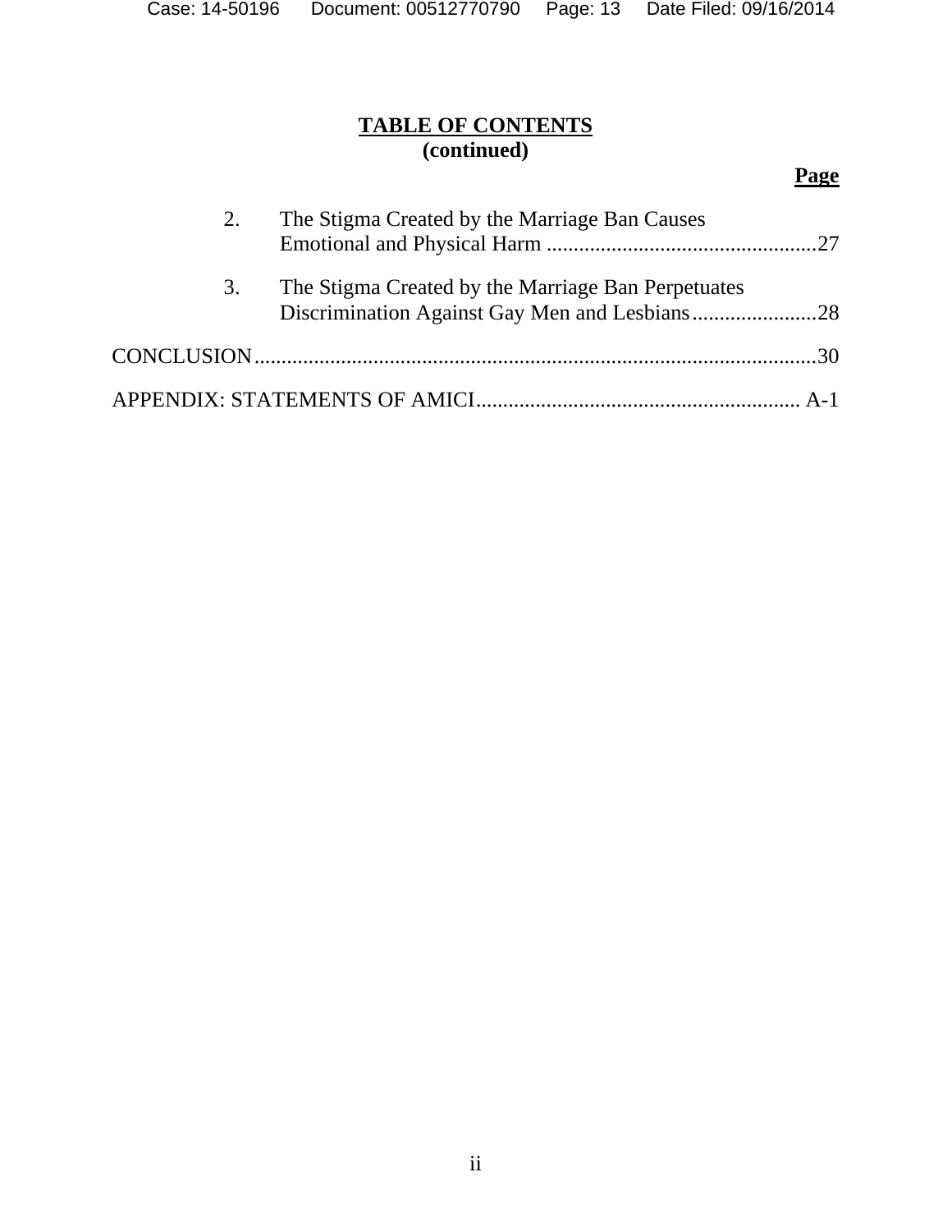**TABLE OF CONTENTS**
**(continued)**

**Page**

2. The Stigma Created by the Marriage Ban Causes Emotional and Physical Harm ..................................................27

3. The Stigma Created by the Marriage Ban Perpetuates Discrimination Against Gay Men and Lesbians.......................28

CONCLUSION.......................................................................................................30

APPENDIX: STATEMENTS OF AMICI........................................................... A-1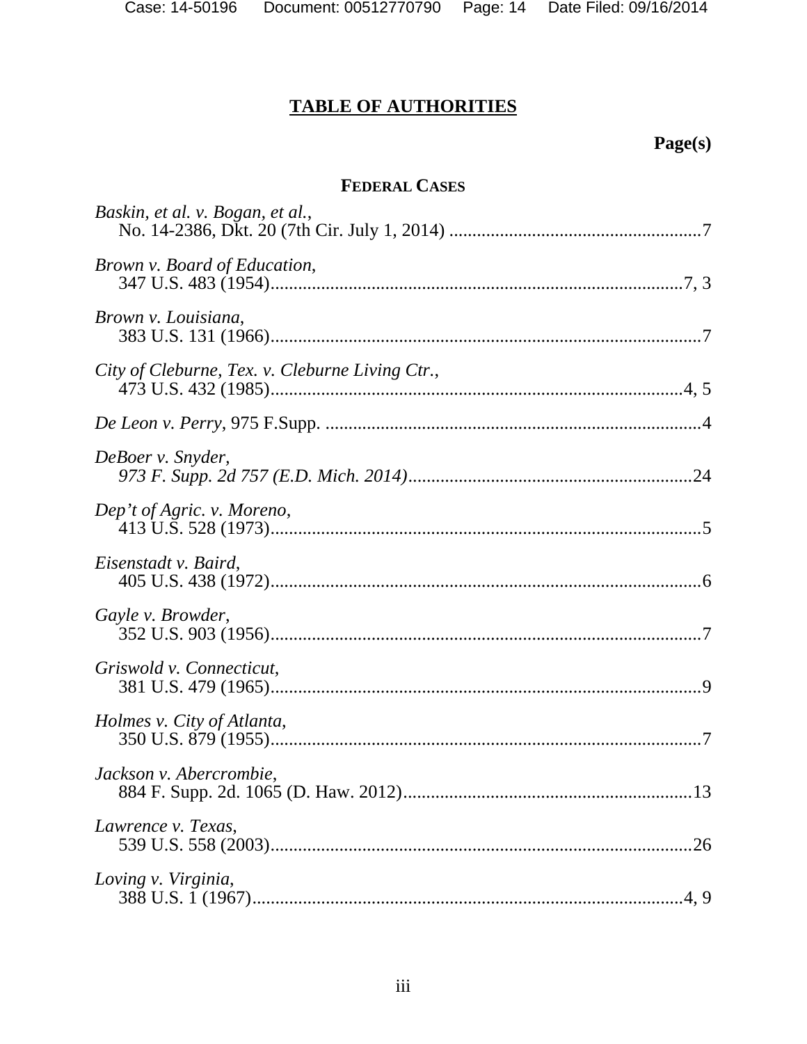# TABLE OF AUTHORITIES

**Page(s)**

**FEDERAL CASES**

*Baskin, et al. v. Bogan, et al.*,
No. 14-2386, Dkt. 20 (7th Cir. July 1, 2014) .......................................................7

*Brown v. Board of Education*,
347 U.S. 483 (1954)..........................................................................................7, 3

*Brown v. Louisiana*,
383 U.S. 131 (1966).............................................................................................7

*City of Cleburne, Tex. v. Cleburne Living Ctr.*,
473 U.S. 432 (1985)..........................................................................................4, 5

*De Leon v. Perry*, 975 F.Supp. .................................................................................4

*DeBoer v. Snyder*,
*973 F. Supp. 2d 757 (E.D. Mich. 2014)*..............................................................24

*Dep't of Agric. v. Moreno*,
413 U.S. 528 (1973).............................................................................................5

*Eisenstadt v. Baird*,
405 U.S. 438 (1972).............................................................................................6

*Gayle v. Browder*,
352 U.S. 903 (1956).............................................................................................7

*Griswold v. Connecticut*,
381 U.S. 479 (1965).............................................................................................9

*Holmes v. City of Atlanta*,
350 U.S. 879 (1955).............................................................................................7

*Jackson v. Abercrombie*,
884 F. Supp. 2d. 1065 (D. Haw. 2012)...............................................................13

*Lawrence v. Texas*,
539 U.S. 558 (2003)...........................................................................................26

*Loving v. Virginia*,
388 U.S. 1 (1967)..............................................................................................4, 9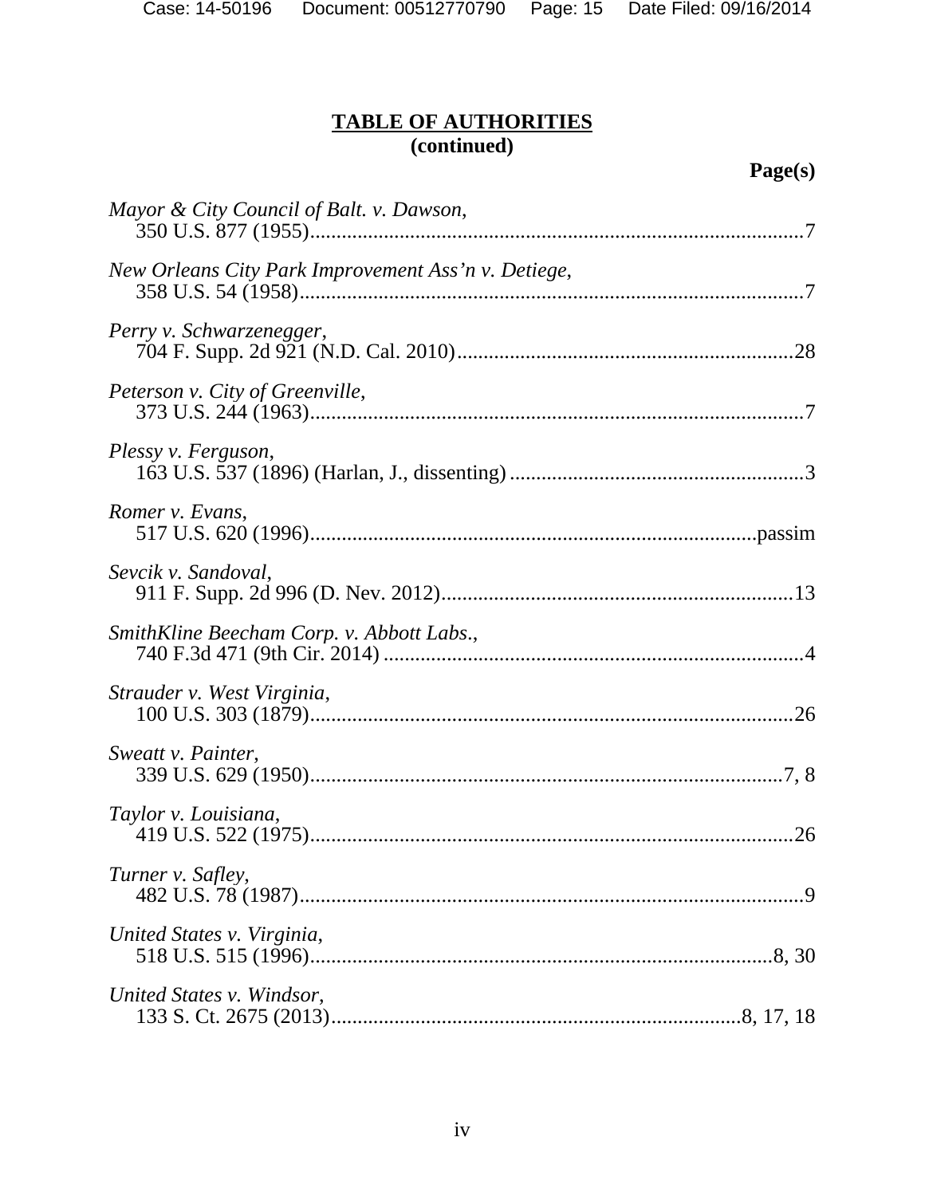**TABLE OF AUTHORITIES**
**(continued)**

**Page(s)**

*Mayor & City Council of Balt. v. Dawson*,
350 U.S. 877 (1955)....................................................................................7

*New Orleans City Park Improvement Ass'n v. Detiege*,
358 U.S. 54 (1958).....................................................................................7

*Perry v. Schwarzenegger*,
704 F. Supp. 2d 921 (N.D. Cal. 2010)......................................................28

*Peterson v. City of Greenville*,
373 U.S. 244 (1963)....................................................................................7

*Plessy v. Ferguson*,
163 U.S. 537 (1896) (Harlan, J., dissenting).............................................3

*Romer v. Evans*,
517 U.S. 620 (1996).............................................................................passim

*Sevcik v. Sandoval*,
911 F. Supp. 2d 996 (D. Nev. 2012).........................................................13

*SmithKline Beecham Corp. v. Abbott Labs.*,
740 F.3d 471 (9th Cir. 2014).......................................................................4

*Strauder v. West Virginia*,
100 U.S. 303 (1879)...................................................................................26

*Sweatt v. Painter*,
339 U.S. 629 (1950)................................................................................7, 8

*Taylor v. Louisiana*,
419 U.S. 522 (1975)...................................................................................26

*Turner v. Safley*,
482 U.S. 78 (1987).......................................................................................9

*United States v. Virginia*,
518 U.S. 515 (1996)..............................................................................8, 30

*United States v. Windsor*,
133 S. Ct. 2675 (2013).....................................................................8, 17, 18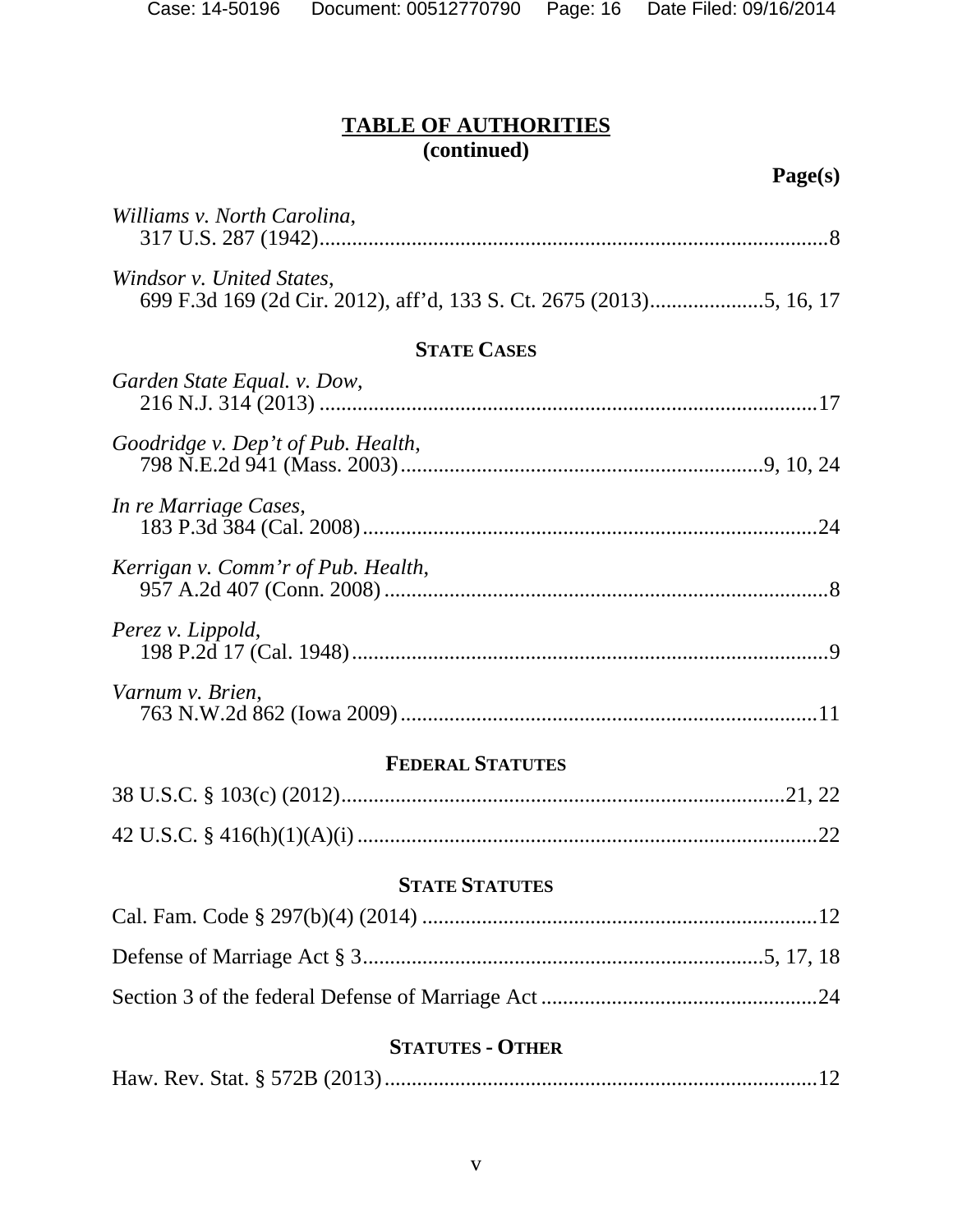## TABLE OF AUTHORITIES
**(continued)**

**Page(s)**

*Williams v. North Carolina*,
317 U.S. 287 (1942)....................................................................................8

*Windsor v. United States*,
699 F.3d 169 (2d Cir. 2012), aff'd, 133 S. Ct. 2675 (2013)....................5, 16, 17

### STATE CASES

*Garden State Equal. v. Dow*,
216 N.J. 314 (2013) ..................................................................................17

*Goodridge v. Dep't of Pub. Health*,
798 N.E.2d 941 (Mass. 2003)..................................................................9, 10, 24

*In re Marriage Cases*,
183 P.3d 384 (Cal. 2008)..........................................................................24

*Kerrigan v. Comm'r of Pub. Health*,
957 A.2d 407 (Conn. 2008)........................................................................8

*Perez v. Lippold*,
198 P.2d 17 (Cal. 1948)..............................................................................9

*Varnum v. Brien*,
763 N.W.2d 862 (Iowa 2009)....................................................................11

### FEDERAL STATUTES

38 U.S.C. § 103(c) (2012)....................................................................21, 22

42 U.S.C. § 416(h)(1)(A)(i)......................................................................22

### STATE STATUTES

Cal. Fam. Code § 297(b)(4) (2014)..........................................................12

Defense of Marriage Act § 3.........................................................5, 17, 18

Section 3 of the federal Defense of Marriage Act......................................24

### STATUTES - OTHER

Haw. Rev. Stat. § 572B (2013).................................................................12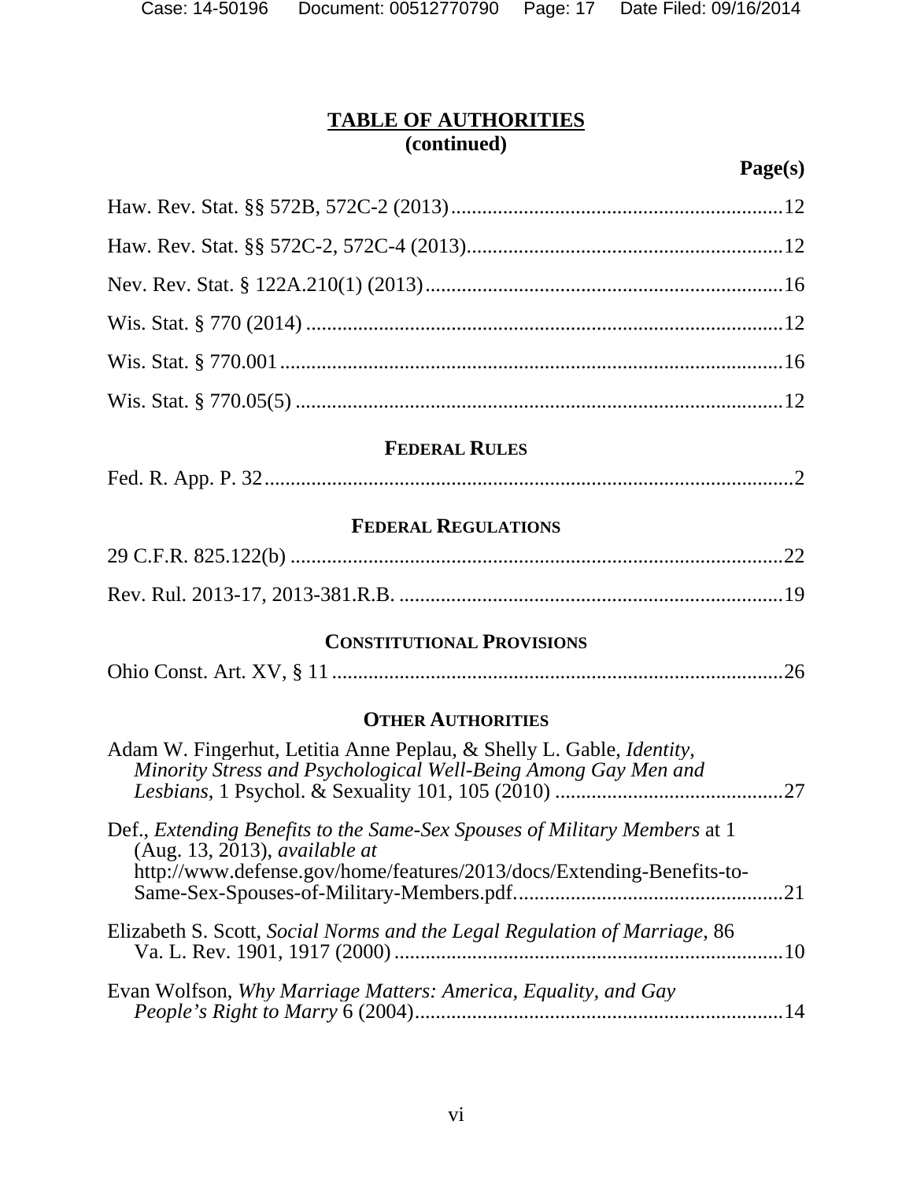## TABLE OF AUTHORITIES
**(continued)**

**Page(s)**

Haw. Rev. Stat. §§ 572B, 572C-2 (2013)....................................................................12

Haw. Rev. Stat. §§ 572C-2, 572C-4 (2013).................................................................12

Nev. Rev. Stat. § 122A.210(1) (2013)........................................................................16

Wis. Stat. § 770 (2014) ................................................................................................12

Wis. Stat. § 770.001.....................................................................................................16

Wis. Stat. § 770.05(5) ..................................................................................................12

### FEDERAL RULES

Fed. R. App. P. 32.........................................................................................................2

### FEDERAL REGULATIONS

29 C.F.R. 825.122(b) ...................................................................................................22

Rev. Rul. 2013-17, 2013-381.R.B. .............................................................................19

### CONSTITUTIONAL PROVISIONS

Ohio Const. Art. XV, § 11 ..........................................................................................26

### OTHER AUTHORITIES

Adam W. Fingerhut, Letitia Anne Peplau, & Shelly L. Gable, *Identity, Minority Stress and Psychological Well-Being Among Gay Men and Lesbians*, 1 Psychol. & Sexuality 101, 105 (2010) .............................................27

Def., *Extending Benefits to the Same-Sex Spouses of Military Members* at 1 (Aug. 13, 2013), *available at* http://www.defense.gov/home/features/2013/docs/Extending-Benefits-to-Same-Sex-Spouses-of-Military-Members.pdf....................................................21

Elizabeth S. Scott, *Social Norms and the Legal Regulation of Marriage*, 86 Va. L. Rev. 1901, 1917 (2000) ............................................................................10

Evan Wolfson, *Why Marriage Matters: America, Equality, and Gay People's Right to Marry* 6 (2004).......................................................................14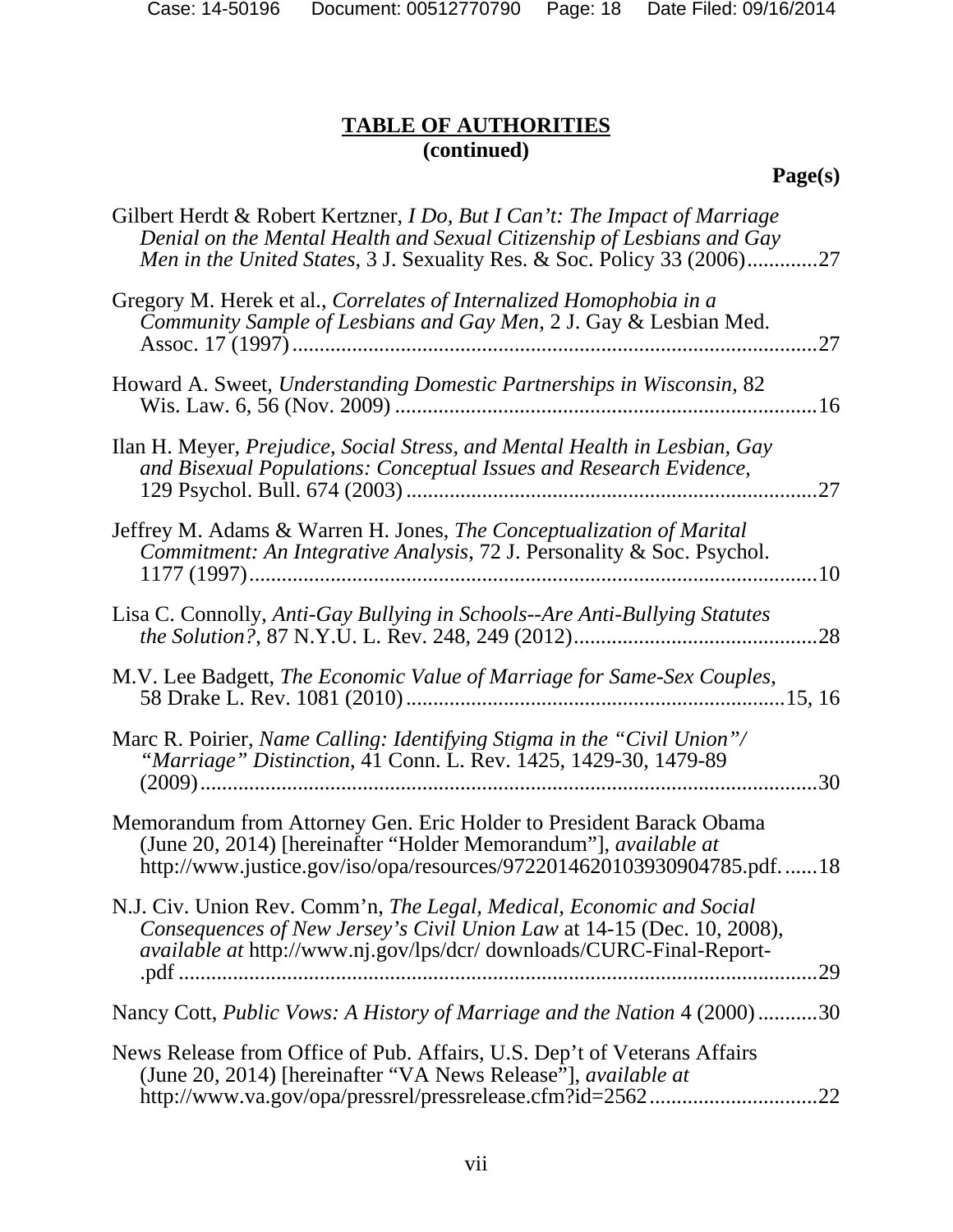**TABLE OF AUTHORITIES**
**(continued)**

**Page(s)**

Gilbert Herdt & Robert Kertzner, *I Do, But I Can't: The Impact of Marriage Denial on the Mental Health and Sexual Citizenship of Lesbians and Gay Men in the United States*, 3 J. Sexuality Res. & Soc. Policy 33 (2006).............27

Gregory M. Herek et al., *Correlates of Internalized Homophobia in a Community Sample of Lesbians and Gay Men*, 2 J. Gay & Lesbian Med. Assoc. 17 (1997).................................................................................................27

Howard A. Sweet, *Understanding Domestic Partnerships in Wisconsin*, 82 Wis. Law. 6, 56 (Nov. 2009) .............................................................................16

Ilan H. Meyer, *Prejudice, Social Stress, and Mental Health in Lesbian, Gay and Bisexual Populations: Conceptual Issues and Research Evidence*, 129 Psychol. Bull. 674 (2003)...........................................................................27

Jeffrey M. Adams & Warren H. Jones, *The Conceptualization of Marital Commitment: An Integrative Analysis*, 72 J. Personality & Soc. Psychol. 1177 (1997).........................................................................................................10

Lisa C. Connolly, *Anti-Gay Bullying in Schools--Are Anti-Bullying Statutes the Solution?*, 87 N.Y.U. L. Rev. 248, 249 (2012).............................................28

M.V. Lee Badgett, *The Economic Value of Marriage for Same-Sex Couples*, 58 Drake L. Rev. 1081 (2010).....................................................................15, 16

Marc R. Poirier, *Name Calling: Identifying Stigma in the "Civil Union"/ "Marriage" Distinction*, 41 Conn. L. Rev. 1425, 1429-30, 1479-89 (2009)..................................................................................................................30

Memorandum from Attorney Gen. Eric Holder to President Barack Obama (June 20, 2014) [hereinafter "Holder Memorandum"], *available at* http://www.justice.gov/iso/opa/resources/9722014620103930904785.pdf.......18

N.J. Civ. Union Rev. Comm'n, *The Legal, Medical, Economic and Social Consequences of New Jersey's Civil Union Law* at 14-15 (Dec. 10, 2008), *available at* http://www.nj.gov/lps/dcr/ downloads/CURC-Final-Report-.pdf ........................................................................................................................29

Nancy Cott, *Public Vows: A History of Marriage and the Nation* 4 (2000)...........30

News Release from Office of Pub. Affairs, U.S. Dep't of Veterans Affairs (June 20, 2014) [hereinafter "VA News Release"], *available at* http://www.va.gov/opa/pressrel/pressrelease.cfm?id=2562...............................22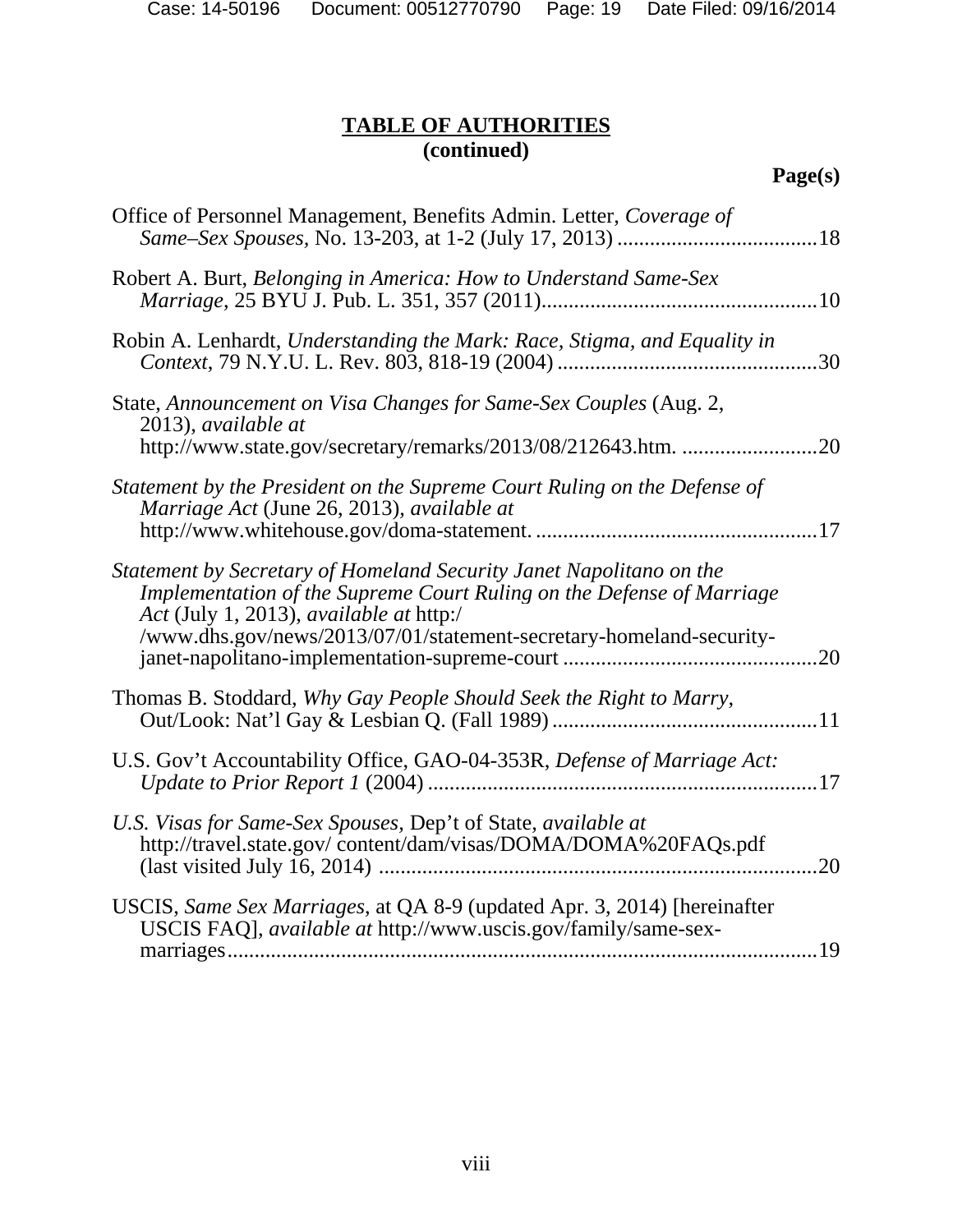**TABLE OF AUTHORITIES**
**(continued)**

**Page(s)**

Office of Personnel Management, Benefits Admin. Letter, *Coverage of Same–Sex Spouses*, No. 13-203, at 1-2 (July 17, 2013) .....................................18

Robert A. Burt, *Belonging in America: How to Understand Same-Sex Marriage*, 25 BYU J. Pub. L. 351, 357 (2011)..................................................10

Robin A. Lenhardt, *Understanding the Mark: Race, Stigma, and Equality in Context*, 79 N.Y.U. L. Rev. 803, 818-19 (2004) ................................................30

State, *Announcement on Visa Changes for Same-Sex Couples* (Aug. 2, 2013), *available at* http://www.state.gov/secretary/remarks/2013/08/212643.htm. .........................20

*Statement by the President on the Supreme Court Ruling on the Defense of Marriage Act* (June 26, 2013), *available at* http://www.whitehouse.gov/doma-statement. ...................................................17

*Statement by Secretary of Homeland Security Janet Napolitano on the Implementation of the Supreme Court Ruling on the Defense of Marriage Act* (July 1, 2013), *available at* http:/ /www.dhs.gov/news/2013/07/01/statement-secretary-homeland-security-janet-napolitano-implementation-supreme-court ..............................................20

Thomas B. Stoddard, *Why Gay People Should Seek the Right to Marry*, Out/Look: Nat'l Gay & Lesbian Q. (Fall 1989) ................................................11

U.S. Gov't Accountability Office, GAO-04-353R, *Defense of Marriage Act: Update to Prior Report 1* (2004) .......................................................................17

*U.S. Visas for Same-Sex Spouses*, Dep't of State, *available at* http://travel.state.gov/ content/dam/visas/DOMA/DOMA%20FAQs.pdf (last visited July 16, 2014) ................................................................................20

USCIS, *Same Sex Marriages*, at QA 8-9 (updated Apr. 3, 2014) [hereinafter USCIS FAQ], *available at* http://www.uscis.gov/family/same-sex-marriages.............................................................................................................19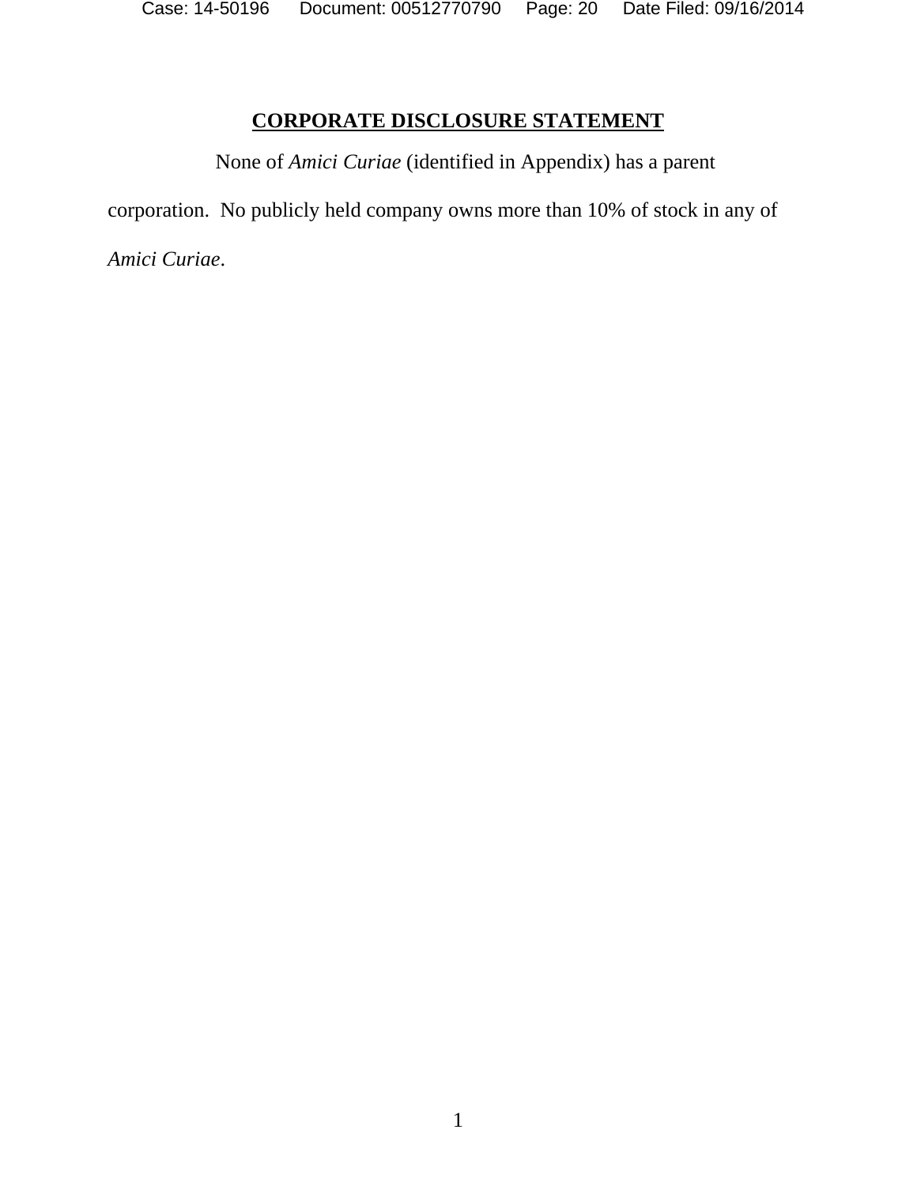## **CORPORATE DISCLOSURE STATEMENT**

None of *Amici Curiae* (identified in Appendix) has a parent corporation. No publicly held company owns more than 10% of stock in any of *Amici Curiae*.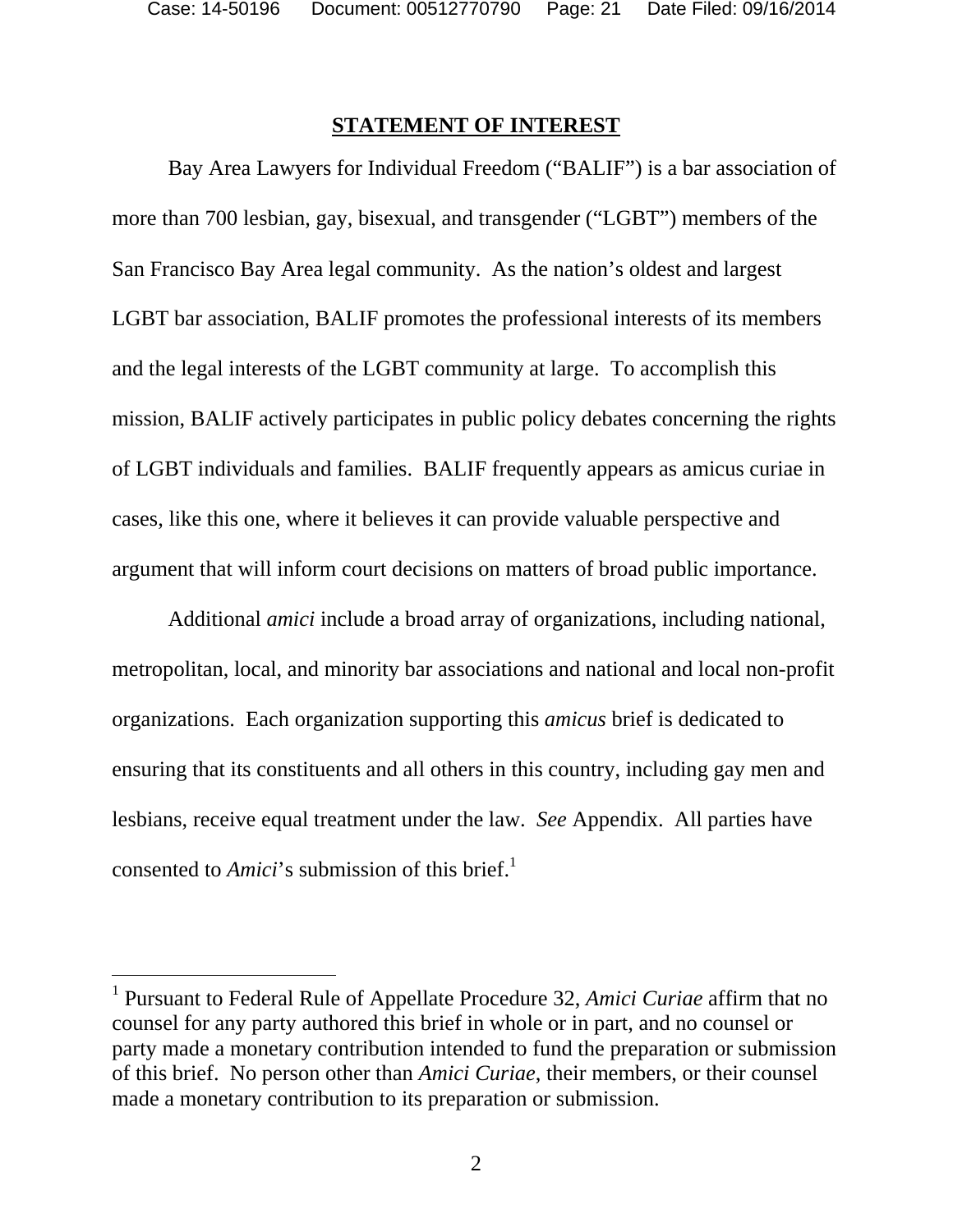## STATEMENT OF INTEREST

Bay Area Lawyers for Individual Freedom ("BALIF") is a bar association of more than 700 lesbian, gay, bisexual, and transgender ("LGBT") members of the San Francisco Bay Area legal community. As the nation's oldest and largest LGBT bar association, BALIF promotes the professional interests of its members and the legal interests of the LGBT community at large. To accomplish this mission, BALIF actively participates in public policy debates concerning the rights of LGBT individuals and families. BALIF frequently appears as amicus curiae in cases, like this one, where it believes it can provide valuable perspective and argument that will inform court decisions on matters of broad public importance.

Additional *amici* include a broad array of organizations, including national, metropolitan, local, and minority bar associations and national and local non-profit organizations. Each organization supporting this *amicus* brief is dedicated to ensuring that its constituents and all others in this country, including gay men and lesbians, receive equal treatment under the law. *See* Appendix. All parties have consented to *Amici*'s submission of this brief.[1]

---

[1] Pursuant to Federal Rule of Appellate Procedure 32, *Amici Curiae* affirm that no counsel for any party authored this brief in whole or in part, and no counsel or party made a monetary contribution intended to fund the preparation or submission of this brief. No person other than *Amici Curiae*, their members, or their counsel made a monetary contribution to its preparation or submission.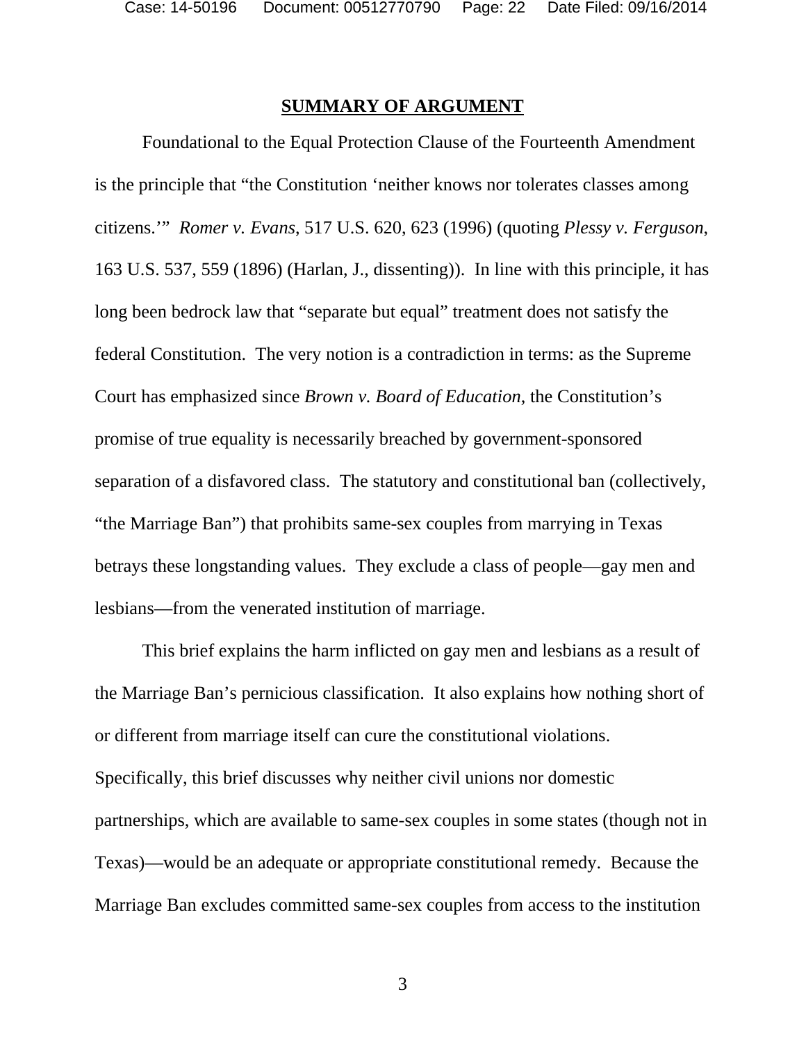## SUMMARY OF ARGUMENT

Foundational to the Equal Protection Clause of the Fourteenth Amendment is the principle that "the Constitution 'neither knows nor tolerates classes among citizens.'" *Romer v. Evans*, 517 U.S. 620, 623 (1996) (quoting *Plessy v. Ferguson*, 163 U.S. 537, 559 (1896) (Harlan, J., dissenting)). In line with this principle, it has long been bedrock law that "separate but equal" treatment does not satisfy the federal Constitution. The very notion is a contradiction in terms: as the Supreme Court has emphasized since *Brown v. Board of Education*, the Constitution's promise of true equality is necessarily breached by government-sponsored separation of a disfavored class. The statutory and constitutional ban (collectively, "the Marriage Ban") that prohibits same-sex couples from marrying in Texas betrays these longstanding values. They exclude a class of people—gay men and lesbians—from the venerated institution of marriage.

This brief explains the harm inflicted on gay men and lesbians as a result of the Marriage Ban's pernicious classification. It also explains how nothing short of or different from marriage itself can cure the constitutional violations. Specifically, this brief discusses why neither civil unions nor domestic partnerships, which are available to same-sex couples in some states (though not in Texas)—would be an adequate or appropriate constitutional remedy. Because the Marriage Ban excludes committed same-sex couples from access to the institution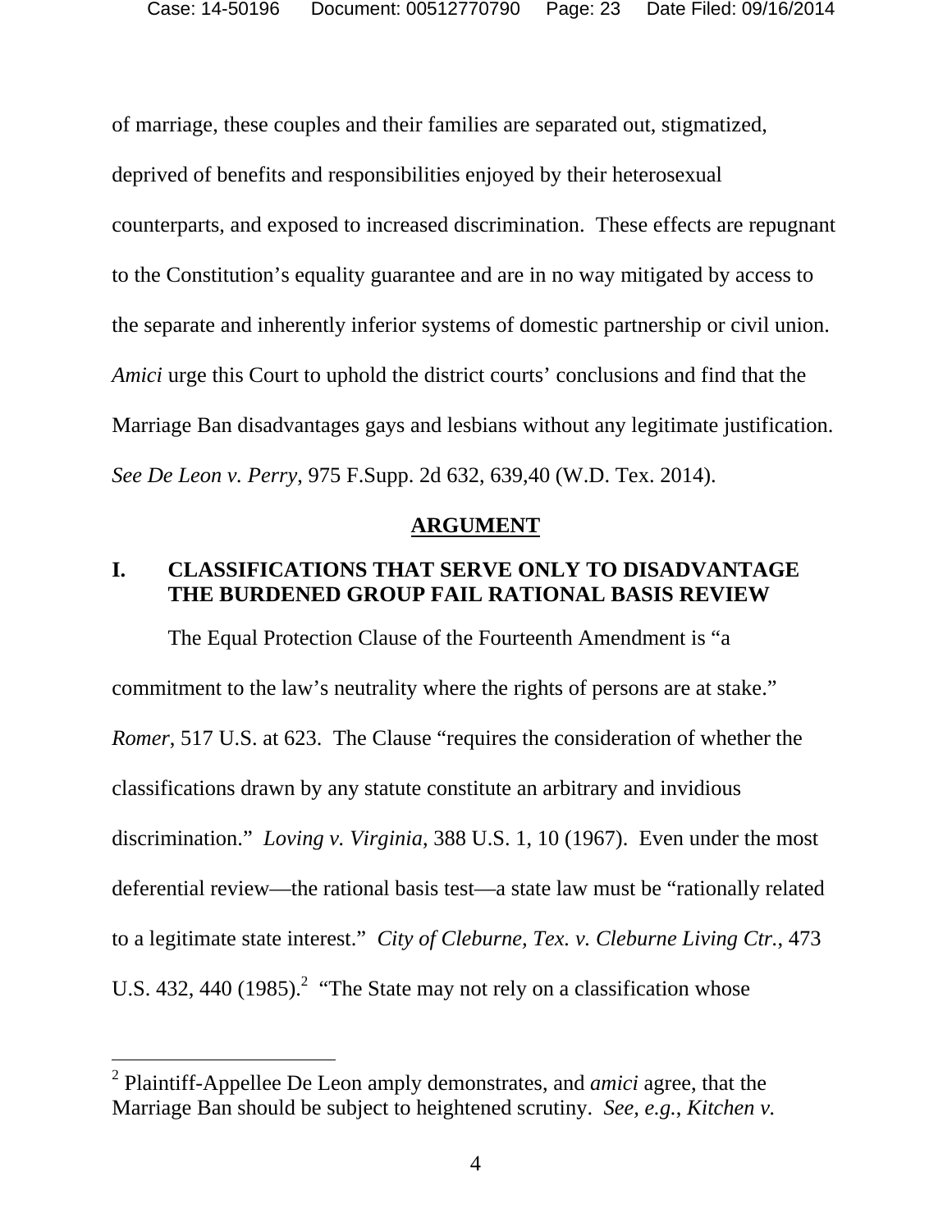of marriage, these couples and their families are separated out, stigmatized, deprived of benefits and responsibilities enjoyed by their heterosexual counterparts, and exposed to increased discrimination. These effects are repugnant to the Constitution's equality guarantee and are in no way mitigated by access to the separate and inherently inferior systems of domestic partnership or civil union. *Amici* urge this Court to uphold the district courts' conclusions and find that the Marriage Ban disadvantages gays and lesbians without any legitimate justification. *See De Leon v. Perry*, 975 F.Supp. 2d 632, 639,40 (W.D. Tex. 2014).

## ARGUMENT

### I. CLASSIFICATIONS THAT SERVE ONLY TO DISADVANTAGE THE BURDENED GROUP FAIL RATIONAL BASIS REVIEW

The Equal Protection Clause of the Fourteenth Amendment is "a commitment to the law's neutrality where the rights of persons are at stake." *Romer*, 517 U.S. at 623. The Clause "requires the consideration of whether the classifications drawn by any statute constitute an arbitrary and invidious discrimination." *Loving v. Virginia*, 388 U.S. 1, 10 (1967). Even under the most deferential review—the rational basis test—a state law must be "rationally related to a legitimate state interest." *City of Cleburne, Tex. v. Cleburne Living Ctr.*, 473 U.S. 432, 440 (1985).[2] "The State may not rely on a classification whose

[2] Plaintiff-Appellee De Leon amply demonstrates, and *amici* agree, that the Marriage Ban should be subject to heightened scrutiny. *See, e.g.*, *Kitchen v.*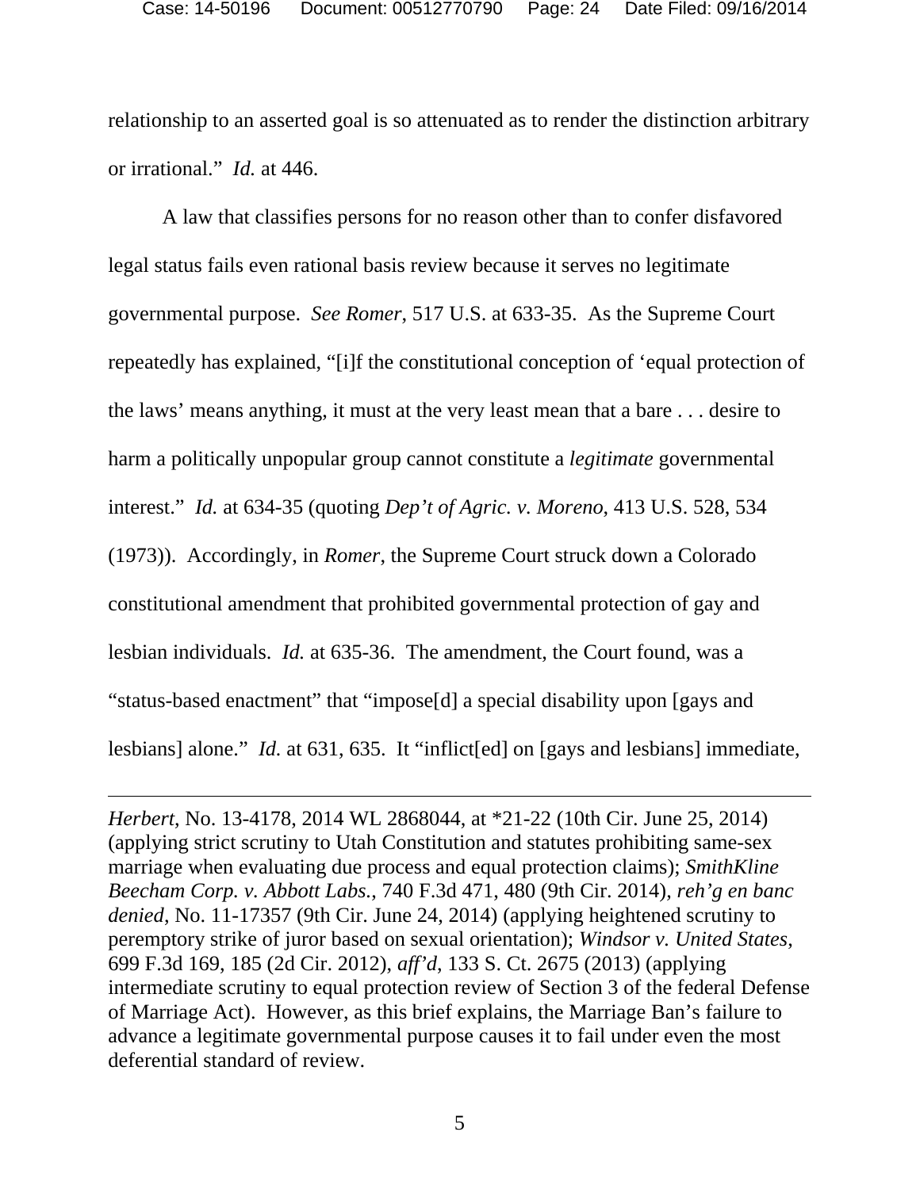relationship to an asserted goal is so attenuated as to render the distinction arbitrary or irrational." *Id.* at 446.

A law that classifies persons for no reason other than to confer disfavored legal status fails even rational basis review because it serves no legitimate governmental purpose. *See Romer*, 517 U.S. at 633-35. As the Supreme Court repeatedly has explained, "[i]f the constitutional conception of 'equal protection of the laws' means anything, it must at the very least mean that a bare . . . desire to harm a politically unpopular group cannot constitute a *legitimate* governmental interest." *Id.* at 634-35 (quoting *Dep't of Agric. v. Moreno*, 413 U.S. 528, 534 (1973)). Accordingly, in *Romer*, the Supreme Court struck down a Colorado constitutional amendment that prohibited governmental protection of gay and lesbian individuals. *Id.* at 635-36. The amendment, the Court found, was a "status-based enactment" that "impose[d] a special disability upon [gays and lesbians] alone." *Id.* at 631, 635. It "inflict[ed] on [gays and lesbians] immediate,

---

*Herbert*, No. 13-4178, 2014 WL 2868044, at *21-22 (10th Cir. June 25, 2014) (applying strict scrutiny to Utah Constitution and statutes prohibiting same-sex marriage when evaluating due process and equal protection claims); *SmithKline Beecham Corp. v. Abbott Labs.*, 740 F.3d 471, 480 (9th Cir. 2014), *reh'g en banc denied*, No. 11-17357 (9th Cir. June 24, 2014) (applying heightened scrutiny to peremptory strike of juror based on sexual orientation); *Windsor v. United States*, 699 F.3d 169, 185 (2d Cir. 2012), *aff'd*, 133 S. Ct. 2675 (2013) (applying intermediate scrutiny to equal protection review of Section 3 of the federal Defense of Marriage Act). However, as this brief explains, the Marriage Ban's failure to advance a legitimate governmental purpose causes it to fail under even the most deferential standard of review.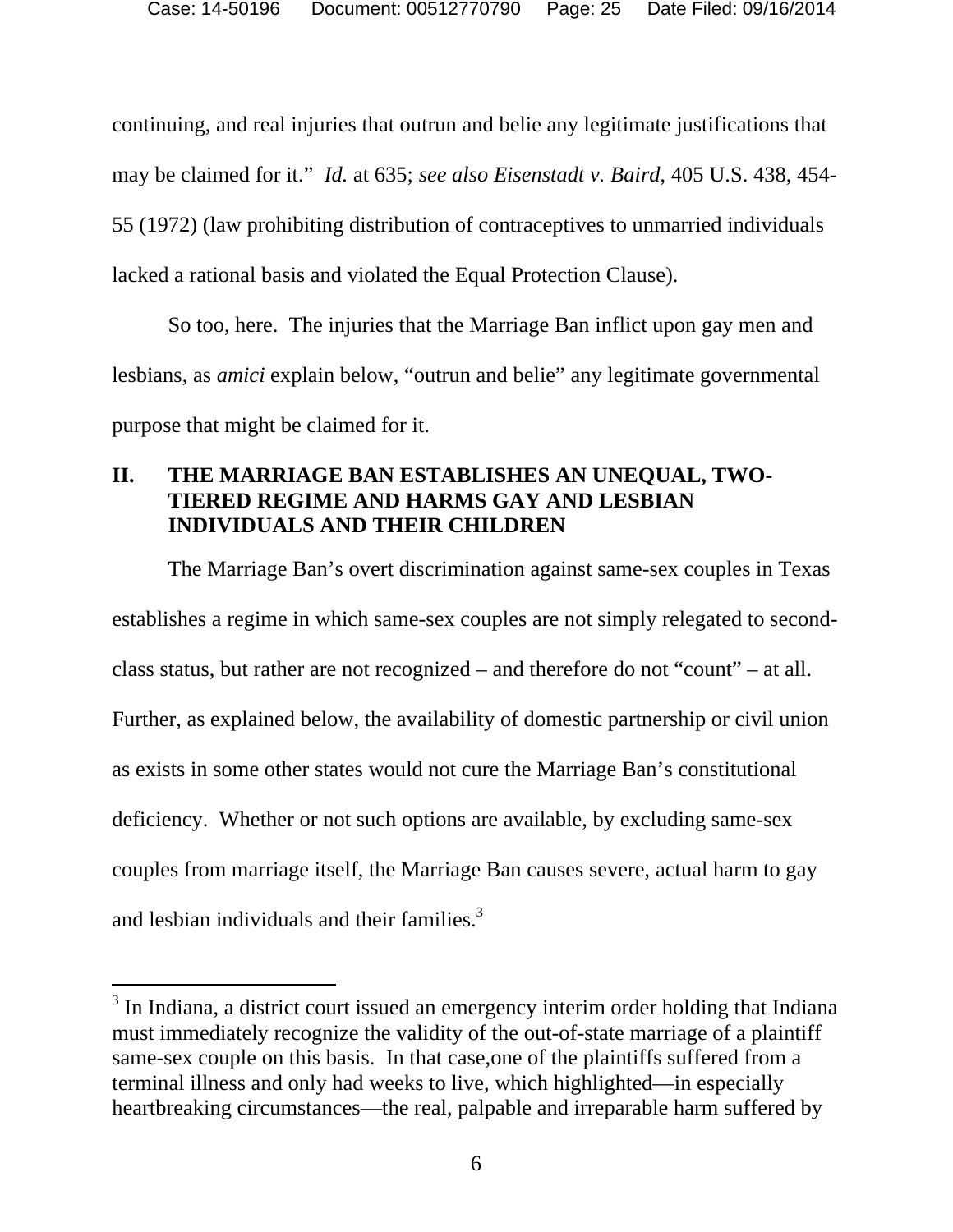continuing, and real injuries that outrun and belie any legitimate justifications that may be claimed for it." *Id.* at 635; *see also Eisenstadt v. Baird*, 405 U.S. 438, 454-55 (1972) (law prohibiting distribution of contraceptives to unmarried individuals lacked a rational basis and violated the Equal Protection Clause).

So too, here. The injuries that the Marriage Ban inflict upon gay men and lesbians, as *amici* explain below, "outrun and belie" any legitimate governmental purpose that might be claimed for it.

## II. THE MARRIAGE BAN ESTABLISHES AN UNEQUAL, TWO-TIERED REGIME AND HARMS GAY AND LESBIAN INDIVIDUALS AND THEIR CHILDREN

The Marriage Ban's overt discrimination against same-sex couples in Texas establishes a regime in which same-sex couples are not simply relegated to second-class status, but rather are not recognized – and therefore do not "count" – at all. Further, as explained below, the availability of domestic partnership or civil union as exists in some other states would not cure the Marriage Ban's constitutional deficiency. Whether or not such options are available, by excluding same-sex couples from marriage itself, the Marriage Ban causes severe, actual harm to gay and lesbian individuals and their families.[3]

---

[3] In Indiana, a district court issued an emergency interim order holding that Indiana must immediately recognize the validity of the out-of-state marriage of a plaintiff same-sex couple on this basis. In that case,one of the plaintiffs suffered from a terminal illness and only had weeks to live, which highlighted—in especially heartbreaking circumstances—the real, palpable and irreparable harm suffered by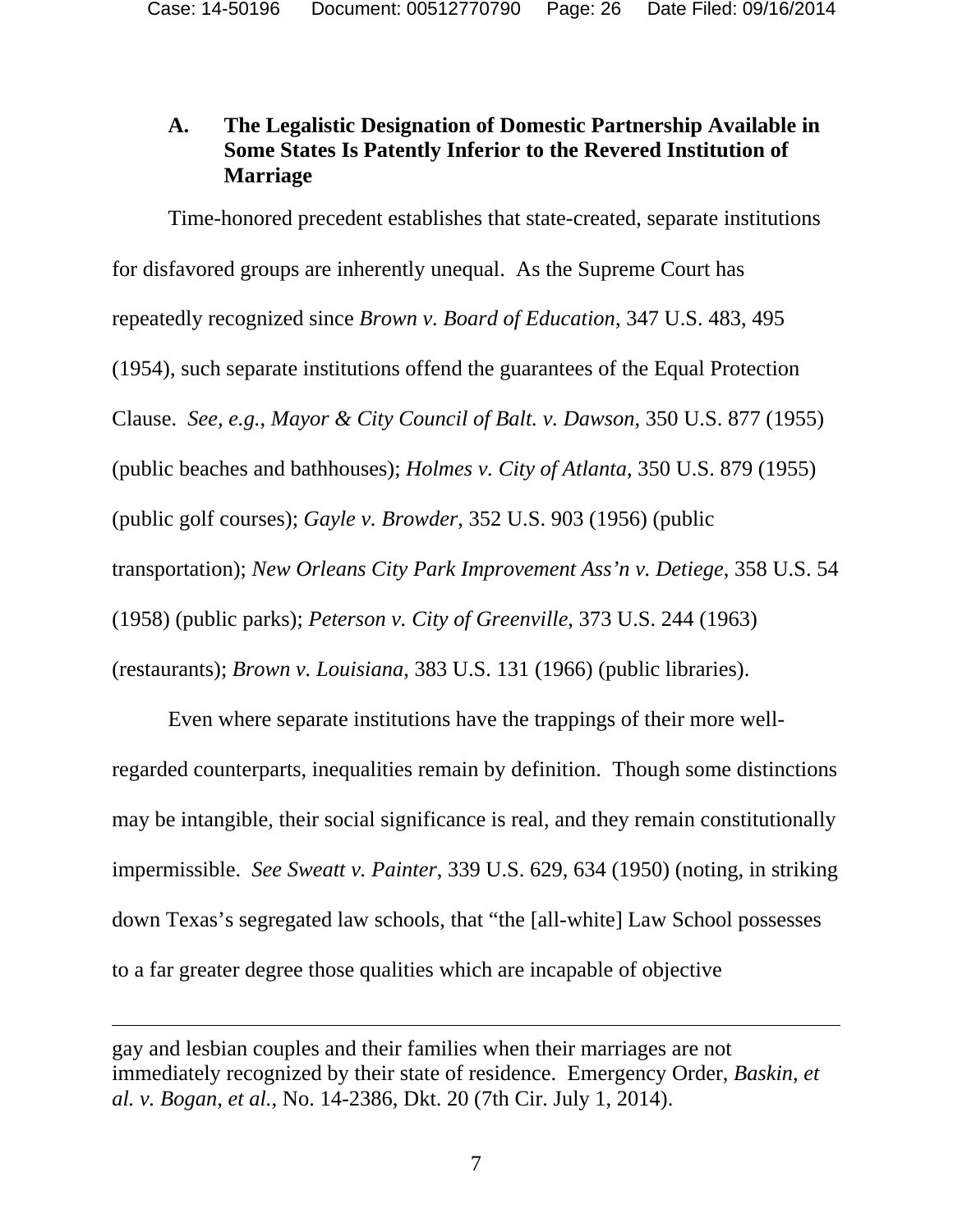### A. The Legalistic Designation of Domestic Partnership Available in Some States Is Patently Inferior to the Revered Institution of Marriage

Time-honored precedent establishes that state-created, separate institutions for disfavored groups are inherently unequal. As the Supreme Court has repeatedly recognized since *Brown v. Board of Education*, 347 U.S. 483, 495 (1954), such separate institutions offend the guarantees of the Equal Protection Clause. *See, e.g.*, *Mayor & City Council of Balt. v. Dawson*, 350 U.S. 877 (1955) (public beaches and bathhouses); *Holmes v. City of Atlanta*, 350 U.S. 879 (1955) (public golf courses); *Gayle v. Browder*, 352 U.S. 903 (1956) (public transportation); *New Orleans City Park Improvement Ass'n v. Detiege*, 358 U.S. 54 (1958) (public parks); *Peterson v. City of Greenville*, 373 U.S. 244 (1963) (restaurants); *Brown v. Louisiana*, 383 U.S. 131 (1966) (public libraries).

Even where separate institutions have the trappings of their more well-regarded counterparts, inequalities remain by definition. Though some distinctions may be intangible, their social significance is real, and they remain constitutionally impermissible. *See Sweatt v. Painter*, 339 U.S. 629, 634 (1950) (noting, in striking down Texas's segregated law schools, that "the [all-white] Law School possesses to a far greater degree those qualities which are incapable of objective

---

gay and lesbian couples and their families when their marriages are not immediately recognized by their state of residence. Emergency Order, *Baskin, et al. v. Bogan, et al.*, No. 14-2386, Dkt. 20 (7th Cir. July 1, 2014).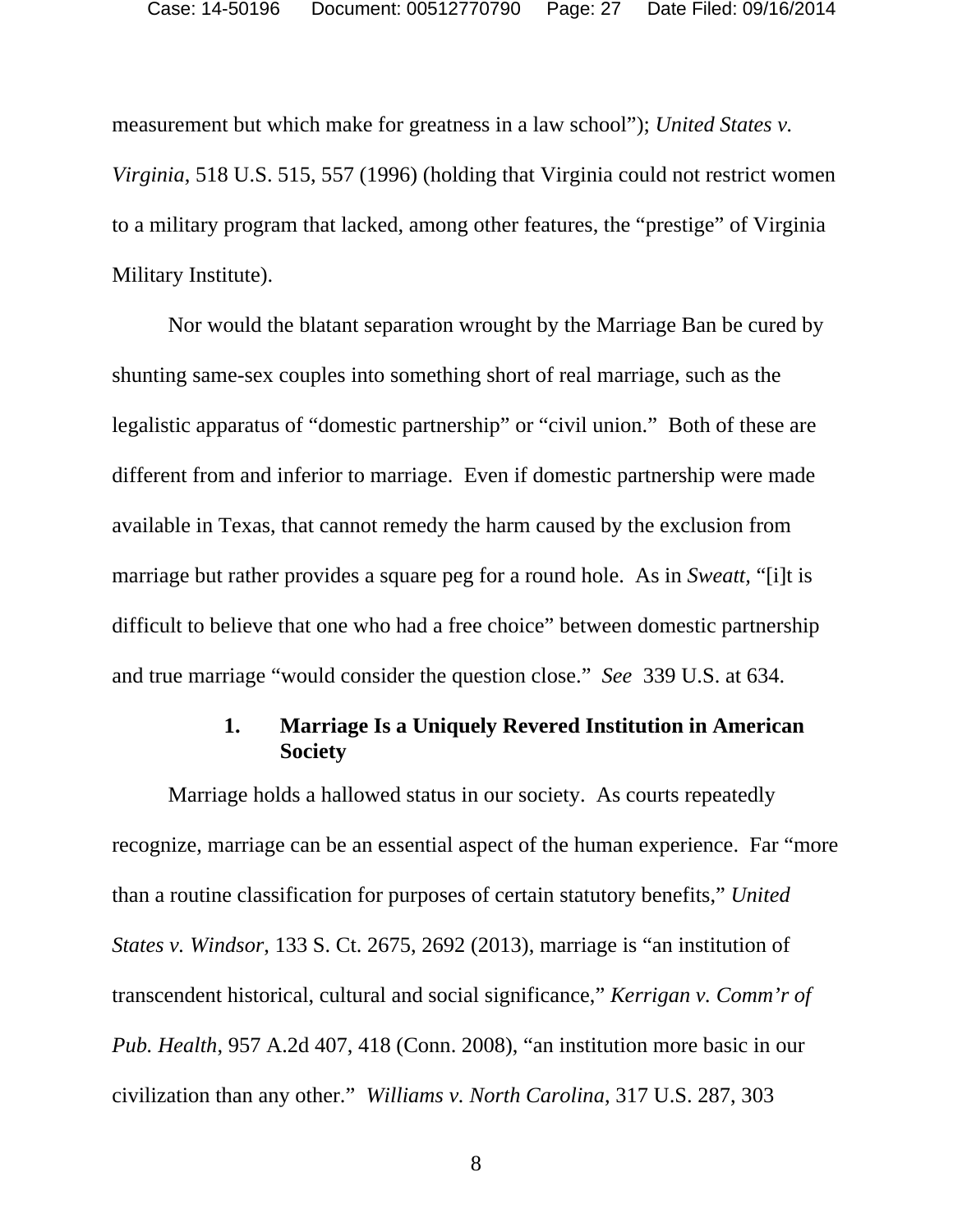measurement but which make for greatness in a law school"); *United States v. Virginia*, 518 U.S. 515, 557 (1996) (holding that Virginia could not restrict women to a military program that lacked, among other features, the "prestige" of Virginia Military Institute).

Nor would the blatant separation wrought by the Marriage Ban be cured by shunting same-sex couples into something short of real marriage, such as the legalistic apparatus of "domestic partnership" or "civil union." Both of these are different from and inferior to marriage. Even if domestic partnership were made available in Texas, that cannot remedy the harm caused by the exclusion from marriage but rather provides a square peg for a round hole. As in *Sweatt*, "[i]t is difficult to believe that one who had a free choice" between domestic partnership and true marriage "would consider the question close." *See* 339 U.S. at 634.

### 1. Marriage Is a Uniquely Revered Institution in American Society

Marriage holds a hallowed status in our society. As courts repeatedly recognize, marriage can be an essential aspect of the human experience. Far "more than a routine classification for purposes of certain statutory benefits," *United States v. Windsor*, 133 S. Ct. 2675, 2692 (2013), marriage is "an institution of transcendent historical, cultural and social significance," *Kerrigan v. Comm'r of Pub. Health*, 957 A.2d 407, 418 (Conn. 2008), "an institution more basic in our civilization than any other." *Williams v. North Carolina*, 317 U.S. 287, 303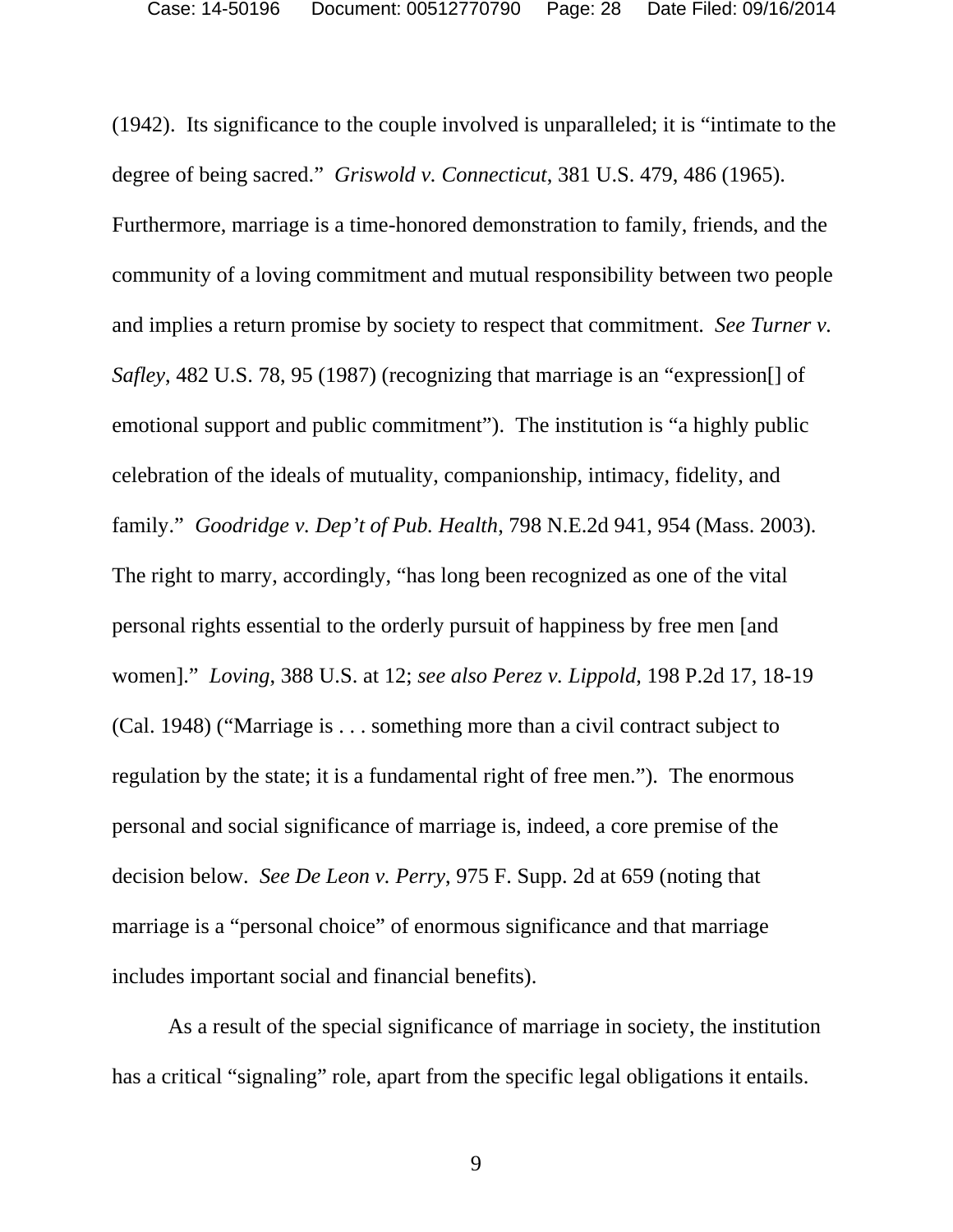(1942). Its significance to the couple involved is unparalleled; it is "intimate to the degree of being sacred." *Griswold v. Connecticut*, 381 U.S. 479, 486 (1965). Furthermore, marriage is a time-honored demonstration to family, friends, and the community of a loving commitment and mutual responsibility between two people and implies a return promise by society to respect that commitment. *See Turner v. Safley*, 482 U.S. 78, 95 (1987) (recognizing that marriage is an "expression[] of emotional support and public commitment"). The institution is "a highly public celebration of the ideals of mutuality, companionship, intimacy, fidelity, and family." *Goodridge v. Dep't of Pub. Health*, 798 N.E.2d 941, 954 (Mass. 2003). The right to marry, accordingly, "has long been recognized as one of the vital personal rights essential to the orderly pursuit of happiness by free men [and women]." *Loving*, 388 U.S. at 12; *see also Perez v. Lippold*, 198 P.2d 17, 18-19 (Cal. 1948) ("Marriage is . . . something more than a civil contract subject to regulation by the state; it is a fundamental right of free men."). The enormous personal and social significance of marriage is, indeed, a core premise of the decision below. *See De Leon v. Perry*, 975 F. Supp. 2d at 659 (noting that marriage is a "personal choice" of enormous significance and that marriage includes important social and financial benefits).

As a result of the special significance of marriage in society, the institution has a critical "signaling" role, apart from the specific legal obligations it entails.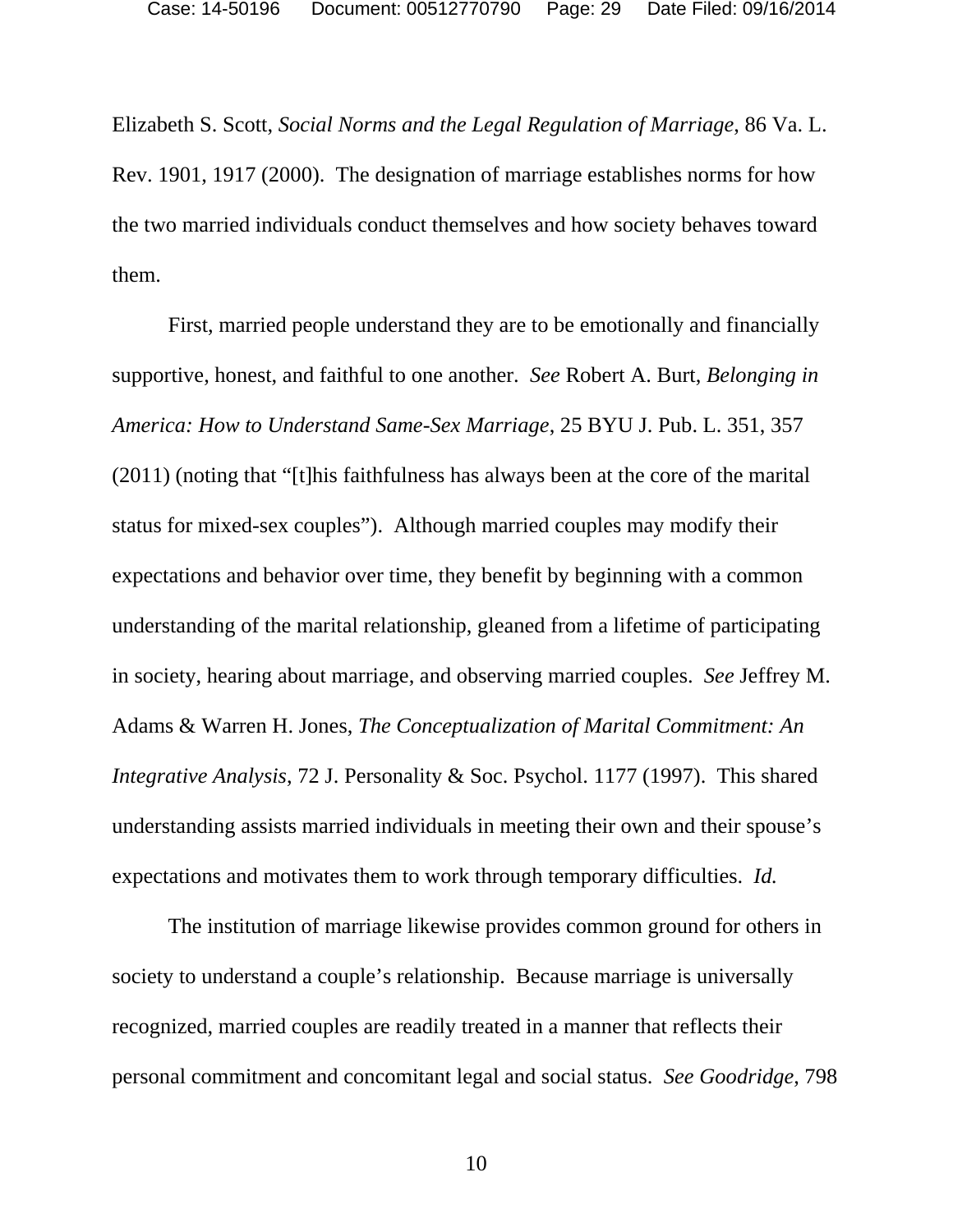Elizabeth S. Scott, *Social Norms and the Legal Regulation of Marriage*, 86 Va. L. Rev. 1901, 1917 (2000). The designation of marriage establishes norms for how the two married individuals conduct themselves and how society behaves toward them.

First, married people understand they are to be emotionally and financially supportive, honest, and faithful to one another. *See* Robert A. Burt, *Belonging in America: How to Understand Same-Sex Marriage*, 25 BYU J. Pub. L. 351, 357 (2011) (noting that "[t]his faithfulness has always been at the core of the marital status for mixed-sex couples"). Although married couples may modify their expectations and behavior over time, they benefit by beginning with a common understanding of the marital relationship, gleaned from a lifetime of participating in society, hearing about marriage, and observing married couples. *See* Jeffrey M. Adams & Warren H. Jones, *The Conceptualization of Marital Commitment: An Integrative Analysis*, 72 J. Personality & Soc. Psychol. 1177 (1997). This shared understanding assists married individuals in meeting their own and their spouse's expectations and motivates them to work through temporary difficulties. *Id.*

The institution of marriage likewise provides common ground for others in society to understand a couple's relationship. Because marriage is universally recognized, married couples are readily treated in a manner that reflects their personal commitment and concomitant legal and social status. *See Goodridge*, 798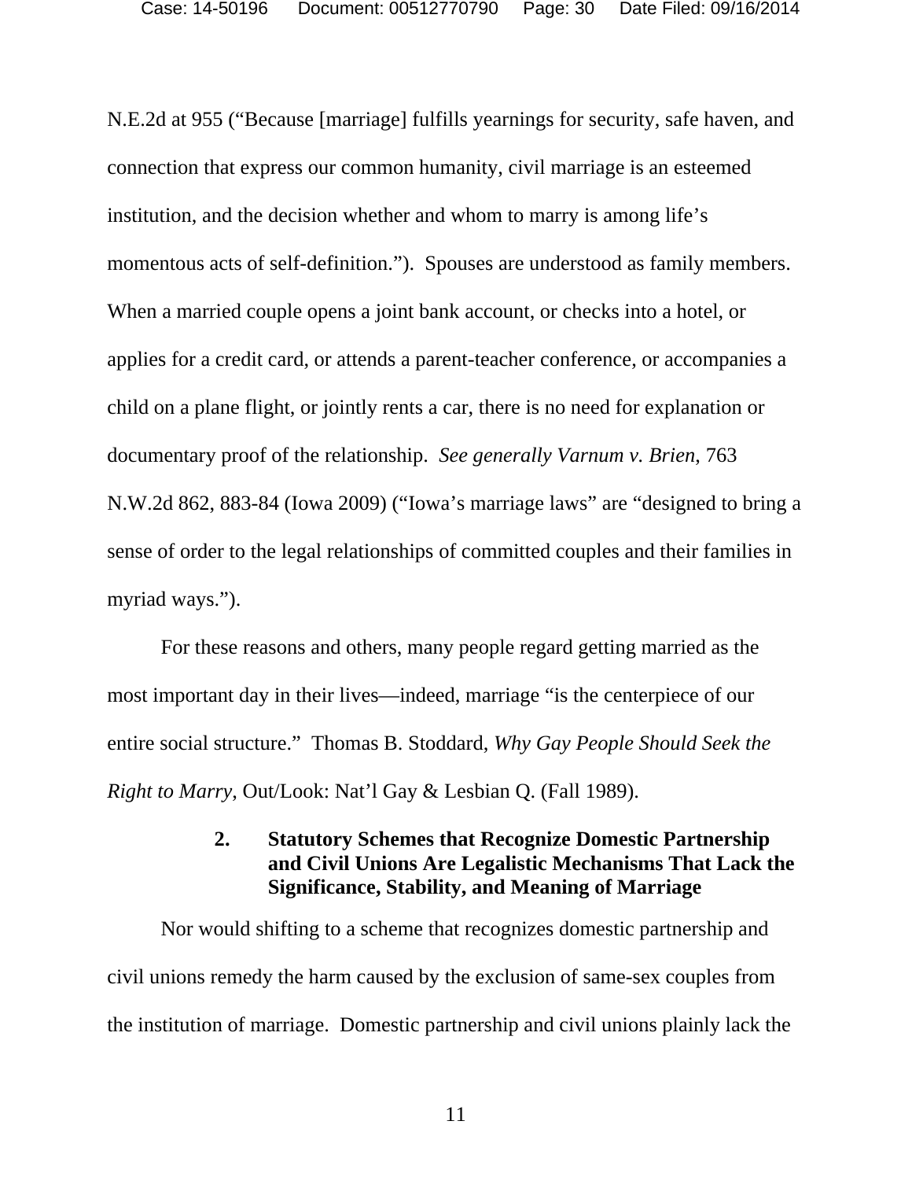N.E.2d at 955 (“Because [marriage] fulfills yearnings for security, safe haven, and connection that express our common humanity, civil marriage is an esteemed institution, and the decision whether and whom to marry is among life’s momentous acts of self-definition.”). Spouses are understood as family members. When a married couple opens a joint bank account, or checks into a hotel, or applies for a credit card, or attends a parent-teacher conference, or accompanies a child on a plane flight, or jointly rents a car, there is no need for explanation or documentary proof of the relationship. *See generally Varnum v. Brien*, 763 N.W.2d 862, 883-84 (Iowa 2009) (“Iowa’s marriage laws” are “designed to bring a sense of order to the legal relationships of committed couples and their families in myriad ways.”).

For these reasons and others, many people regard getting married as the most important day in their lives—indeed, marriage “is the centerpiece of our entire social structure.” Thomas B. Stoddard, *Why Gay People Should Seek the Right to Marry*, Out/Look: Nat’l Gay & Lesbian Q. (Fall 1989).

### 2. Statutory Schemes that Recognize Domestic Partnership and Civil Unions Are Legalistic Mechanisms That Lack the Significance, Stability, and Meaning of Marriage

Nor would shifting to a scheme that recognizes domestic partnership and civil unions remedy the harm caused by the exclusion of same-sex couples from the institution of marriage. Domestic partnership and civil unions plainly lack the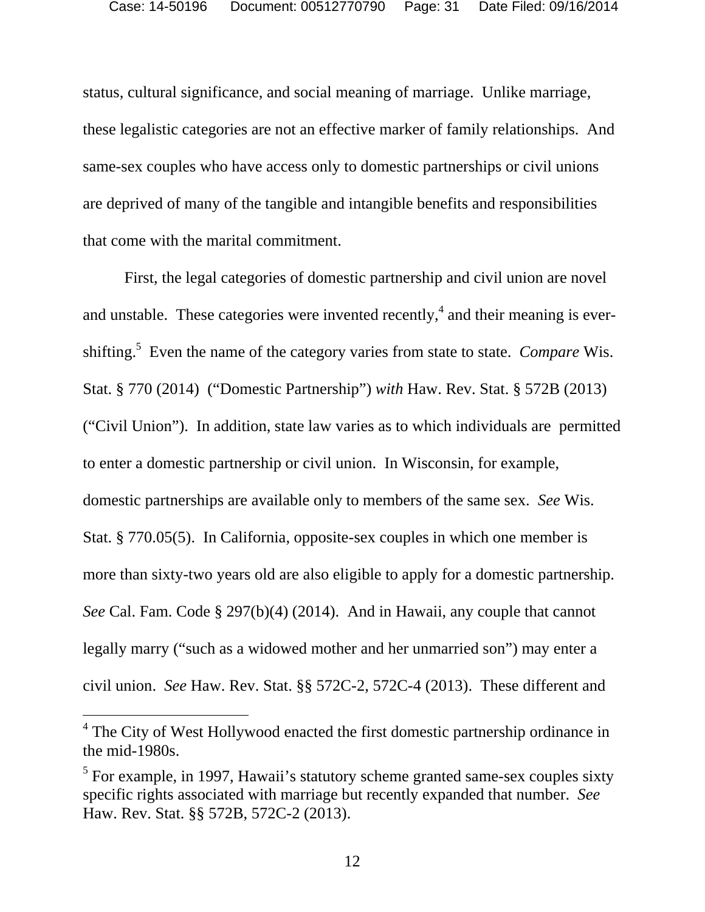status, cultural significance, and social meaning of marriage. Unlike marriage, these legalistic categories are not an effective marker of family relationships. And same-sex couples who have access only to domestic partnerships or civil unions are deprived of many of the tangible and intangible benefits and responsibilities that come with the marital commitment.

First, the legal categories of domestic partnership and civil union are novel and unstable. These categories were invented recently,[4] and their meaning is ever-shifting.[5] Even the name of the category varies from state to state. *Compare* Wis. Stat. § 770 (2014) ("Domestic Partnership") *with* Haw. Rev. Stat. § 572B (2013) ("Civil Union"). In addition, state law varies as to which individuals are permitted to enter a domestic partnership or civil union. In Wisconsin, for example, domestic partnerships are available only to members of the same sex. *See* Wis. Stat. § 770.05(5). In California, opposite-sex couples in which one member is more than sixty-two years old are also eligible to apply for a domestic partnership. *See* Cal. Fam. Code § 297(b)(4) (2014). And in Hawaii, any couple that cannot legally marry ("such as a widowed mother and her unmarried son") may enter a civil union. *See* Haw. Rev. Stat. §§ 572C-2, 572C-4 (2013). These different and

---

[4] The City of West Hollywood enacted the first domestic partnership ordinance in the mid-1980s.

[5] For example, in 1997, Hawaii's statutory scheme granted same-sex couples sixty specific rights associated with marriage but recently expanded that number. *See* Haw. Rev. Stat. §§ 572B, 572C-2 (2013).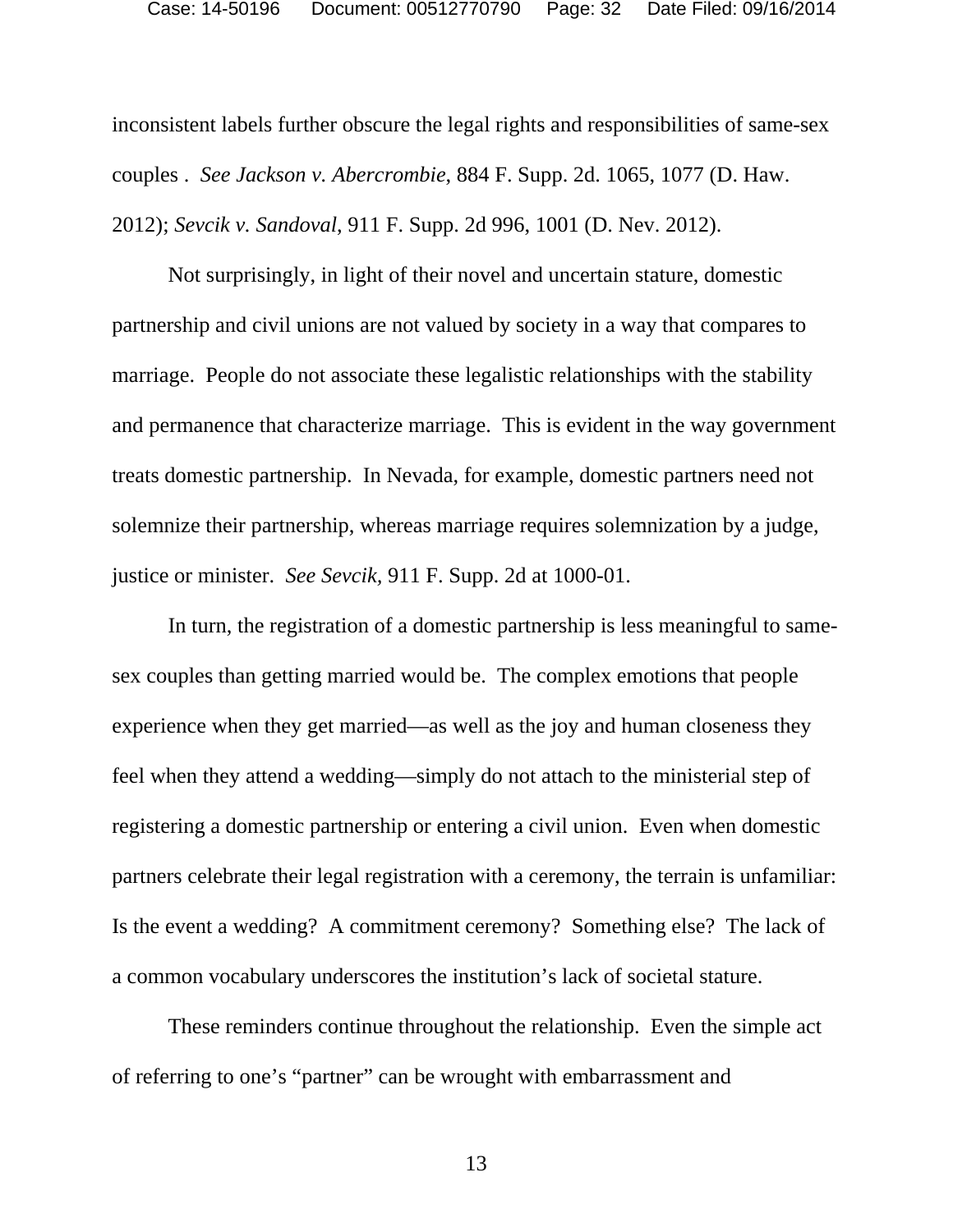inconsistent labels further obscure the legal rights and responsibilities of same-sex couples . *See Jackson v. Abercrombie*, 884 F. Supp. 2d. 1065, 1077 (D. Haw. 2012); *Sevcik v. Sandoval*, 911 F. Supp. 2d 996, 1001 (D. Nev. 2012).

Not surprisingly, in light of their novel and uncertain stature, domestic partnership and civil unions are not valued by society in a way that compares to marriage. People do not associate these legalistic relationships with the stability and permanence that characterize marriage. This is evident in the way government treats domestic partnership. In Nevada, for example, domestic partners need not solemnize their partnership, whereas marriage requires solemnization by a judge, justice or minister. *See Sevcik*, 911 F. Supp. 2d at 1000-01.

In turn, the registration of a domestic partnership is less meaningful to same-sex couples than getting married would be. The complex emotions that people experience when they get married—as well as the joy and human closeness they feel when they attend a wedding—simply do not attach to the ministerial step of registering a domestic partnership or entering a civil union. Even when domestic partners celebrate their legal registration with a ceremony, the terrain is unfamiliar: Is the event a wedding? A commitment ceremony? Something else? The lack of a common vocabulary underscores the institution's lack of societal stature.

These reminders continue throughout the relationship. Even the simple act of referring to one's "partner" can be wrought with embarrassment and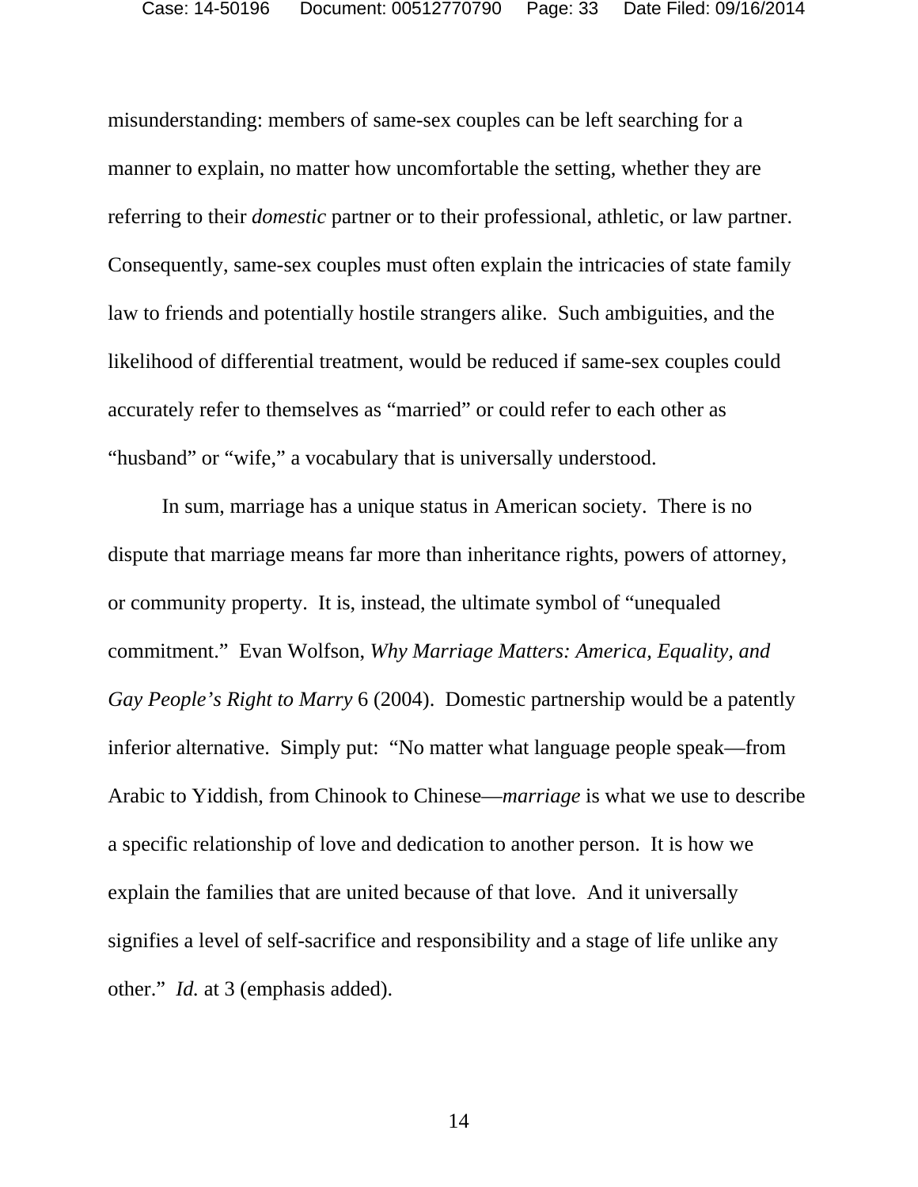misunderstanding: members of same-sex couples can be left searching for a manner to explain, no matter how uncomfortable the setting, whether they are referring to their *domestic* partner or to their professional, athletic, or law partner. Consequently, same-sex couples must often explain the intricacies of state family law to friends and potentially hostile strangers alike. Such ambiguities, and the likelihood of differential treatment, would be reduced if same-sex couples could accurately refer to themselves as "married" or could refer to each other as "husband" or "wife," a vocabulary that is universally understood.

In sum, marriage has a unique status in American society. There is no dispute that marriage means far more than inheritance rights, powers of attorney, or community property. It is, instead, the ultimate symbol of "unequaled commitment." Evan Wolfson, *Why Marriage Matters: America, Equality, and Gay People's Right to Marry* 6 (2004). Domestic partnership would be a patently inferior alternative. Simply put: "No matter what language people speak—from Arabic to Yiddish, from Chinook to Chinese—*marriage* is what we use to describe a specific relationship of love and dedication to another person. It is how we explain the families that are united because of that love. And it universally signifies a level of self-sacrifice and responsibility and a stage of life unlike any other." *Id.* at 3 (emphasis added).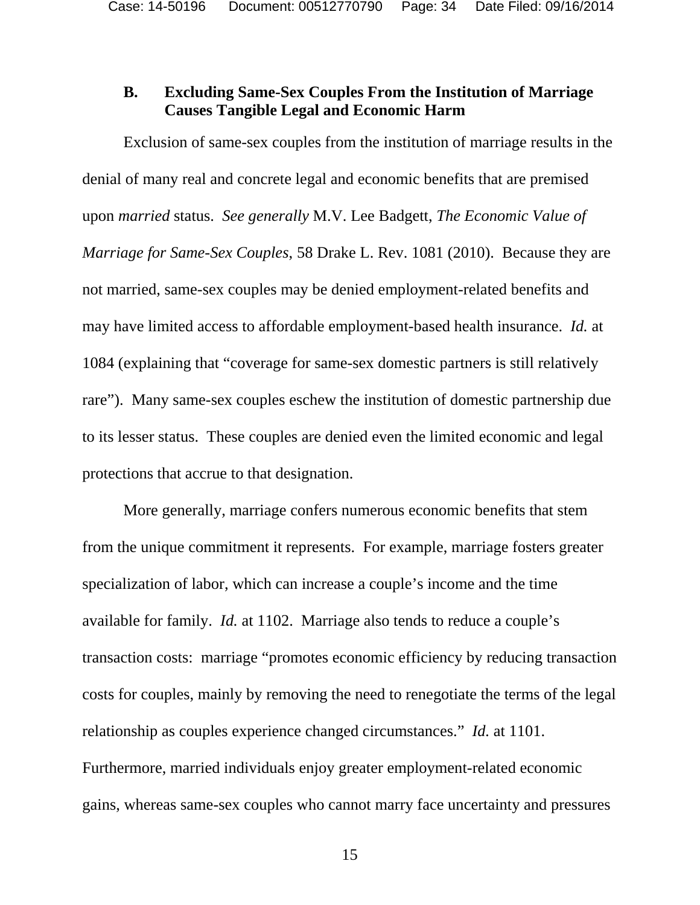### B. Excluding Same-Sex Couples From the Institution of Marriage Causes Tangible Legal and Economic Harm

Exclusion of same-sex couples from the institution of marriage results in the denial of many real and concrete legal and economic benefits that are premised upon *married* status. *See generally* M.V. Lee Badgett, *The Economic Value of Marriage for Same-Sex Couples*, 58 Drake L. Rev. 1081 (2010). Because they are not married, same-sex couples may be denied employment-related benefits and may have limited access to affordable employment-based health insurance. *Id.* at 1084 (explaining that "coverage for same-sex domestic partners is still relatively rare"). Many same-sex couples eschew the institution of domestic partnership due to its lesser status. These couples are denied even the limited economic and legal protections that accrue to that designation.

More generally, marriage confers numerous economic benefits that stem from the unique commitment it represents. For example, marriage fosters greater specialization of labor, which can increase a couple's income and the time available for family. *Id.* at 1102. Marriage also tends to reduce a couple's transaction costs: marriage "promotes economic efficiency by reducing transaction costs for couples, mainly by removing the need to renegotiate the terms of the legal relationship as couples experience changed circumstances." *Id.* at 1101. Furthermore, married individuals enjoy greater employment-related economic gains, whereas same-sex couples who cannot marry face uncertainty and pressures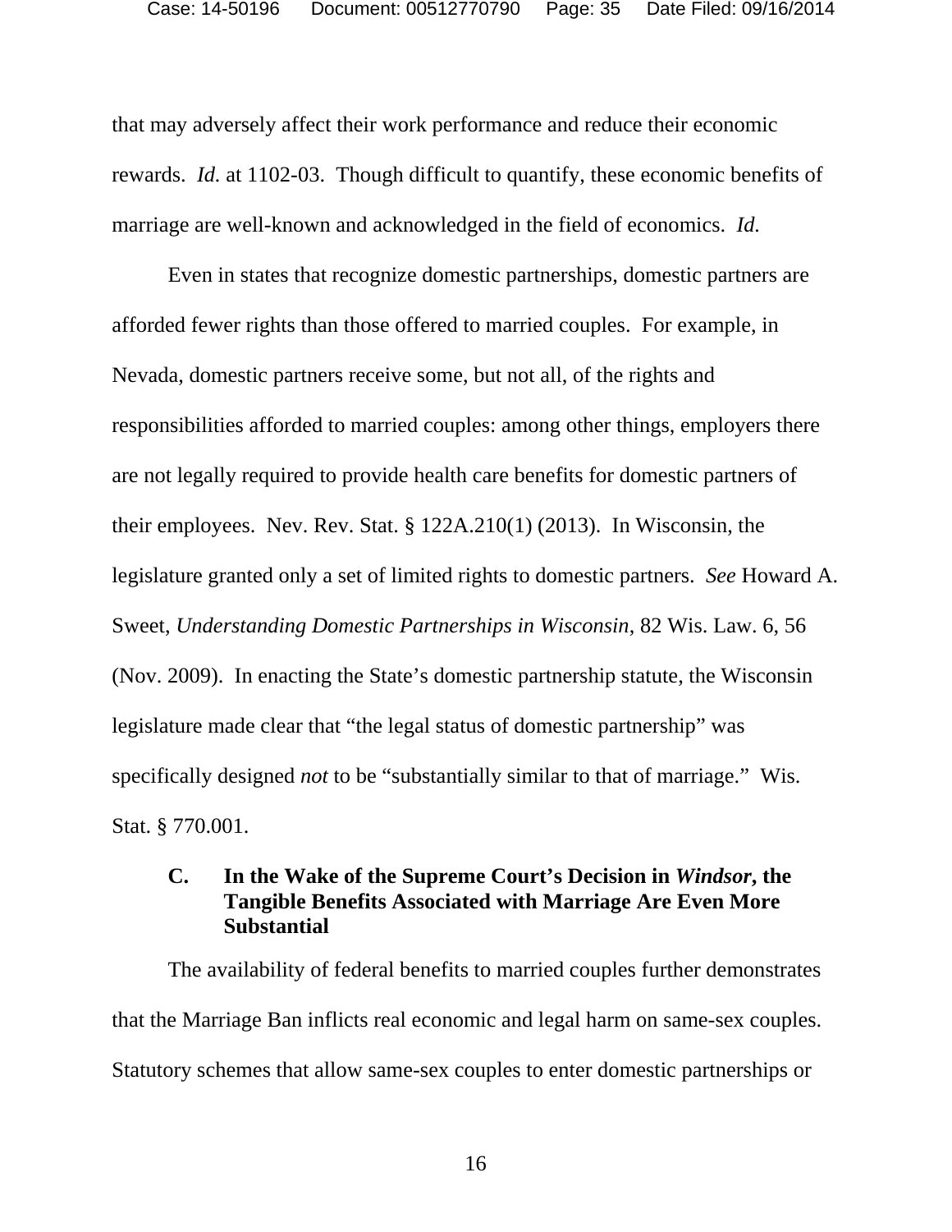that may adversely affect their work performance and reduce their economic rewards. *Id.* at 1102-03. Though difficult to quantify, these economic benefits of marriage are well-known and acknowledged in the field of economics. *Id.*

Even in states that recognize domestic partnerships, domestic partners are afforded fewer rights than those offered to married couples. For example, in Nevada, domestic partners receive some, but not all, of the rights and responsibilities afforded to married couples: among other things, employers there are not legally required to provide health care benefits for domestic partners of their employees. Nev. Rev. Stat. § 122A.210(1) (2013). In Wisconsin, the legislature granted only a set of limited rights to domestic partners. *See* Howard A. Sweet, *Understanding Domestic Partnerships in Wisconsin*, 82 Wis. Law. 6, 56 (Nov. 2009). In enacting the State's domestic partnership statute, the Wisconsin legislature made clear that "the legal status of domestic partnership" was specifically designed *not* to be "substantially similar to that of marriage." Wis. Stat. § 770.001.

### C. In the Wake of the Supreme Court's Decision in *Windsor*, the Tangible Benefits Associated with Marriage Are Even More Substantial

The availability of federal benefits to married couples further demonstrates that the Marriage Ban inflicts real economic and legal harm on same-sex couples. Statutory schemes that allow same-sex couples to enter domestic partnerships or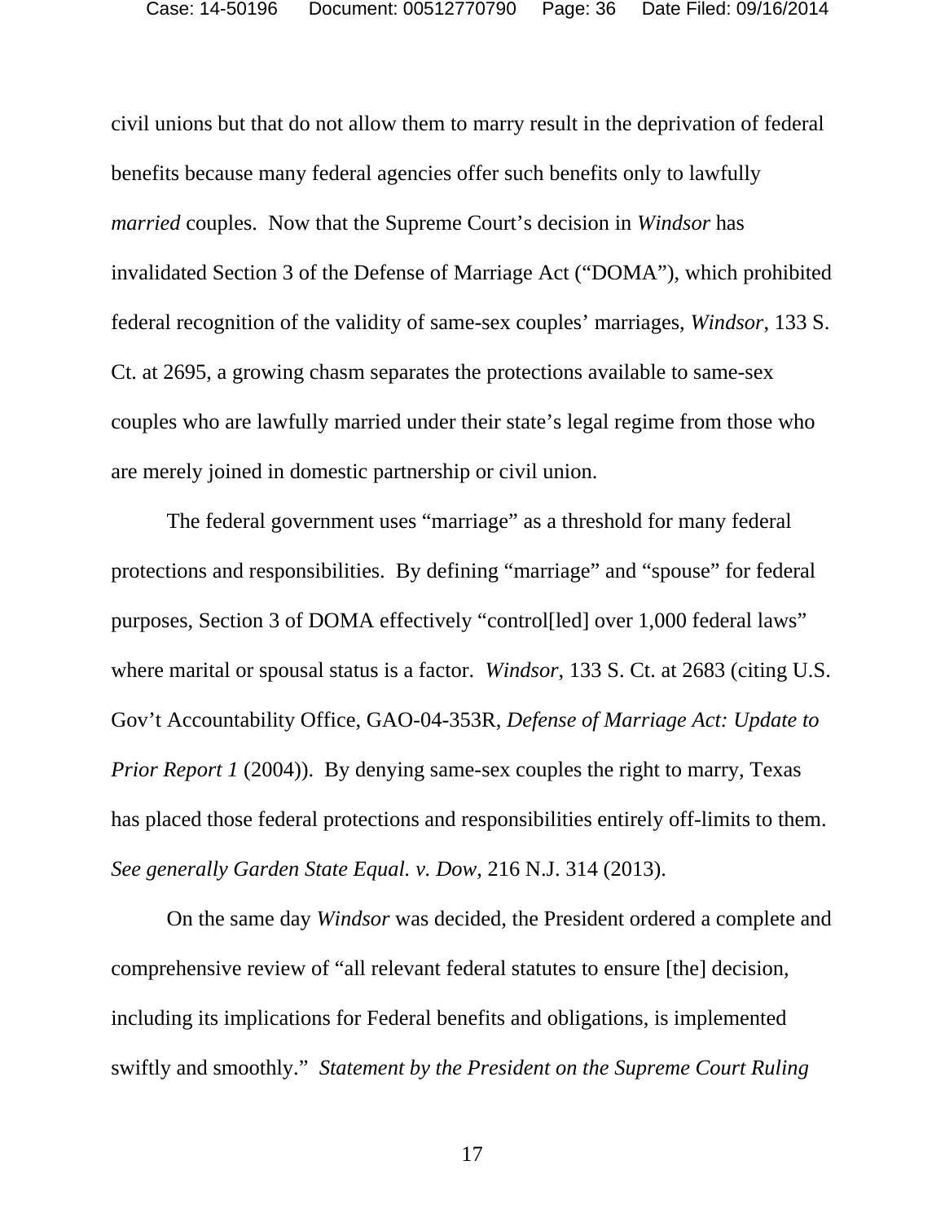civil unions but that do not allow them to marry result in the deprivation of federal benefits because many federal agencies offer such benefits only to lawfully *married* couples. Now that the Supreme Court's decision in *Windsor* has invalidated Section 3 of the Defense of Marriage Act ("DOMA"), which prohibited federal recognition of the validity of same-sex couples' marriages, *Windsor*, 133 S. Ct. at 2695, a growing chasm separates the protections available to same-sex couples who are lawfully married under their state's legal regime from those who are merely joined in domestic partnership or civil union.

The federal government uses "marriage" as a threshold for many federal protections and responsibilities. By defining "marriage" and "spouse" for federal purposes, Section 3 of DOMA effectively "control[led] over 1,000 federal laws" where marital or spousal status is a factor. *Windsor*, 133 S. Ct. at 2683 (citing U.S. Gov't Accountability Office, GAO-04-353R, *Defense of Marriage Act: Update to Prior Report 1* (2004)). By denying same-sex couples the right to marry, Texas has placed those federal protections and responsibilities entirely off-limits to them. *See generally Garden State Equal. v. Dow*, 216 N.J. 314 (2013).

On the same day *Windsor* was decided, the President ordered a complete and comprehensive review of "all relevant federal statutes to ensure [the] decision, including its implications for Federal benefits and obligations, is implemented swiftly and smoothly." *Statement by the President on the Supreme Court Ruling*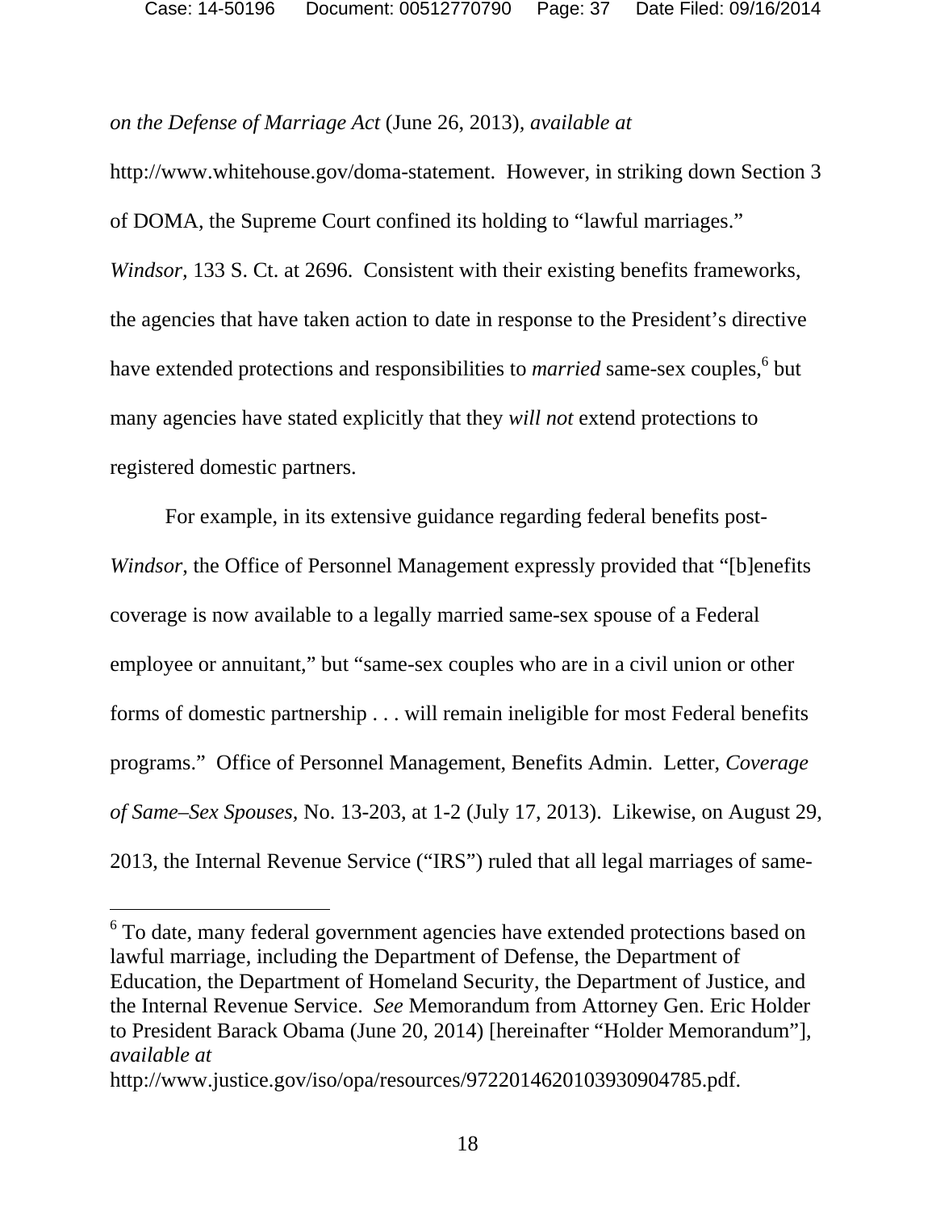*on the Defense of Marriage Act* (June 26, 2013), *available at* http://www.whitehouse.gov/doma-statement. However, in striking down Section 3 of DOMA, the Supreme Court confined its holding to "lawful marriages." *Windsor*, 133 S. Ct. at 2696. Consistent with their existing benefits frameworks, the agencies that have taken action to date in response to the President's directive have extended protections and responsibilities to *married* same-sex couples,[6] but many agencies have stated explicitly that they *will not* extend protections to registered domestic partners.

For example, in its extensive guidance regarding federal benefits post-*Windsor*, the Office of Personnel Management expressly provided that "[b]enefits coverage is now available to a legally married same-sex spouse of a Federal employee or annuitant," but "same-sex couples who are in a civil union or other forms of domestic partnership . . . will remain ineligible for most Federal benefits programs." Office of Personnel Management, Benefits Admin. Letter, *Coverage of Same–Sex Spouses*, No. 13-203, at 1-2 (July 17, 2013). Likewise, on August 29, 2013, the Internal Revenue Service ("IRS") ruled that all legal marriages of same-

---

[6] To date, many federal government agencies have extended protections based on lawful marriage, including the Department of Defense, the Department of Education, the Department of Homeland Security, the Department of Justice, and the Internal Revenue Service. *See* Memorandum from Attorney Gen. Eric Holder to President Barack Obama (June 20, 2014) [hereinafter "Holder Memorandum"], *available at* http://www.justice.gov/iso/opa/resources/9722014620103930904785.pdf.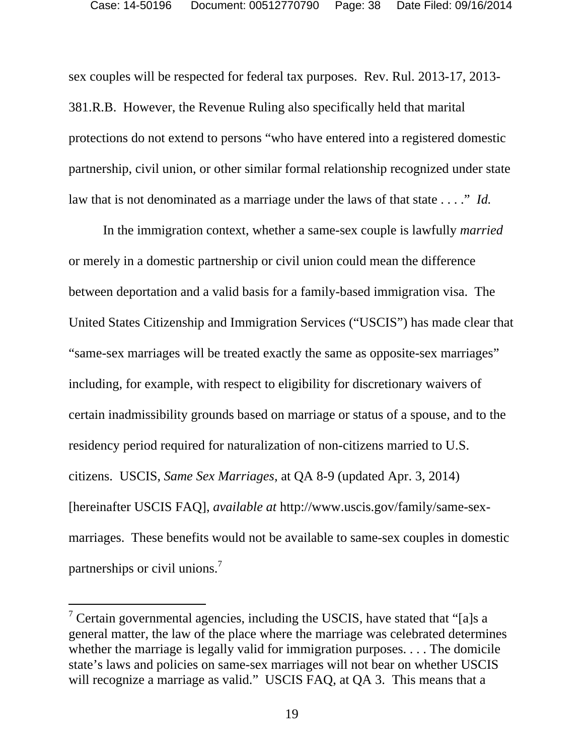sex couples will be respected for federal tax purposes. Rev. Rul. 2013-17, 2013-381.R.B. However, the Revenue Ruling also specifically held that marital protections do not extend to persons "who have entered into a registered domestic partnership, civil union, or other similar formal relationship recognized under state law that is not denominated as a marriage under the laws of that state . . . ." *Id.*

In the immigration context, whether a same-sex couple is lawfully *married* or merely in a domestic partnership or civil union could mean the difference between deportation and a valid basis for a family-based immigration visa. The United States Citizenship and Immigration Services ("USCIS") has made clear that "same-sex marriages will be treated exactly the same as opposite-sex marriages" including, for example, with respect to eligibility for discretionary waivers of certain inadmissibility grounds based on marriage or status of a spouse, and to the residency period required for naturalization of non-citizens married to U.S. citizens. USCIS, *Same Sex Marriages*, at QA 8-9 (updated Apr. 3, 2014) [hereinafter USCIS FAQ], *available at* http://www.uscis.gov/family/same-sex-marriages. These benefits would not be available to same-sex couples in domestic partnerships or civil unions.[7]

---

[7] Certain governmental agencies, including the USCIS, have stated that "[a]s a general matter, the law of the place where the marriage was celebrated determines whether the marriage is legally valid for immigration purposes. . . . The domicile state's laws and policies on same-sex marriages will not bear on whether USCIS will recognize a marriage as valid." USCIS FAQ, at QA 3. This means that a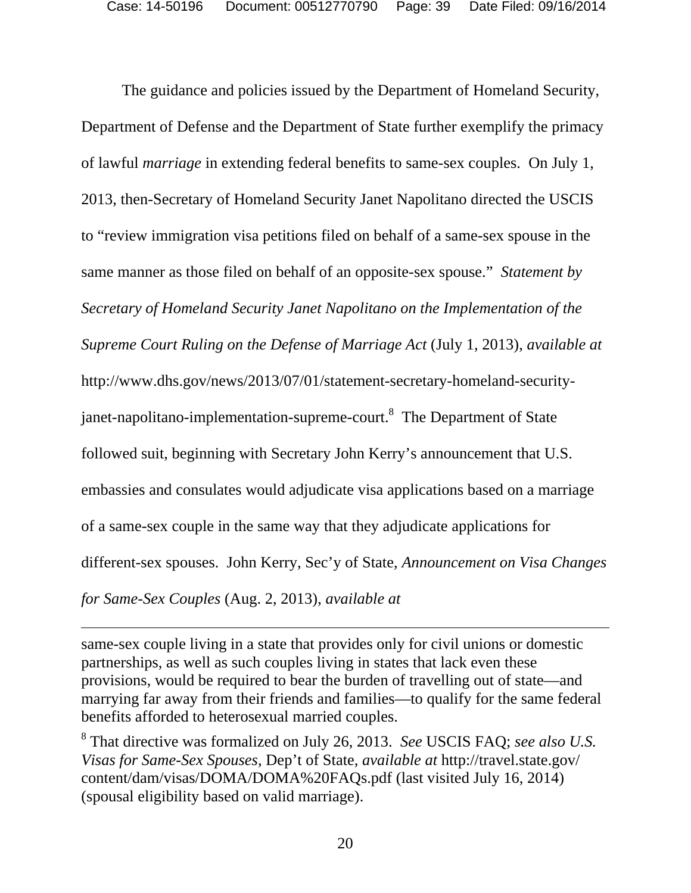The guidance and policies issued by the Department of Homeland Security, Department of Defense and the Department of State further exemplify the primacy of lawful *marriage* in extending federal benefits to same-sex couples. On July 1, 2013, then-Secretary of Homeland Security Janet Napolitano directed the USCIS to "review immigration visa petitions filed on behalf of a same-sex spouse in the same manner as those filed on behalf of an opposite-sex spouse." *Statement by Secretary of Homeland Security Janet Napolitano on the Implementation of the Supreme Court Ruling on the Defense of Marriage Act* (July 1, 2013), *available at* http://www.dhs.gov/news/2013/07/01/statement-secretary-homeland-security-janet-napolitano-implementation-supreme-court.[8] The Department of State followed suit, beginning with Secretary John Kerry's announcement that U.S. embassies and consulates would adjudicate visa applications based on a marriage of a same-sex couple in the same way that they adjudicate applications for different-sex spouses. John Kerry, Sec'y of State, *Announcement on Visa Changes for Same-Sex Couples* (Aug. 2, 2013), *available at*

---

same-sex couple living in a state that provides only for civil unions or domestic partnerships, as well as such couples living in states that lack even these provisions, would be required to bear the burden of travelling out of state—and marrying far away from their friends and families—to qualify for the same federal benefits afforded to heterosexual married couples.

[8] That directive was formalized on July 26, 2013. *See* USCIS FAQ; *see also U.S. Visas for Same-Sex Spouses*, Dep't of State, *available at* http://travel.state.gov/content/dam/visas/DOMA/DOMA%20FAQs.pdf (last visited July 16, 2014) (spousal eligibility based on valid marriage).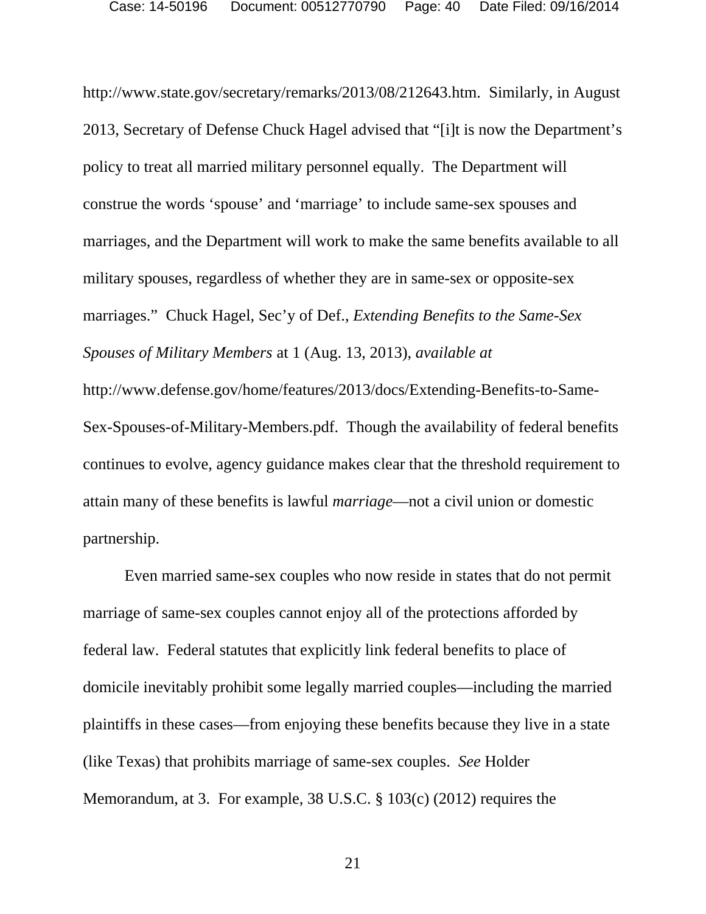http://www.state.gov/secretary/remarks/2013/08/212643.htm. Similarly, in August 2013, Secretary of Defense Chuck Hagel advised that "[i]t is now the Department's policy to treat all married military personnel equally. The Department will construe the words 'spouse' and 'marriage' to include same-sex spouses and marriages, and the Department will work to make the same benefits available to all military spouses, regardless of whether they are in same-sex or opposite-sex marriages." Chuck Hagel, Sec'y of Def., *Extending Benefits to the Same-Sex Spouses of Military Members* at 1 (Aug. 13, 2013), *available at* http://www.defense.gov/home/features/2013/docs/Extending-Benefits-to-Same-Sex-Spouses-of-Military-Members.pdf. Though the availability of federal benefits continues to evolve, agency guidance makes clear that the threshold requirement to attain many of these benefits is lawful *marriage*—not a civil union or domestic partnership.

Even married same-sex couples who now reside in states that do not permit marriage of same-sex couples cannot enjoy all of the protections afforded by federal law. Federal statutes that explicitly link federal benefits to place of domicile inevitably prohibit some legally married couples—including the married plaintiffs in these cases—from enjoying these benefits because they live in a state (like Texas) that prohibits marriage of same-sex couples. *See* Holder Memorandum, at 3. For example, 38 U.S.C. § 103(c) (2012) requires the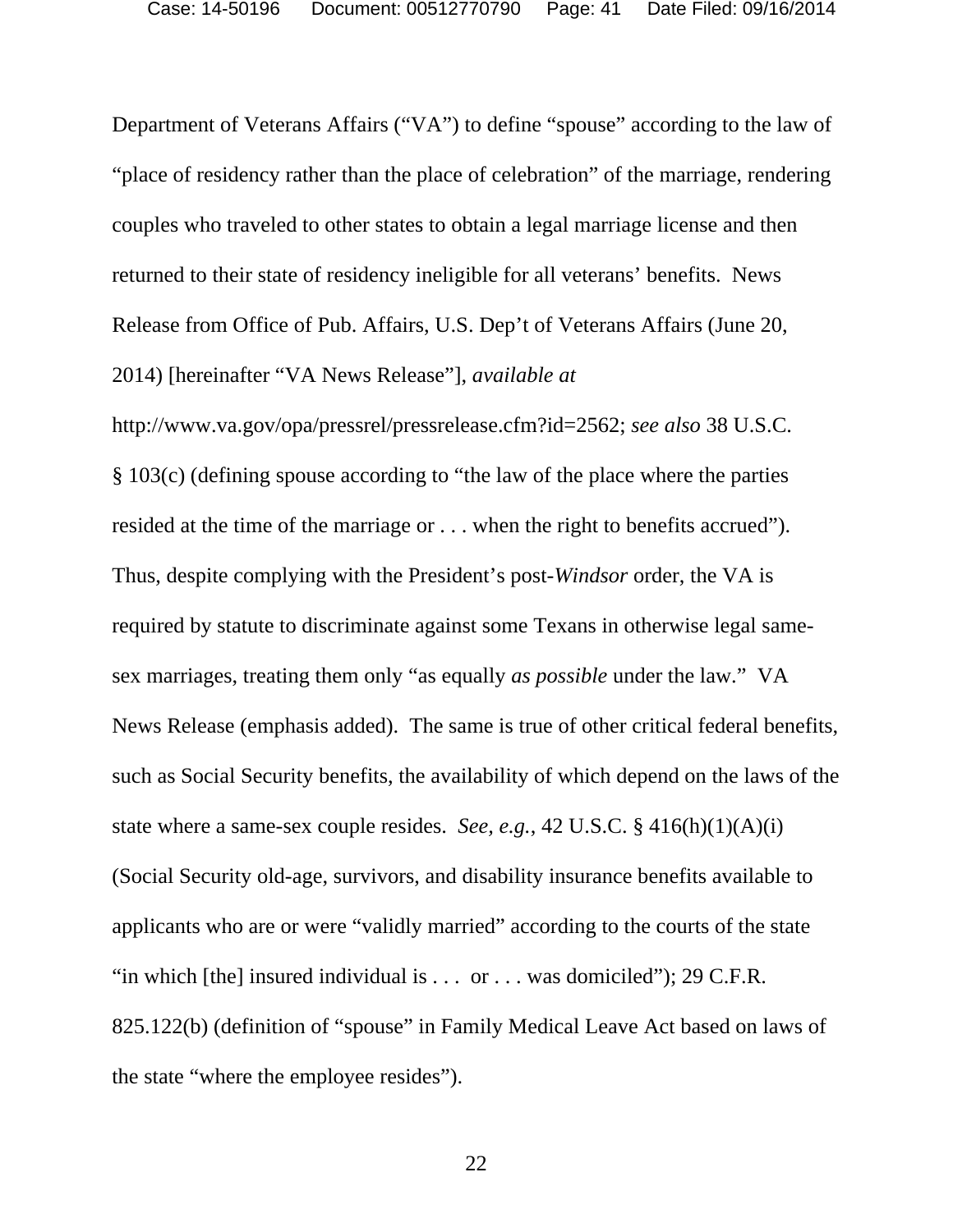Department of Veterans Affairs ("VA") to define "spouse" according to the law of "place of residency rather than the place of celebration" of the marriage, rendering couples who traveled to other states to obtain a legal marriage license and then returned to their state of residency ineligible for all veterans' benefits. News Release from Office of Pub. Affairs, U.S. Dep't of Veterans Affairs (June 20, 2014) [hereinafter "VA News Release"], *available at* http://www.va.gov/opa/pressrel/pressrelease.cfm?id=2562; *see also* 38 U.S.C. § 103(c) (defining spouse according to "the law of the place where the parties resided at the time of the marriage or . . . when the right to benefits accrued"). Thus, despite complying with the President's post-*Windsor* order, the VA is required by statute to discriminate against some Texans in otherwise legal same-sex marriages, treating them only "as equally *as possible* under the law." VA News Release (emphasis added). The same is true of other critical federal benefits, such as Social Security benefits, the availability of which depend on the laws of the state where a same-sex couple resides. *See, e.g.*, 42 U.S.C. § 416(h)(1)(A)(i) (Social Security old-age, survivors, and disability insurance benefits available to applicants who are or were "validly married" according to the courts of the state "in which [the] insured individual is . . . or . . . was domiciled"); 29 C.F.R. 825.122(b) (definition of "spouse" in Family Medical Leave Act based on laws of the state "where the employee resides").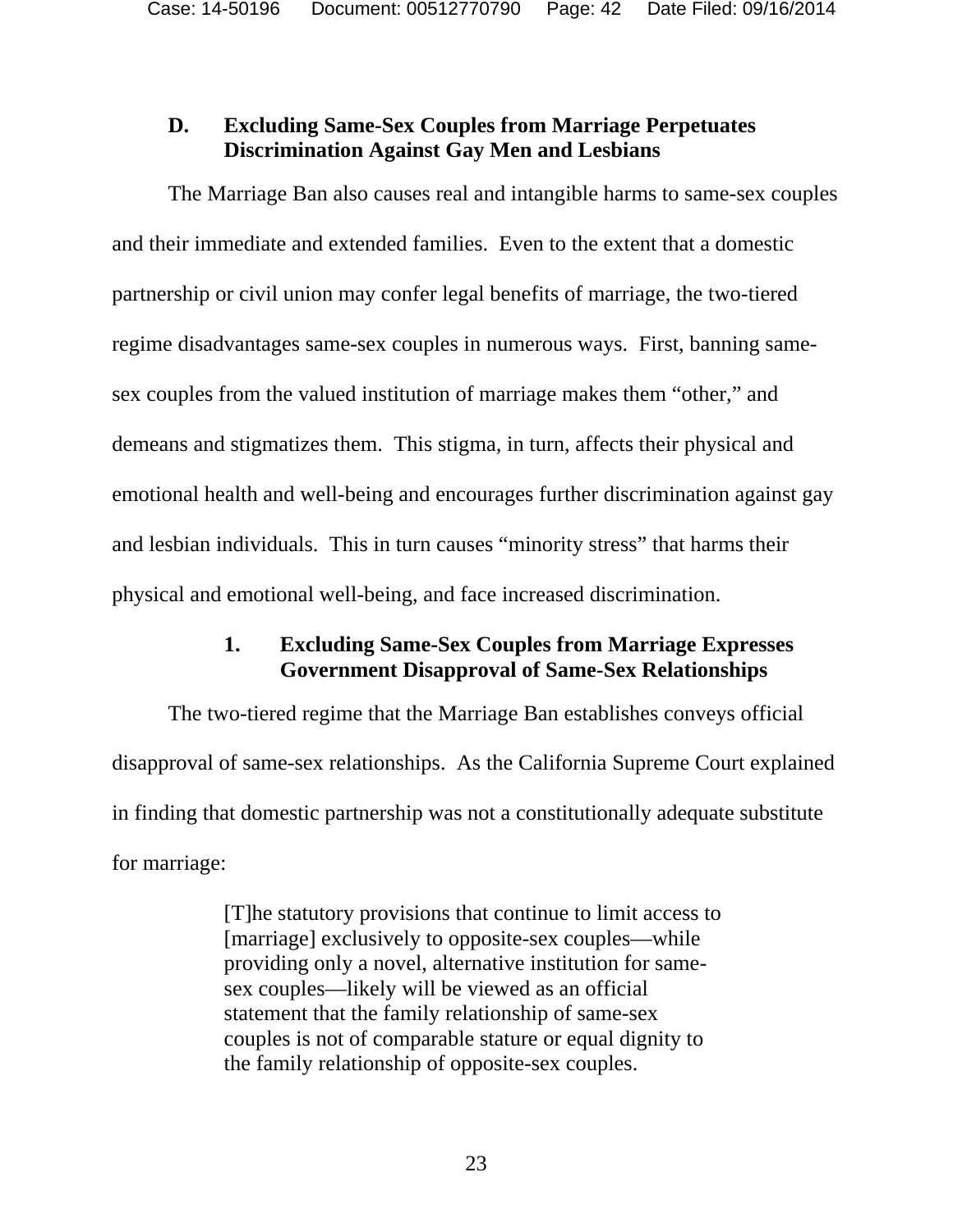### D. Excluding Same-Sex Couples from Marriage Perpetuates Discrimination Against Gay Men and Lesbians

The Marriage Ban also causes real and intangible harms to same-sex couples and their immediate and extended families. Even to the extent that a domestic partnership or civil union may confer legal benefits of marriage, the two-tiered regime disadvantages same-sex couples in numerous ways. First, banning same-sex couples from the valued institution of marriage makes them "other," and demeans and stigmatizes them. This stigma, in turn, affects their physical and emotional health and well-being and encourages further discrimination against gay and lesbian individuals. This in turn causes "minority stress" that harms their physical and emotional well-being, and face increased discrimination.

#### 1. Excluding Same-Sex Couples from Marriage Expresses Government Disapproval of Same-Sex Relationships

The two-tiered regime that the Marriage Ban establishes conveys official disapproval of same-sex relationships. As the California Supreme Court explained in finding that domestic partnership was not a constitutionally adequate substitute for marriage:

> [T]he statutory provisions that continue to limit access to [marriage] exclusively to opposite-sex couples—while providing only a novel, alternative institution for same-sex couples—likely will be viewed as an official statement that the family relationship of same-sex couples is not of comparable stature or equal dignity to the family relationship of opposite-sex couples.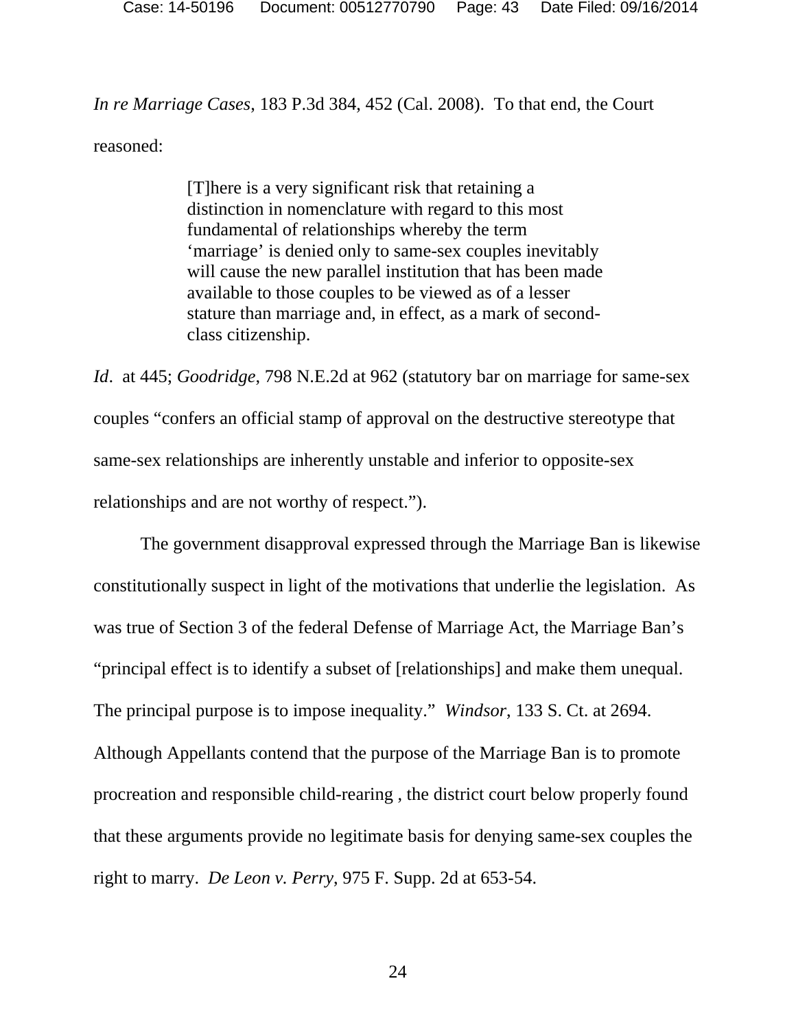*In re Marriage Cases*, 183 P.3d 384, 452 (Cal. 2008). To that end, the Court reasoned:

> [T]here is a very significant risk that retaining a distinction in nomenclature with regard to this most fundamental of relationships whereby the term 'marriage' is denied only to same-sex couples inevitably will cause the new parallel institution that has been made available to those couples to be viewed as of a lesser stature than marriage and, in effect, as a mark of second-class citizenship.

*Id*. at 445; *Goodridge*, 798 N.E.2d at 962 (statutory bar on marriage for same-sex couples "confers an official stamp of approval on the destructive stereotype that same-sex relationships are inherently unstable and inferior to opposite-sex relationships and are not worthy of respect.").

The government disapproval expressed through the Marriage Ban is likewise constitutionally suspect in light of the motivations that underlie the legislation. As was true of Section 3 of the federal Defense of Marriage Act, the Marriage Ban's "principal effect is to identify a subset of [relationships] and make them unequal. The principal purpose is to impose inequality." *Windsor*, 133 S. Ct. at 2694. Although Appellants contend that the purpose of the Marriage Ban is to promote procreation and responsible child-rearing , the district court below properly found that these arguments provide no legitimate basis for denying same-sex couples the right to marry. *De Leon v. Perry*, 975 F. Supp. 2d at 653-54.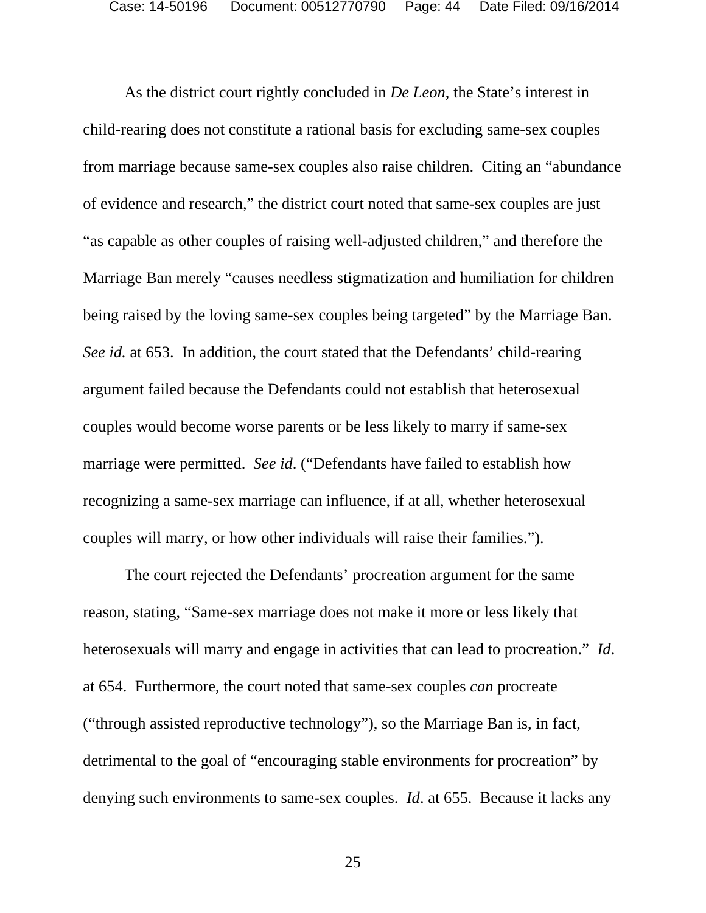As the district court rightly concluded in *De Leon*, the State's interest in child-rearing does not constitute a rational basis for excluding same-sex couples from marriage because same-sex couples also raise children. Citing an "abundance of evidence and research," the district court noted that same-sex couples are just "as capable as other couples of raising well-adjusted children," and therefore the Marriage Ban merely "causes needless stigmatization and humiliation for children being raised by the loving same-sex couples being targeted" by the Marriage Ban. *See id.* at 653. In addition, the court stated that the Defendants' child-rearing argument failed because the Defendants could not establish that heterosexual couples would become worse parents or be less likely to marry if same-sex marriage were permitted. *See id*. ("Defendants have failed to establish how recognizing a same-sex marriage can influence, if at all, whether heterosexual couples will marry, or how other individuals will raise their families.").

The court rejected the Defendants' procreation argument for the same reason, stating, "Same-sex marriage does not make it more or less likely that heterosexuals will marry and engage in activities that can lead to procreation." *Id*. at 654. Furthermore, the court noted that same-sex couples *can* procreate ("through assisted reproductive technology"), so the Marriage Ban is, in fact, detrimental to the goal of "encouraging stable environments for procreation" by denying such environments to same-sex couples. *Id*. at 655. Because it lacks any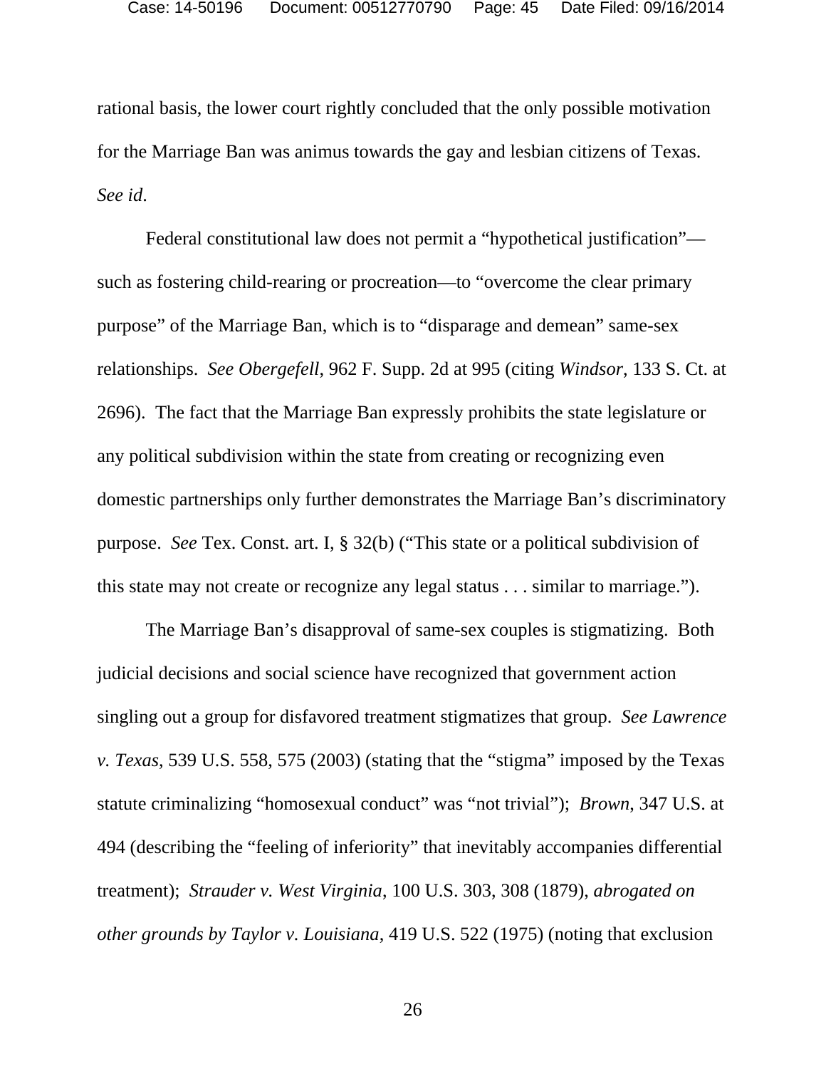rational basis, the lower court rightly concluded that the only possible motivation for the Marriage Ban was animus towards the gay and lesbian citizens of Texas. *See id*.

Federal constitutional law does not permit a "hypothetical justification"—such as fostering child-rearing or procreation—to "overcome the clear primary purpose" of the Marriage Ban, which is to "disparage and demean" same-sex relationships. *See Obergefell*, 962 F. Supp. 2d at 995 (citing *Windsor*, 133 S. Ct. at 2696). The fact that the Marriage Ban expressly prohibits the state legislature or any political subdivision within the state from creating or recognizing even domestic partnerships only further demonstrates the Marriage Ban's discriminatory purpose. *See* Tex. Const. art. I, § 32(b) ("This state or a political subdivision of this state may not create or recognize any legal status . . . similar to marriage.").

The Marriage Ban's disapproval of same-sex couples is stigmatizing. Both judicial decisions and social science have recognized that government action singling out a group for disfavored treatment stigmatizes that group. *See Lawrence v. Texas*, 539 U.S. 558, 575 (2003) (stating that the "stigma" imposed by the Texas statute criminalizing "homosexual conduct" was "not trivial"); *Brown*, 347 U.S. at 494 (describing the "feeling of inferiority" that inevitably accompanies differential treatment); *Strauder v. West Virginia*, 100 U.S. 303, 308 (1879), *abrogated on other grounds by Taylor v. Louisiana*, 419 U.S. 522 (1975) (noting that exclusion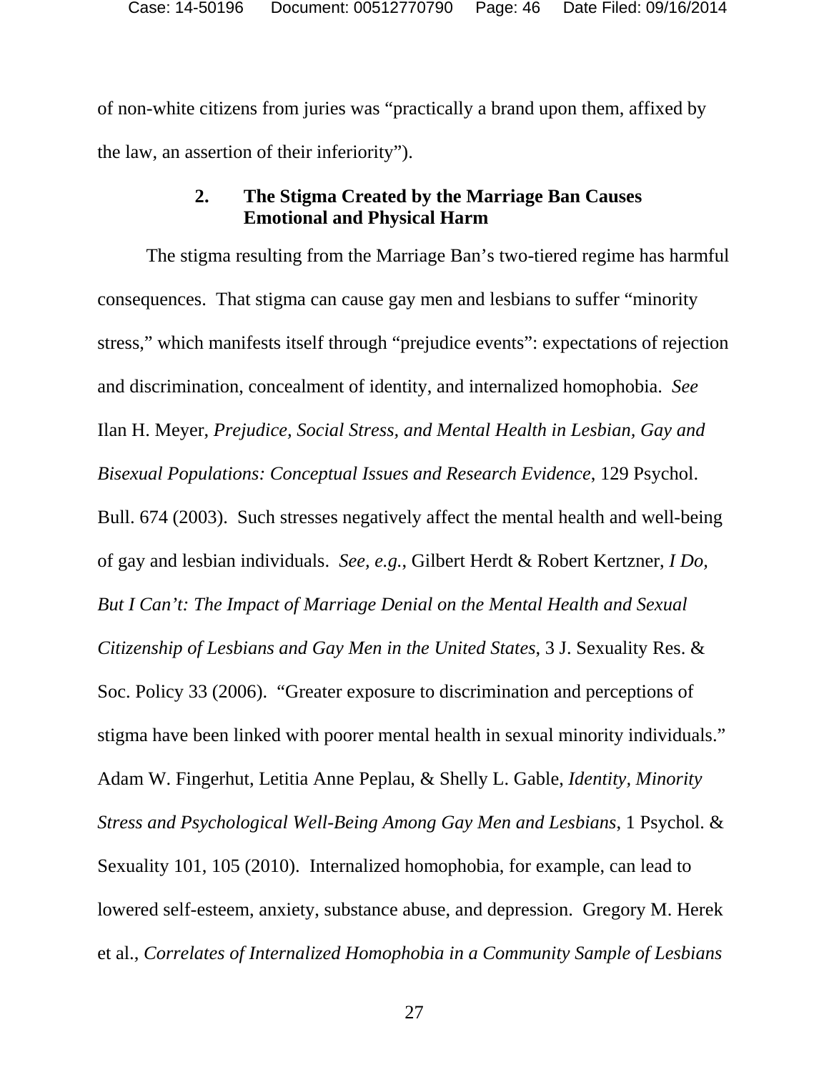of non-white citizens from juries was "practically a brand upon them, affixed by the law, an assertion of their inferiority").

### 2. The Stigma Created by the Marriage Ban Causes Emotional and Physical Harm

The stigma resulting from the Marriage Ban's two-tiered regime has harmful consequences. That stigma can cause gay men and lesbians to suffer "minority stress," which manifests itself through "prejudice events": expectations of rejection and discrimination, concealment of identity, and internalized homophobia. *See* Ilan H. Meyer, *Prejudice, Social Stress, and Mental Health in Lesbian, Gay and Bisexual Populations: Conceptual Issues and Research Evidence*, 129 Psychol. Bull. 674 (2003). Such stresses negatively affect the mental health and well-being of gay and lesbian individuals. *See, e.g.*, Gilbert Herdt & Robert Kertzner, *I Do, But I Can't: The Impact of Marriage Denial on the Mental Health and Sexual Citizenship of Lesbians and Gay Men in the United States,* 3 J. Sexuality Res. & Soc. Policy 33 (2006). "Greater exposure to discrimination and perceptions of stigma have been linked with poorer mental health in sexual minority individuals." Adam W. Fingerhut, Letitia Anne Peplau, & Shelly L. Gable, *Identity, Minority Stress and Psychological Well-Being Among Gay Men and Lesbians*, 1 Psychol. & Sexuality 101, 105 (2010). Internalized homophobia, for example, can lead to lowered self-esteem, anxiety, substance abuse, and depression. Gregory M. Herek et al., *Correlates of Internalized Homophobia in a Community Sample of Lesbians*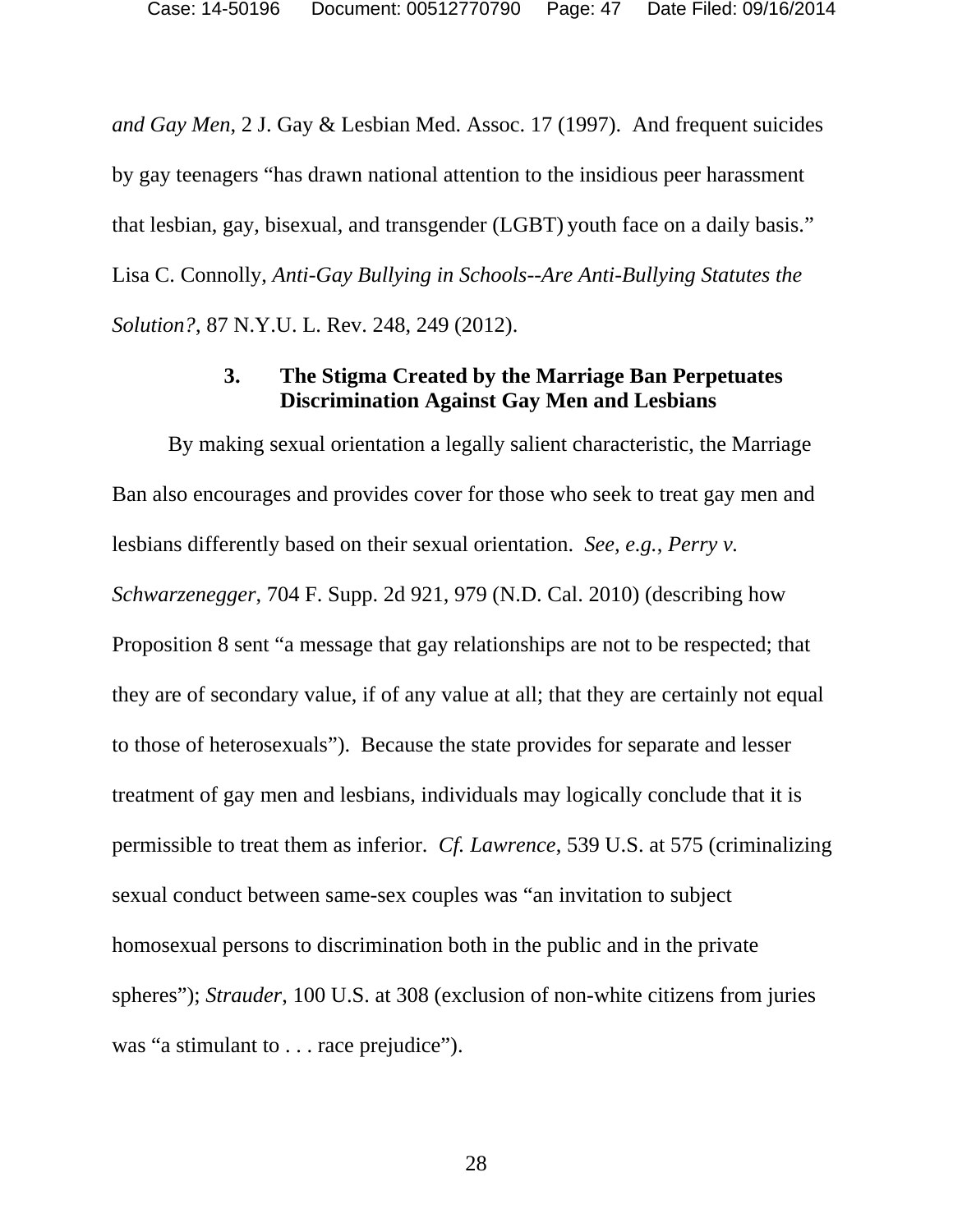*and Gay Men*, 2 J. Gay & Lesbian Med. Assoc. 17 (1997). And frequent suicides by gay teenagers "has drawn national attention to the insidious peer harassment that lesbian, gay, bisexual, and transgender (LGBT) youth face on a daily basis." Lisa C. Connolly, *Anti-Gay Bullying in Schools--Are Anti-Bullying Statutes the Solution?*, 87 N.Y.U. L. Rev. 248, 249 (2012).

### 3. The Stigma Created by the Marriage Ban Perpetuates Discrimination Against Gay Men and Lesbians

By making sexual orientation a legally salient characteristic, the Marriage Ban also encourages and provides cover for those who seek to treat gay men and lesbians differently based on their sexual orientation. *See, e.g.*, *Perry v. Schwarzenegger*, 704 F. Supp. 2d 921, 979 (N.D. Cal. 2010) (describing how Proposition 8 sent "a message that gay relationships are not to be respected; that they are of secondary value, if of any value at all; that they are certainly not equal to those of heterosexuals"). Because the state provides for separate and lesser treatment of gay men and lesbians, individuals may logically conclude that it is permissible to treat them as inferior. *Cf. Lawrence*, 539 U.S. at 575 (criminalizing sexual conduct between same-sex couples was "an invitation to subject homosexual persons to discrimination both in the public and in the private spheres"); *Strauder*, 100 U.S. at 308 (exclusion of non-white citizens from juries was "a stimulant to . . . race prejudice").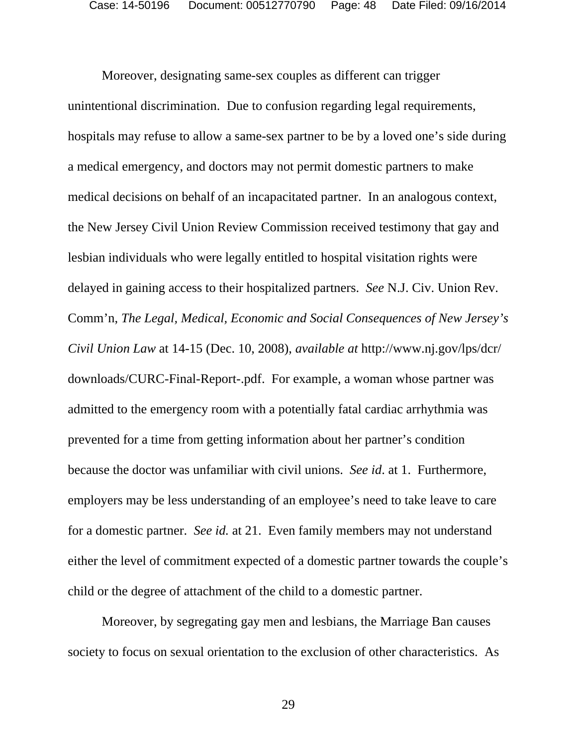Moreover, designating same-sex couples as different can trigger unintentional discrimination. Due to confusion regarding legal requirements, hospitals may refuse to allow a same-sex partner to be by a loved one's side during a medical emergency, and doctors may not permit domestic partners to make medical decisions on behalf of an incapacitated partner. In an analogous context, the New Jersey Civil Union Review Commission received testimony that gay and lesbian individuals who were legally entitled to hospital visitation rights were delayed in gaining access to their hospitalized partners. *See* N.J. Civ. Union Rev. Comm'n, *The Legal, Medical, Economic and Social Consequences of New Jersey's Civil Union Law* at 14-15 (Dec. 10, 2008), *available at* http://www.nj.gov/lps/dcr/downloads/CURC-Final-Report-.pdf. For example, a woman whose partner was admitted to the emergency room with a potentially fatal cardiac arrhythmia was prevented for a time from getting information about her partner's condition because the doctor was unfamiliar with civil unions. *See id*. at 1. Furthermore, employers may be less understanding of an employee's need to take leave to care for a domestic partner. *See id.* at 21. Even family members may not understand either the level of commitment expected of a domestic partner towards the couple's child or the degree of attachment of the child to a domestic partner.

Moreover, by segregating gay men and lesbians, the Marriage Ban causes society to focus on sexual orientation to the exclusion of other characteristics. As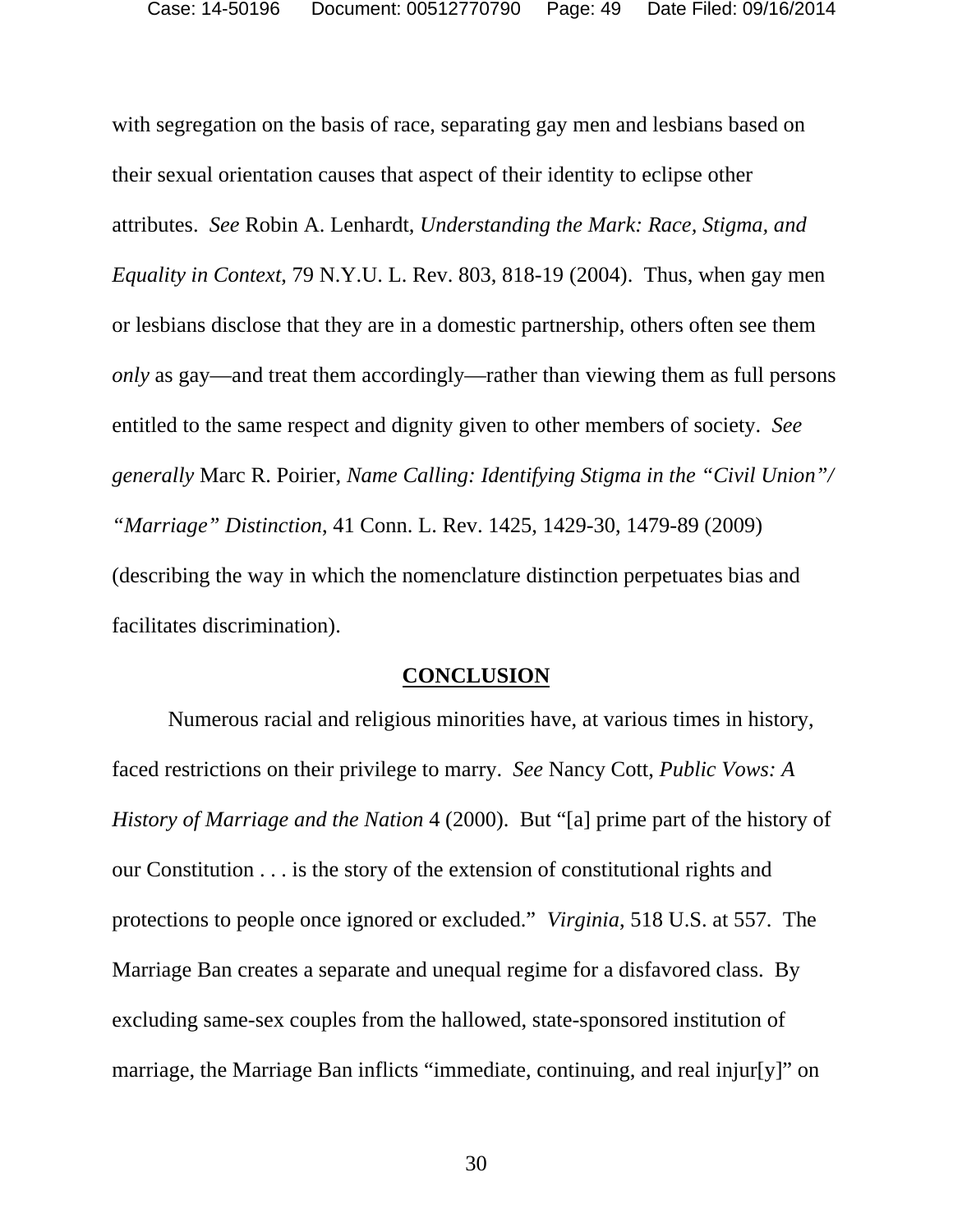with segregation on the basis of race, separating gay men and lesbians based on their sexual orientation causes that aspect of their identity to eclipse other attributes. *See* Robin A. Lenhardt, *Understanding the Mark: Race, Stigma, and Equality in Context*, 79 N.Y.U. L. Rev. 803, 818-19 (2004). Thus, when gay men or lesbians disclose that they are in a domestic partnership, others often see them *only* as gay—and treat them accordingly—rather than viewing them as full persons entitled to the same respect and dignity given to other members of society. *See generally* Marc R. Poirier, *Name Calling: Identifying Stigma in the "Civil Union"/ "Marriage" Distinction*, 41 Conn. L. Rev. 1425, 1429-30, 1479-89 (2009) (describing the way in which the nomenclature distinction perpetuates bias and facilitates discrimination).

## CONCLUSION

Numerous racial and religious minorities have, at various times in history, faced restrictions on their privilege to marry. *See* Nancy Cott, *Public Vows: A History of Marriage and the Nation* 4 (2000). But "[a] prime part of the history of our Constitution . . . is the story of the extension of constitutional rights and protections to people once ignored or excluded." *Virginia*, 518 U.S. at 557. The Marriage Ban creates a separate and unequal regime for a disfavored class. By excluding same-sex couples from the hallowed, state-sponsored institution of marriage, the Marriage Ban inflicts "immediate, continuing, and real injur[y]" on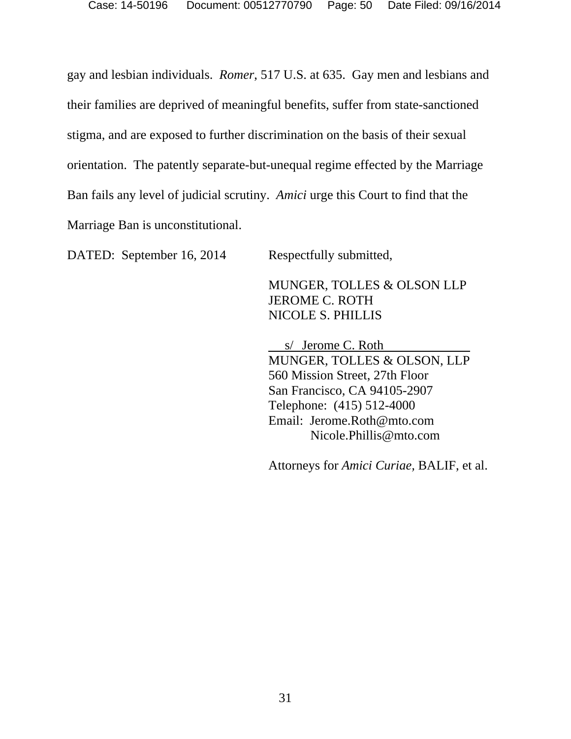gay and lesbian individuals. *Romer*, 517 U.S. at 635. Gay men and lesbians and their families are deprived of meaningful benefits, suffer from state-sanctioned stigma, and are exposed to further discrimination on the basis of their sexual orientation. The patently separate-but-unequal regime effected by the Marriage Ban fails any level of judicial scrutiny. *Amici* urge this Court to find that the Marriage Ban is unconstitutional.

DATED: September 16, 2014

Respectfully submitted,

MUNGER, TOLLES & OLSON LLP
JEROME C. ROTH
NICOLE S. PHILLIS

s/ Jerome C. Roth
MUNGER, TOLLES & OLSON, LLP
560 Mission Street, 27th Floor
San Francisco, CA 94105-2907
Telephone: (415) 512-4000
Email: Jerome.Roth@mto.com
Nicole.Phillis@mto.com

Attorneys for *Amici Curiae,* BALIF, et al.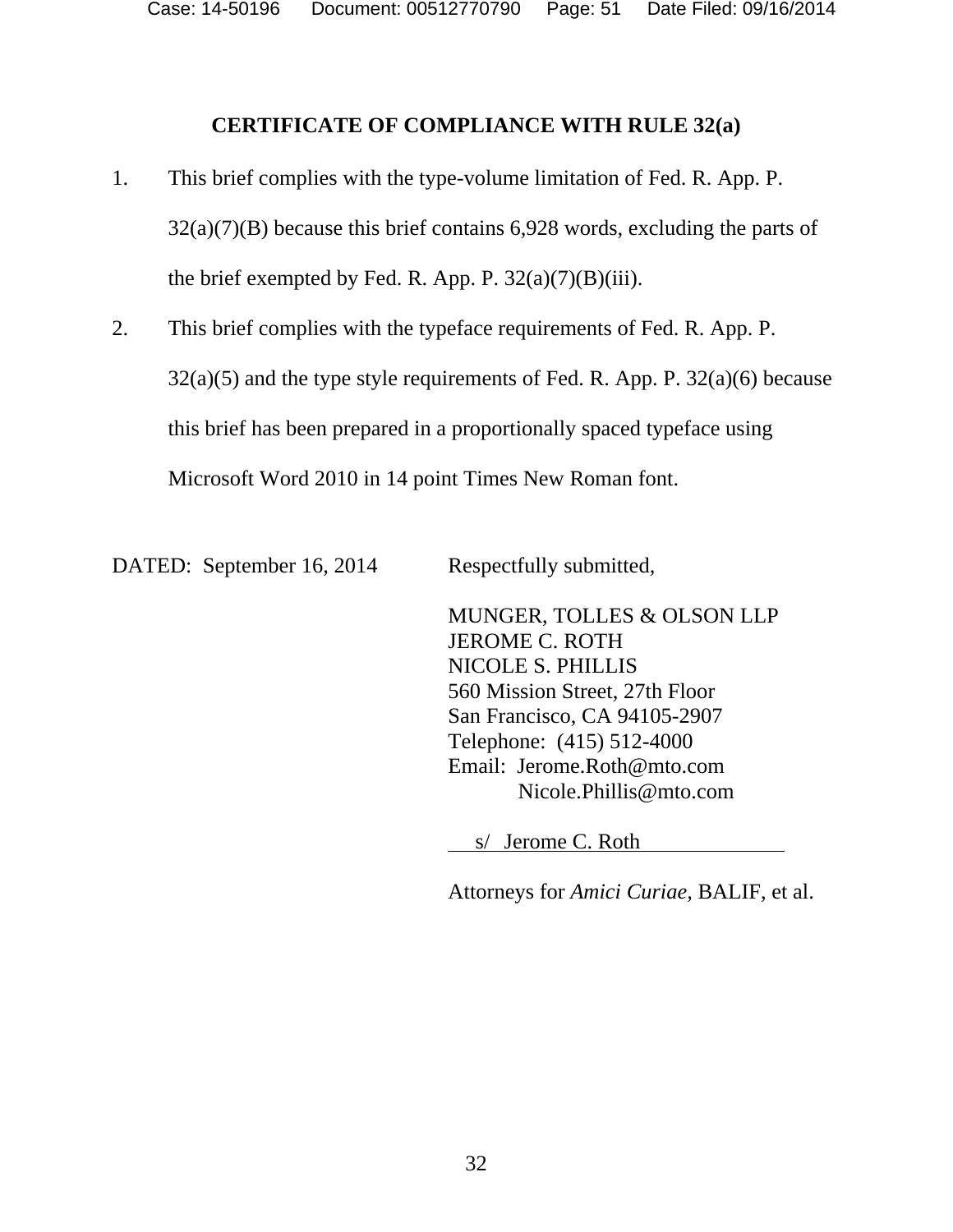## CERTIFICATE OF COMPLIANCE WITH RULE 32(a)

1. This brief complies with the type-volume limitation of Fed. R. App. P. 32(a)(7)(B) because this brief contains 6,928 words, excluding the parts of the brief exempted by Fed. R. App. P. 32(a)(7)(B)(iii).

2. This brief complies with the typeface requirements of Fed. R. App. P. 32(a)(5) and the type style requirements of Fed. R. App. P. 32(a)(6) because this brief has been prepared in a proportionally spaced typeface using Microsoft Word 2010 in 14 point Times New Roman font.

DATED: September 16, 2014

Respectfully submitted,

MUNGER, TOLLES & OLSON LLP
JEROME C. ROTH
NICOLE S. PHILLIS
560 Mission Street, 27th Floor
San Francisco, CA 94105-2907
Telephone: (415) 512-4000
Email: Jerome.Roth@mto.com
Nicole.Phillis@mto.com

s/ Jerome C. Roth

Attorneys for *Amici Curiae,* BALIF, et al.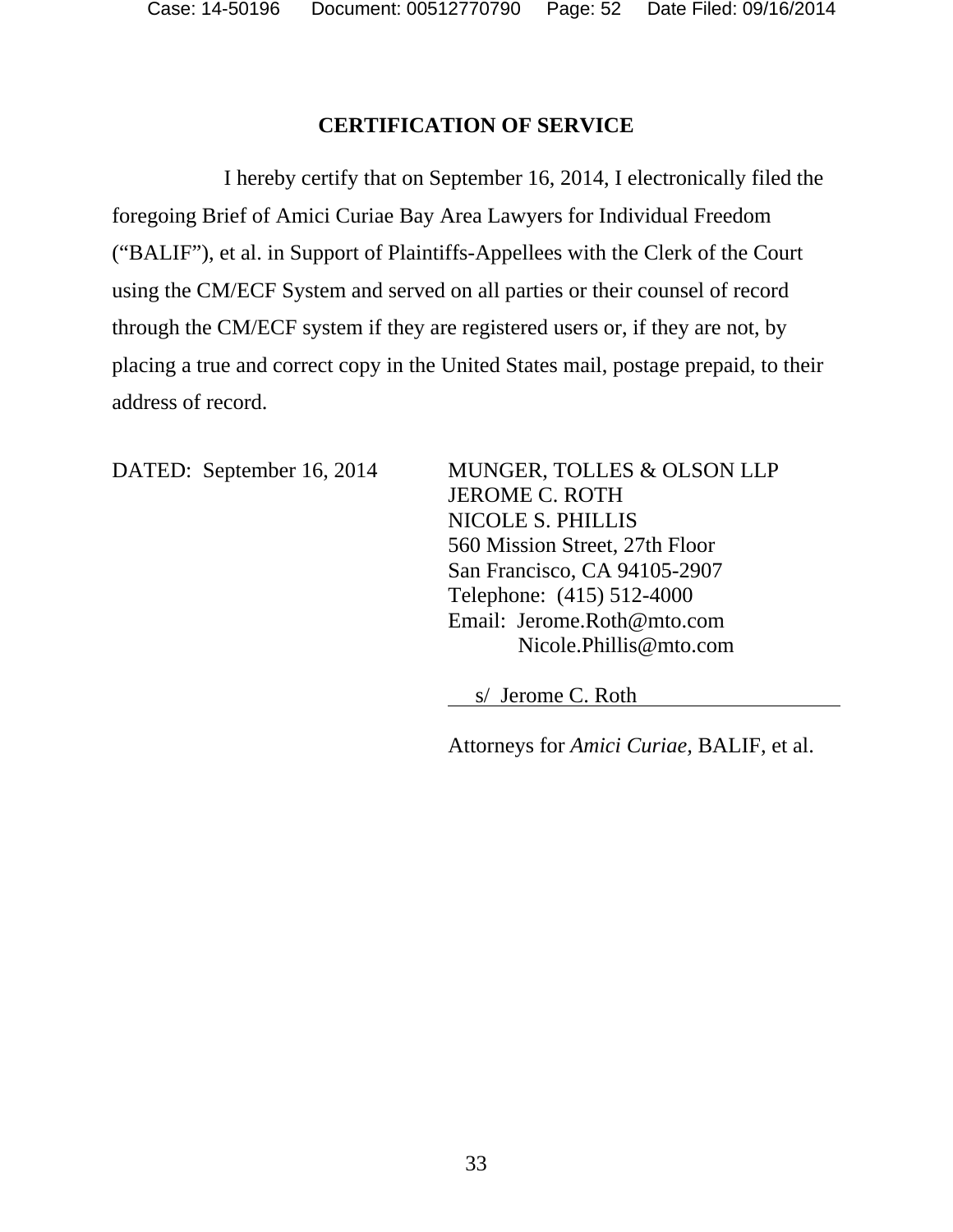## CERTIFICATION OF SERVICE

I hereby certify that on September 16, 2014, I electronically filed the foregoing Brief of Amici Curiae Bay Area Lawyers for Individual Freedom ("BALIF"), et al. in Support of Plaintiffs-Appellees with the Clerk of the Court using the CM/ECF System and served on all parties or their counsel of record through the CM/ECF system if they are registered users or, if they are not, by placing a true and correct copy in the United States mail, postage prepaid, to their address of record.

DATED: September 16, 2014

MUNGER, TOLLES & OLSON LLP
JEROME C. ROTH
NICOLE S. PHILLIS
560 Mission Street, 27th Floor
San Francisco, CA 94105-2907
Telephone: (415) 512-4000
Email: Jerome.Roth@mto.com
Nicole.Phillis@mto.com

s/ Jerome C. Roth

Attorneys for *Amici Curiae*, BALIF, et al.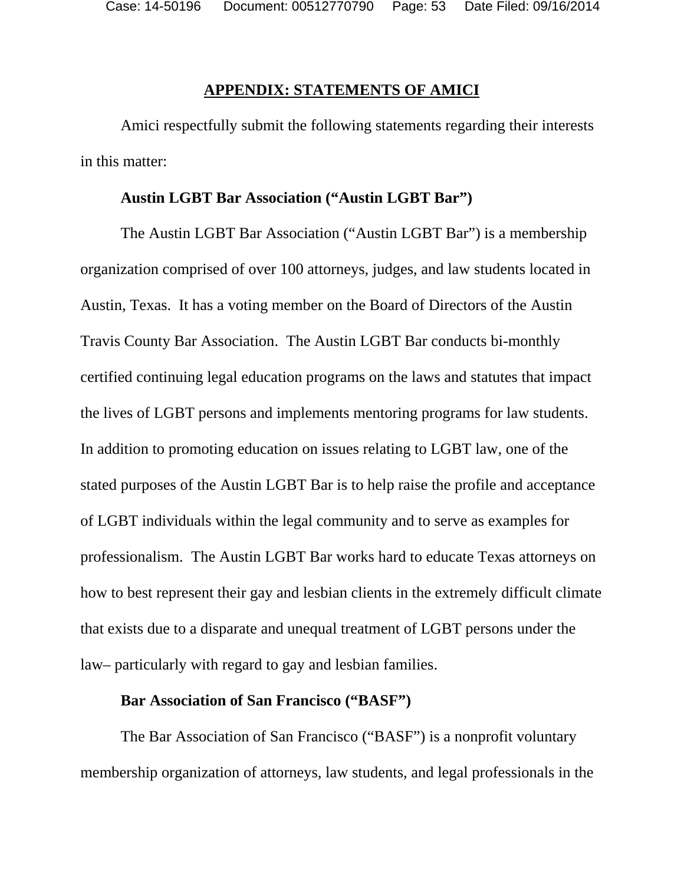## APPENDIX: STATEMENTS OF AMICI

Amici respectfully submit the following statements regarding their interests in this matter:

**Austin LGBT Bar Association ("Austin LGBT Bar")**

The Austin LGBT Bar Association ("Austin LGBT Bar") is a membership organization comprised of over 100 attorneys, judges, and law students located in Austin, Texas. It has a voting member on the Board of Directors of the Austin Travis County Bar Association. The Austin LGBT Bar conducts bi-monthly certified continuing legal education programs on the laws and statutes that impact the lives of LGBT persons and implements mentoring programs for law students. In addition to promoting education on issues relating to LGBT law, one of the stated purposes of the Austin LGBT Bar is to help raise the profile and acceptance of LGBT individuals within the legal community and to serve as examples for professionalism. The Austin LGBT Bar works hard to educate Texas attorneys on how to best represent their gay and lesbian clients in the extremely difficult climate that exists due to a disparate and unequal treatment of LGBT persons under the law– particularly with regard to gay and lesbian families.

**Bar Association of San Francisco ("BASF")**

The Bar Association of San Francisco ("BASF") is a nonprofit voluntary membership organization of attorneys, law students, and legal professionals in the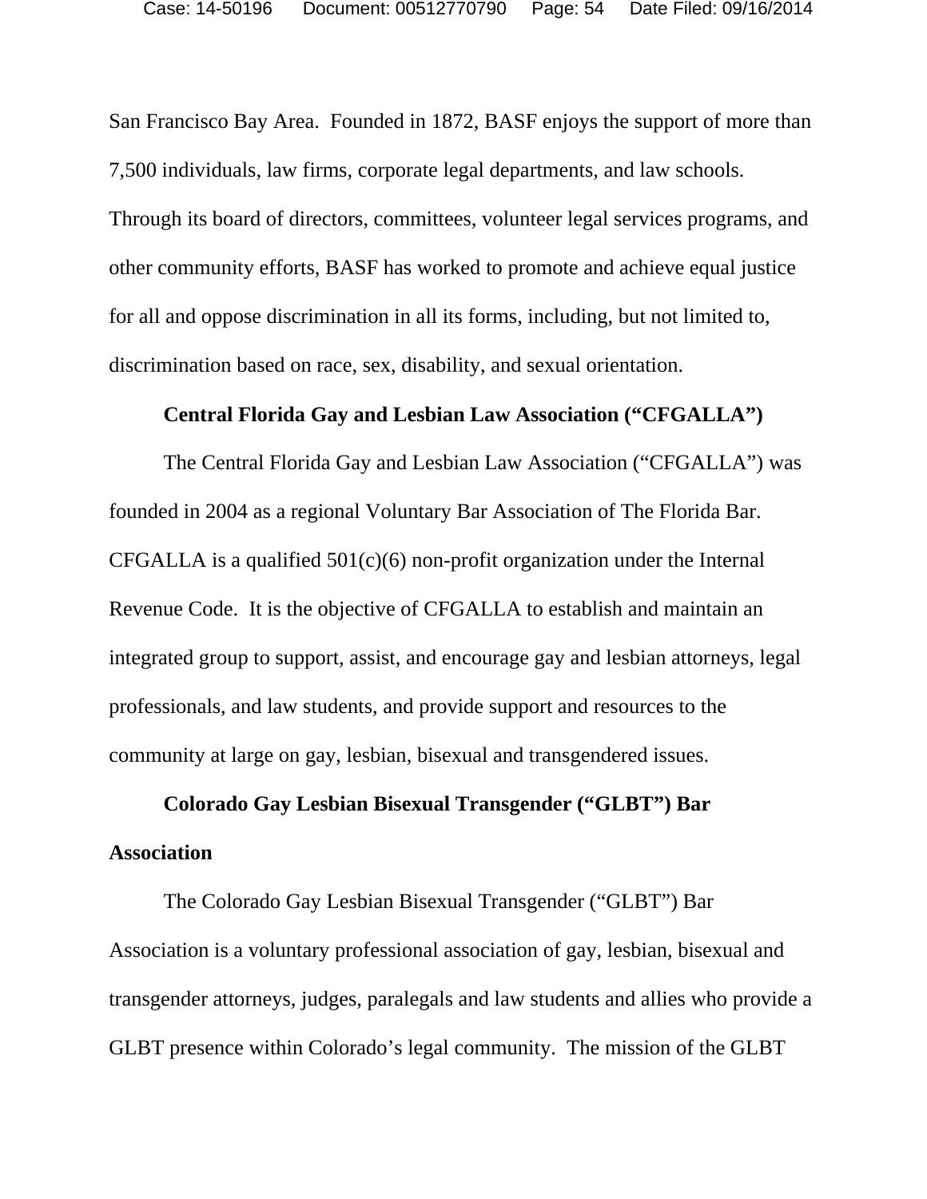San Francisco Bay Area. Founded in 1872, BASF enjoys the support of more than 7,500 individuals, law firms, corporate legal departments, and law schools. Through its board of directors, committees, volunteer legal services programs, and other community efforts, BASF has worked to promote and achieve equal justice for all and oppose discrimination in all its forms, including, but not limited to, discrimination based on race, sex, disability, and sexual orientation.

**Central Florida Gay and Lesbian Law Association ("CFGALLA")**

The Central Florida Gay and Lesbian Law Association ("CFGALLA") was founded in 2004 as a regional Voluntary Bar Association of The Florida Bar. CFGALLA is a qualified 501(c)(6) non-profit organization under the Internal Revenue Code. It is the objective of CFGALLA to establish and maintain an integrated group to support, assist, and encourage gay and lesbian attorneys, legal professionals, and law students, and provide support and resources to the community at large on gay, lesbian, bisexual and transgendered issues.

**Colorado Gay Lesbian Bisexual Transgender ("GLBT") Bar Association**

The Colorado Gay Lesbian Bisexual Transgender ("GLBT") Bar Association is a voluntary professional association of gay, lesbian, bisexual and transgender attorneys, judges, paralegals and law students and allies who provide a GLBT presence within Colorado's legal community. The mission of the GLBT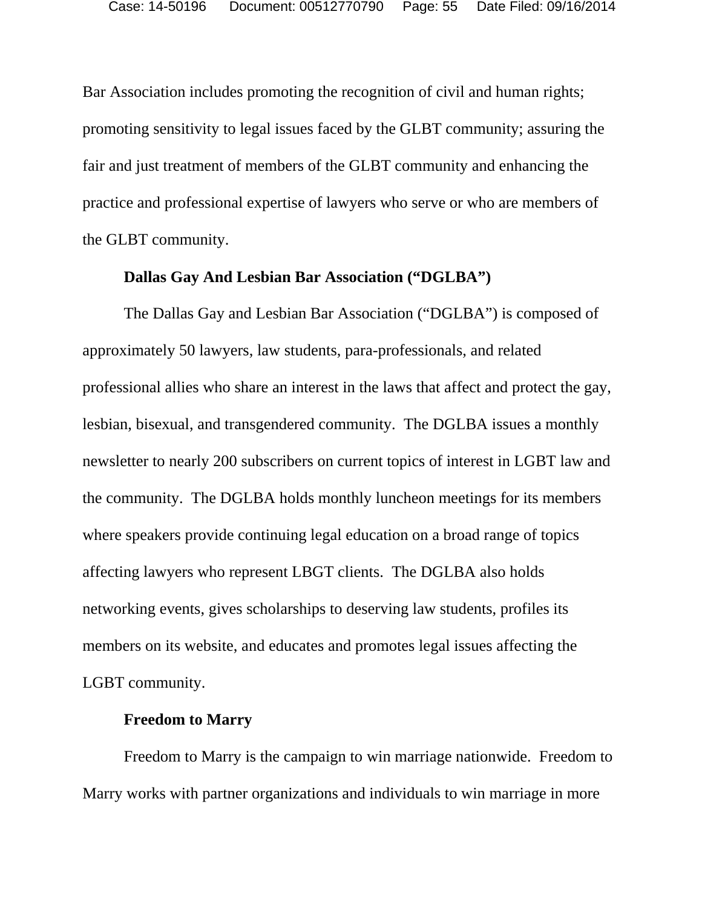Bar Association includes promoting the recognition of civil and human rights; promoting sensitivity to legal issues faced by the GLBT community; assuring the fair and just treatment of members of the GLBT community and enhancing the practice and professional expertise of lawyers who serve or who are members of the GLBT community.

**Dallas Gay And Lesbian Bar Association ("DGLBA")**

The Dallas Gay and Lesbian Bar Association ("DGLBA") is composed of approximately 50 lawyers, law students, para-professionals, and related professional allies who share an interest in the laws that affect and protect the gay, lesbian, bisexual, and transgendered community. The DGLBA issues a monthly newsletter to nearly 200 subscribers on current topics of interest in LGBT law and the community. The DGLBA holds monthly luncheon meetings for its members where speakers provide continuing legal education on a broad range of topics affecting lawyers who represent LBGT clients. The DGLBA also holds networking events, gives scholarships to deserving law students, profiles its members on its website, and educates and promotes legal issues affecting the LGBT community.

**Freedom to Marry**

Freedom to Marry is the campaign to win marriage nationwide. Freedom to Marry works with partner organizations and individuals to win marriage in more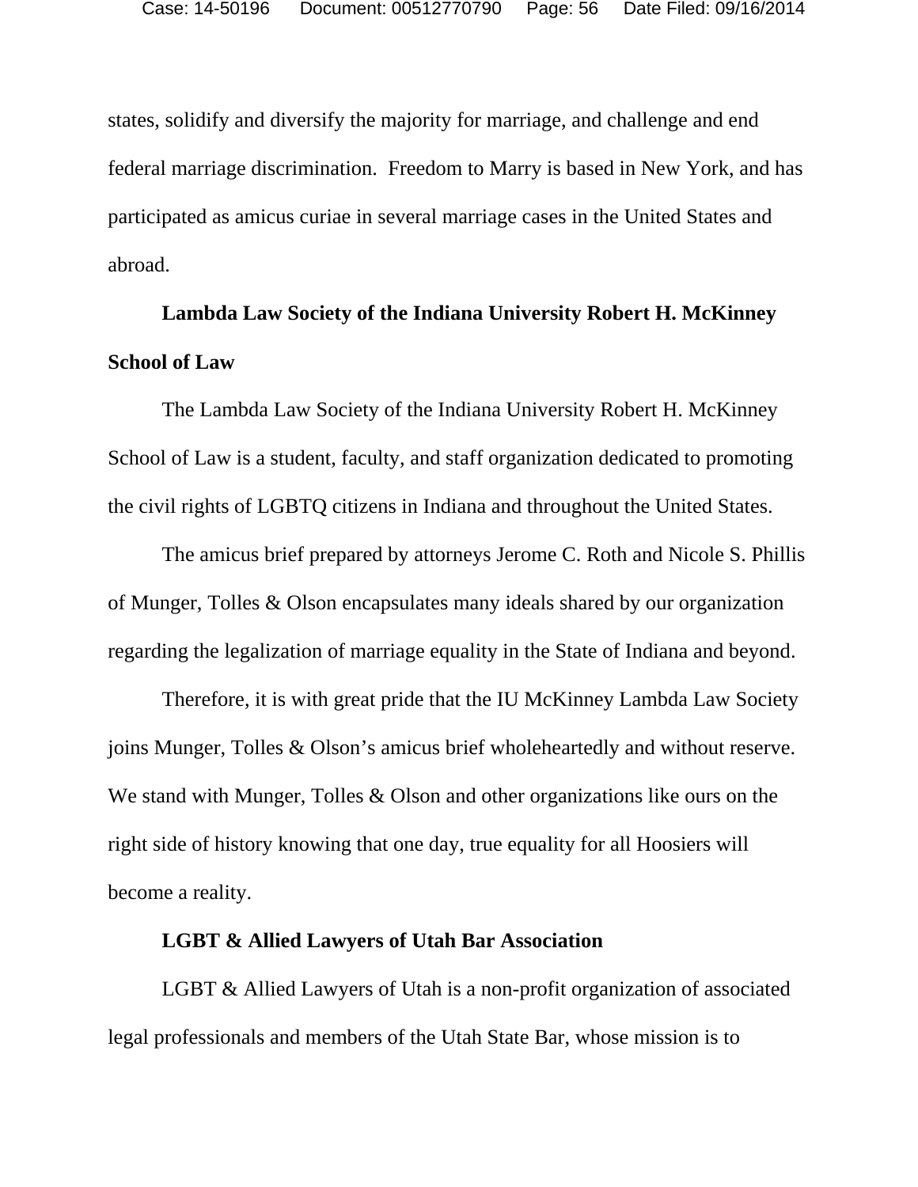states, solidify and diversify the majority for marriage, and challenge and end federal marriage discrimination. Freedom to Marry is based in New York, and has participated as amicus curiae in several marriage cases in the United States and abroad.

**Lambda Law Society of the Indiana University Robert H. McKinney School of Law**

The Lambda Law Society of the Indiana University Robert H. McKinney School of Law is a student, faculty, and staff organization dedicated to promoting the civil rights of LGBTQ citizens in Indiana and throughout the United States.

The amicus brief prepared by attorneys Jerome C. Roth and Nicole S. Phillis of Munger, Tolles & Olson encapsulates many ideals shared by our organization regarding the legalization of marriage equality in the State of Indiana and beyond.

Therefore, it is with great pride that the IU McKinney Lambda Law Society joins Munger, Tolles & Olson's amicus brief wholeheartedly and without reserve. We stand with Munger, Tolles & Olson and other organizations like ours on the right side of history knowing that one day, true equality for all Hoosiers will become a reality.

**LGBT & Allied Lawyers of Utah Bar Association**

LGBT & Allied Lawyers of Utah is a non-profit organization of associated legal professionals and members of the Utah State Bar, whose mission is to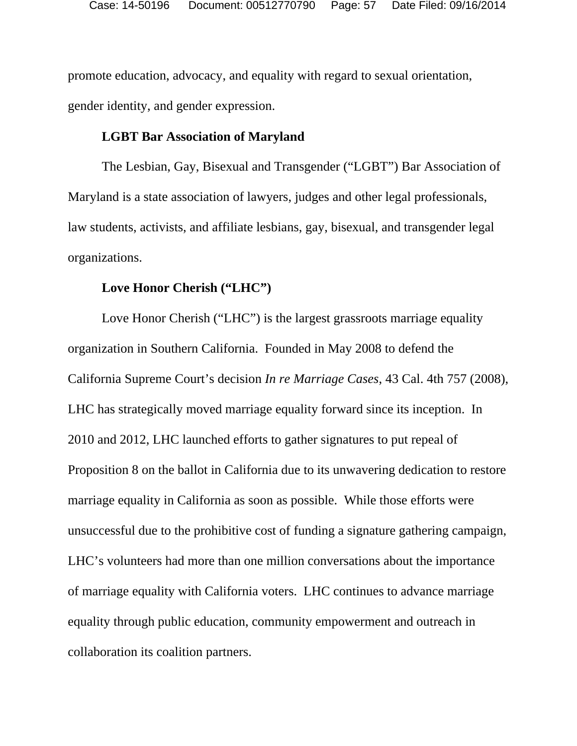promote education, advocacy, and equality with regard to sexual orientation, gender identity, and gender expression.

**LGBT Bar Association of Maryland**

The Lesbian, Gay, Bisexual and Transgender ("LGBT") Bar Association of Maryland is a state association of lawyers, judges and other legal professionals, law students, activists, and affiliate lesbians, gay, bisexual, and transgender legal organizations.

**Love Honor Cherish ("LHC")**

Love Honor Cherish ("LHC") is the largest grassroots marriage equality organization in Southern California. Founded in May 2008 to defend the California Supreme Court's decision *In re Marriage Cases*, 43 Cal. 4th 757 (2008), LHC has strategically moved marriage equality forward since its inception. In 2010 and 2012, LHC launched efforts to gather signatures to put repeal of Proposition 8 on the ballot in California due to its unwavering dedication to restore marriage equality in California as soon as possible. While those efforts were unsuccessful due to the prohibitive cost of funding a signature gathering campaign, LHC's volunteers had more than one million conversations about the importance of marriage equality with California voters. LHC continues to advance marriage equality through public education, community empowerment and outreach in collaboration its coalition partners.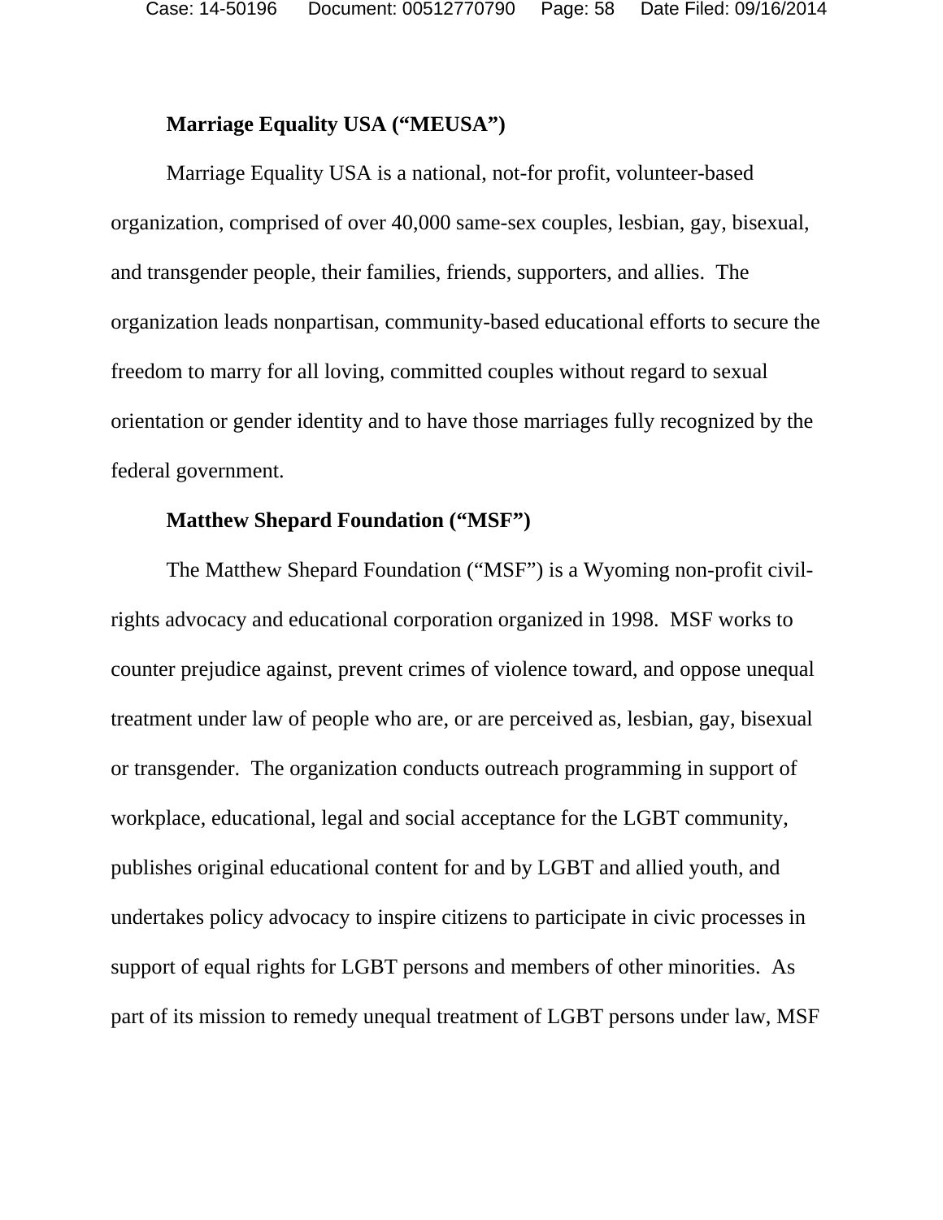**Marriage Equality USA ("MEUSA")**

Marriage Equality USA is a national, not-for profit, volunteer-based organization, comprised of over 40,000 same-sex couples, lesbian, gay, bisexual, and transgender people, their families, friends, supporters, and allies. The organization leads nonpartisan, community-based educational efforts to secure the freedom to marry for all loving, committed couples without regard to sexual orientation or gender identity and to have those marriages fully recognized by the federal government.

**Matthew Shepard Foundation ("MSF")**

The Matthew Shepard Foundation ("MSF") is a Wyoming non-profit civil-rights advocacy and educational corporation organized in 1998. MSF works to counter prejudice against, prevent crimes of violence toward, and oppose unequal treatment under law of people who are, or are perceived as, lesbian, gay, bisexual or transgender. The organization conducts outreach programming in support of workplace, educational, legal and social acceptance for the LGBT community, publishes original educational content for and by LGBT and allied youth, and undertakes policy advocacy to inspire citizens to participate in civic processes in support of equal rights for LGBT persons and members of other minorities. As part of its mission to remedy unequal treatment of LGBT persons under law, MSF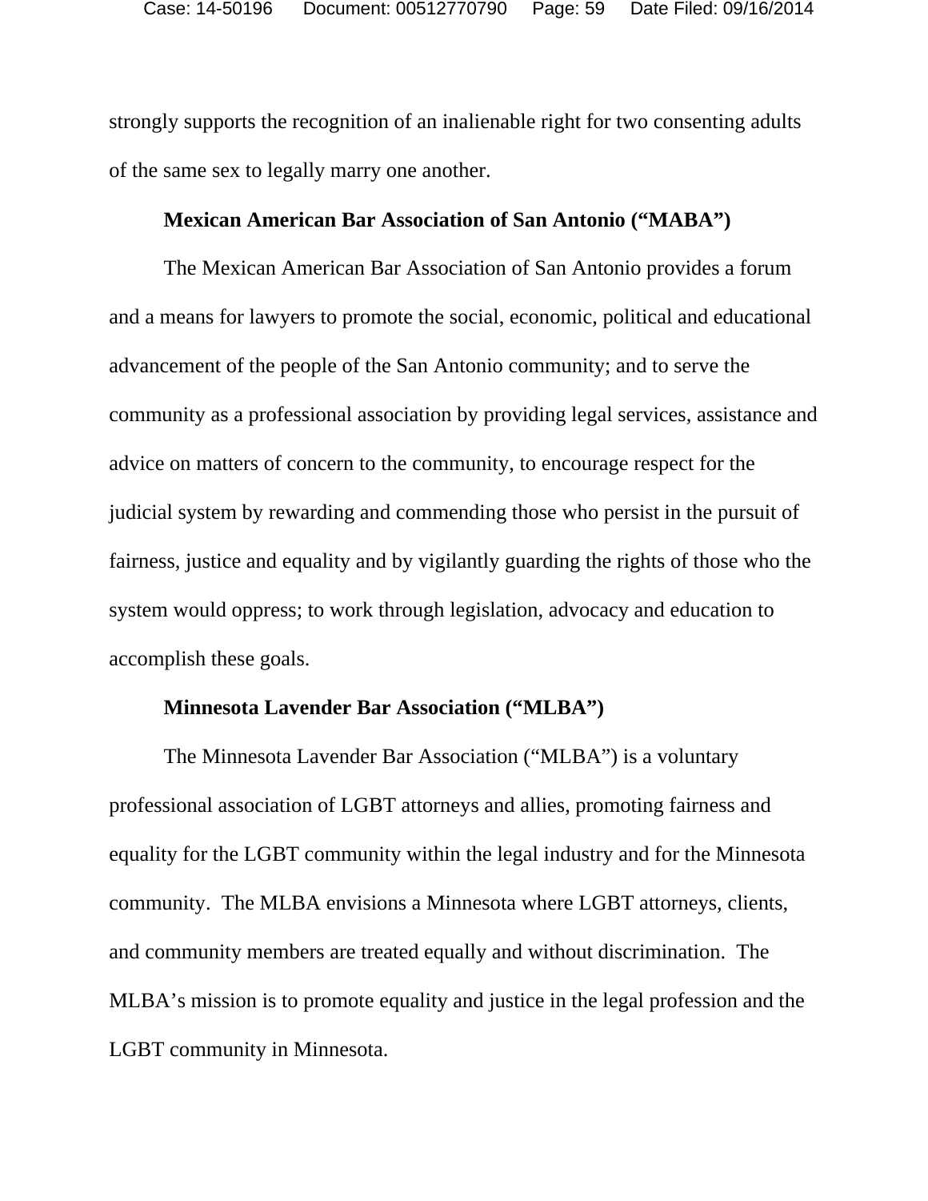strongly supports the recognition of an inalienable right for two consenting adults of the same sex to legally marry one another.

**Mexican American Bar Association of San Antonio ("MABA")**

The Mexican American Bar Association of San Antonio provides a forum and a means for lawyers to promote the social, economic, political and educational advancement of the people of the San Antonio community; and to serve the community as a professional association by providing legal services, assistance and advice on matters of concern to the community, to encourage respect for the judicial system by rewarding and commending those who persist in the pursuit of fairness, justice and equality and by vigilantly guarding the rights of those who the system would oppress; to work through legislation, advocacy and education to accomplish these goals.

**Minnesota Lavender Bar Association ("MLBA")**

The Minnesota Lavender Bar Association ("MLBA") is a voluntary professional association of LGBT attorneys and allies, promoting fairness and equality for the LGBT community within the legal industry and for the Minnesota community. The MLBA envisions a Minnesota where LGBT attorneys, clients, and community members are treated equally and without discrimination. The MLBA's mission is to promote equality and justice in the legal profession and the LGBT community in Minnesota.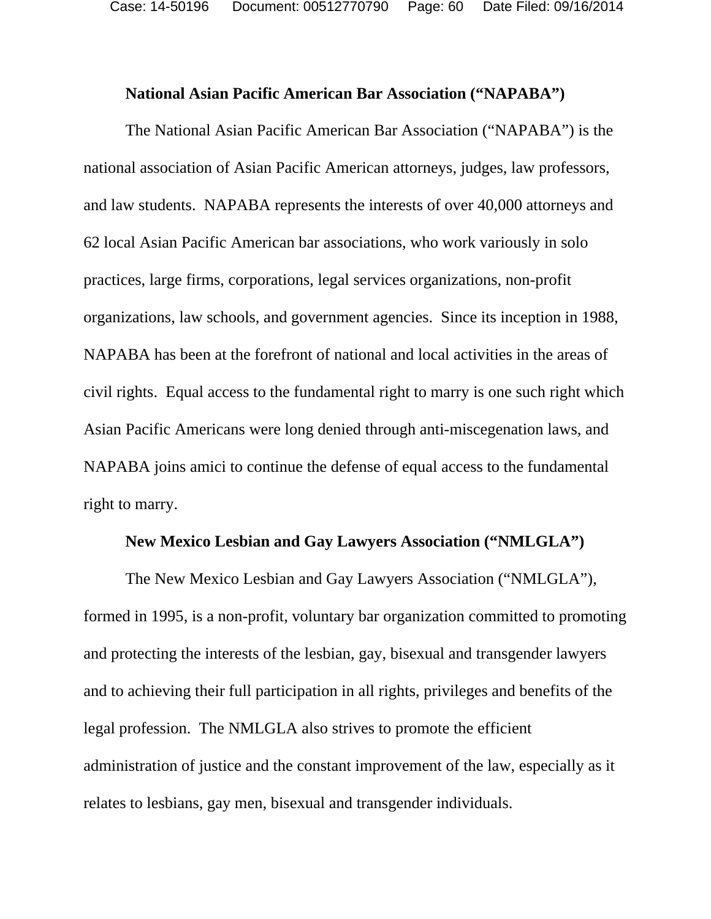**National Asian Pacific American Bar Association ("NAPABA")**

The National Asian Pacific American Bar Association ("NAPABA") is the national association of Asian Pacific American attorneys, judges, law professors, and law students. NAPABA represents the interests of over 40,000 attorneys and 62 local Asian Pacific American bar associations, who work variously in solo practices, large firms, corporations, legal services organizations, non-profit organizations, law schools, and government agencies. Since its inception in 1988, NAPABA has been at the forefront of national and local activities in the areas of civil rights. Equal access to the fundamental right to marry is one such right which Asian Pacific Americans were long denied through anti-miscegenation laws, and NAPABA joins amici to continue the defense of equal access to the fundamental right to marry.

**New Mexico Lesbian and Gay Lawyers Association ("NMLGLA")**

The New Mexico Lesbian and Gay Lawyers Association ("NMLGLA"), formed in 1995, is a non-profit, voluntary bar organization committed to promoting and protecting the interests of the lesbian, gay, bisexual and transgender lawyers and to achieving their full participation in all rights, privileges and benefits of the legal profession. The NMLGLA also strives to promote the efficient administration of justice and the constant improvement of the law, especially as it relates to lesbians, gay men, bisexual and transgender individuals.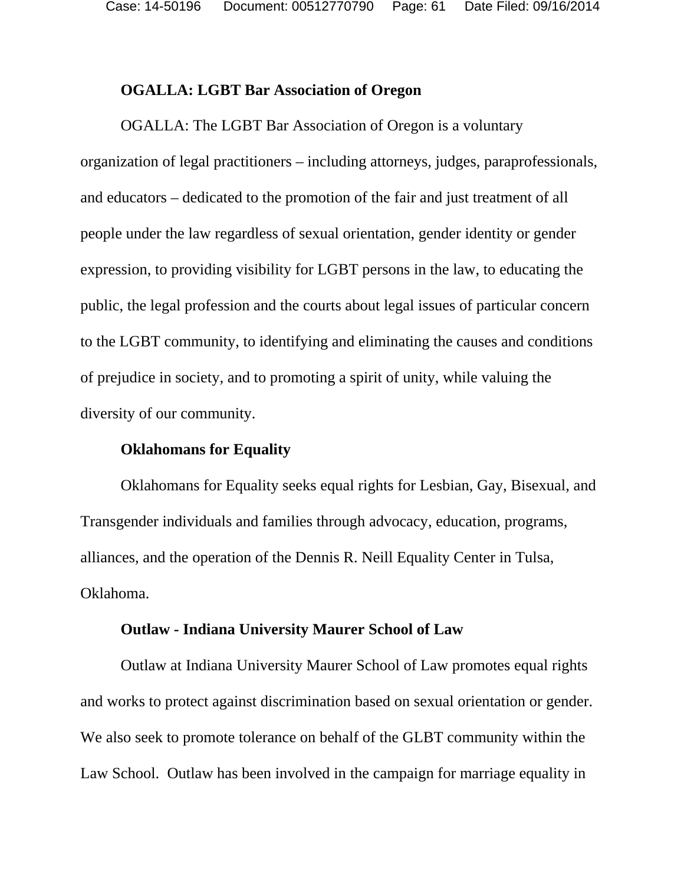**OGALLA: LGBT Bar Association of Oregon**

OGALLA: The LGBT Bar Association of Oregon is a voluntary organization of legal practitioners – including attorneys, judges, paraprofessionals, and educators – dedicated to the promotion of the fair and just treatment of all people under the law regardless of sexual orientation, gender identity or gender expression, to providing visibility for LGBT persons in the law, to educating the public, the legal profession and the courts about legal issues of particular concern to the LGBT community, to identifying and eliminating the causes and conditions of prejudice in society, and to promoting a spirit of unity, while valuing the diversity of our community.

**Oklahomans for Equality**

Oklahomans for Equality seeks equal rights for Lesbian, Gay, Bisexual, and Transgender individuals and families through advocacy, education, programs, alliances, and the operation of the Dennis R. Neill Equality Center in Tulsa, Oklahoma.

**Outlaw - Indiana University Maurer School of Law**

Outlaw at Indiana University Maurer School of Law promotes equal rights and works to protect against discrimination based on sexual orientation or gender. We also seek to promote tolerance on behalf of the GLBT community within the Law School. Outlaw has been involved in the campaign for marriage equality in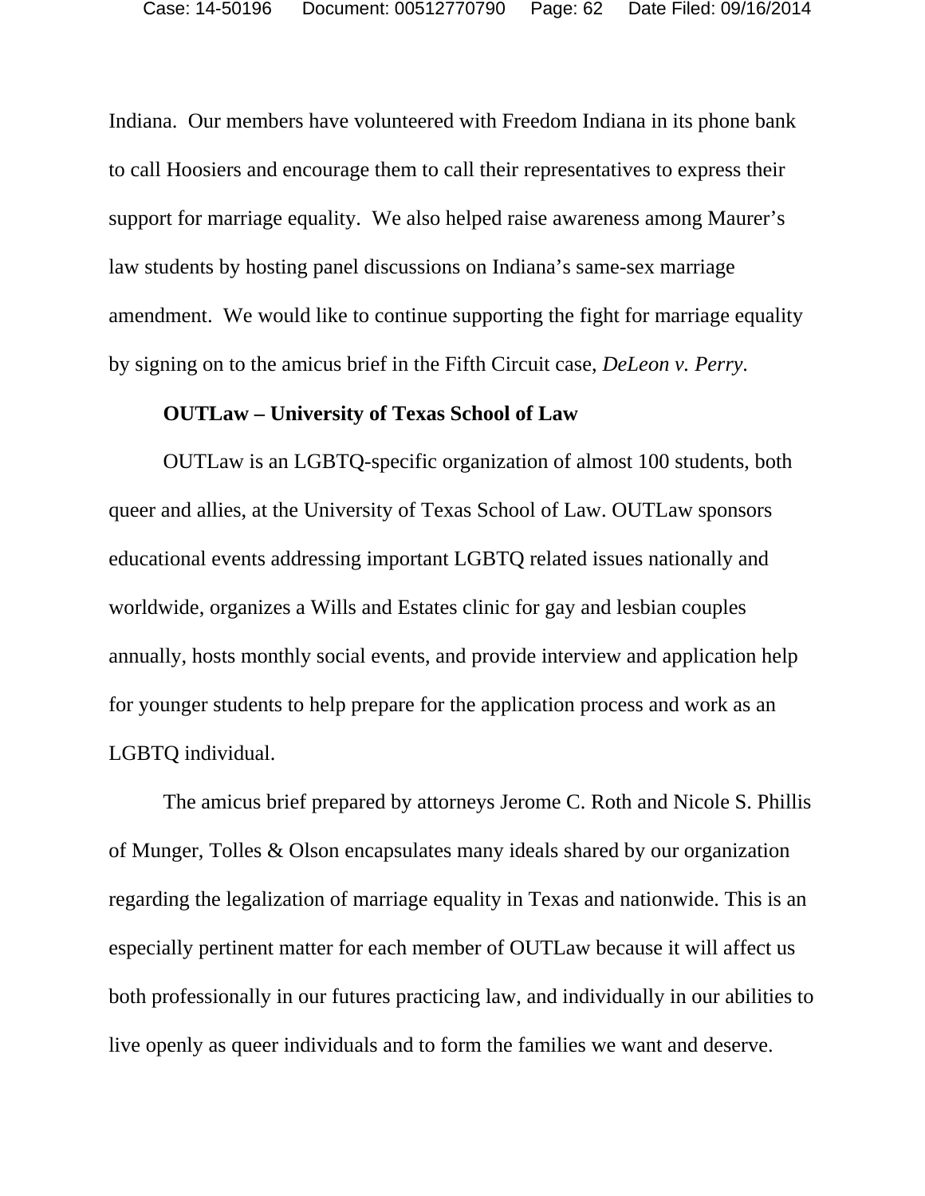Indiana. Our members have volunteered with Freedom Indiana in its phone bank to call Hoosiers and encourage them to call their representatives to express their support for marriage equality. We also helped raise awareness among Maurer's law students by hosting panel discussions on Indiana's same-sex marriage amendment. We would like to continue supporting the fight for marriage equality by signing on to the amicus brief in the Fifth Circuit case, *DeLeon v. Perry*.

**OUTLaw – University of Texas School of Law**

OUTLaw is an LGBTQ-specific organization of almost 100 students, both queer and allies, at the University of Texas School of Law. OUTLaw sponsors educational events addressing important LGBTQ related issues nationally and worldwide, organizes a Wills and Estates clinic for gay and lesbian couples annually, hosts monthly social events, and provide interview and application help for younger students to help prepare for the application process and work as an LGBTQ individual.

The amicus brief prepared by attorneys Jerome C. Roth and Nicole S. Phillis of Munger, Tolles & Olson encapsulates many ideals shared by our organization regarding the legalization of marriage equality in Texas and nationwide. This is an especially pertinent matter for each member of OUTLaw because it will affect us both professionally in our futures practicing law, and individually in our abilities to live openly as queer individuals and to form the families we want and deserve.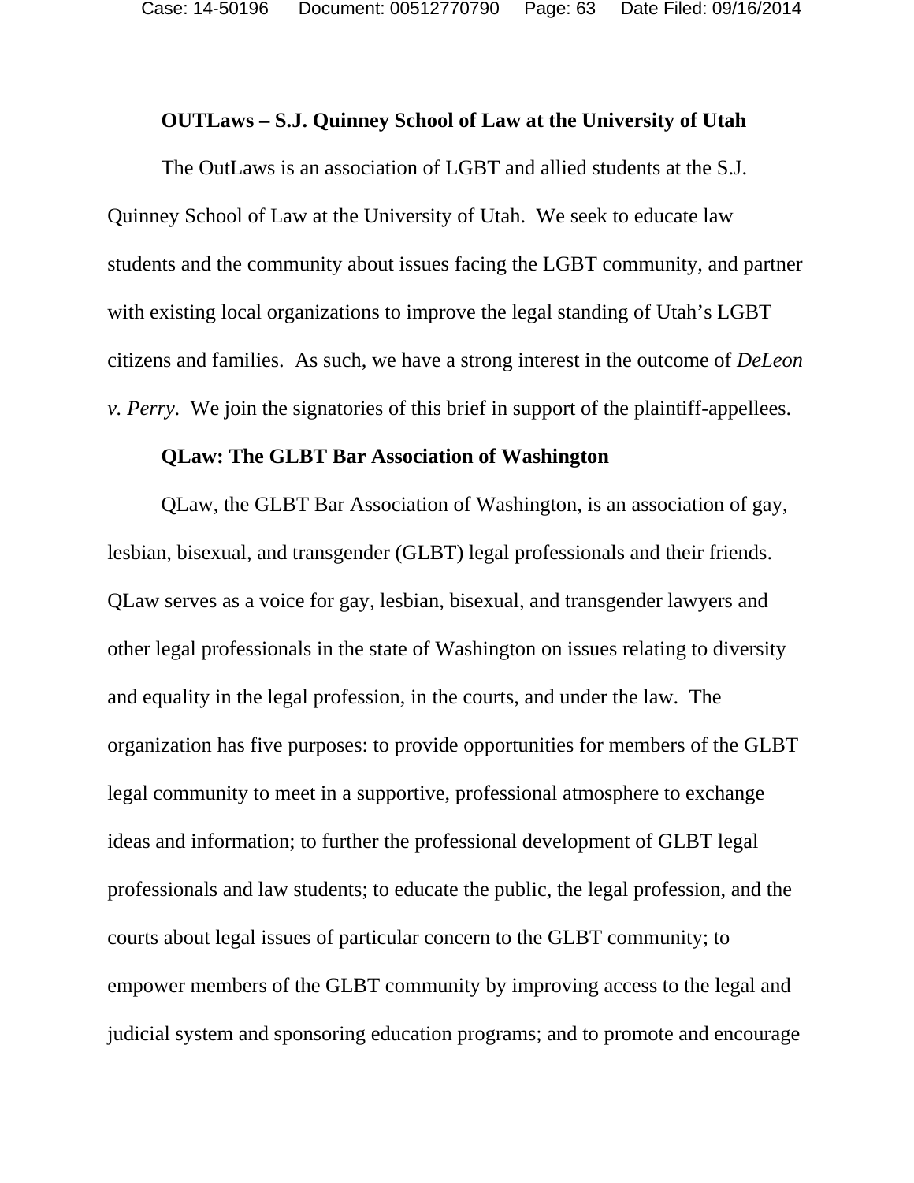**OUTLaws – S.J. Quinney School of Law at the University of Utah**

The OutLaws is an association of LGBT and allied students at the S.J. Quinney School of Law at the University of Utah. We seek to educate law students and the community about issues facing the LGBT community, and partner with existing local organizations to improve the legal standing of Utah's LGBT citizens and families. As such, we have a strong interest in the outcome of *DeLeon v. Perry*. We join the signatories of this brief in support of the plaintiff-appellees.

**QLaw: The GLBT Bar Association of Washington**

QLaw, the GLBT Bar Association of Washington, is an association of gay, lesbian, bisexual, and transgender (GLBT) legal professionals and their friends. QLaw serves as a voice for gay, lesbian, bisexual, and transgender lawyers and other legal professionals in the state of Washington on issues relating to diversity and equality in the legal profession, in the courts, and under the law. The organization has five purposes: to provide opportunities for members of the GLBT legal community to meet in a supportive, professional atmosphere to exchange ideas and information; to further the professional development of GLBT legal professionals and law students; to educate the public, the legal profession, and the courts about legal issues of particular concern to the GLBT community; to empower members of the GLBT community by improving access to the legal and judicial system and sponsoring education programs; and to promote and encourage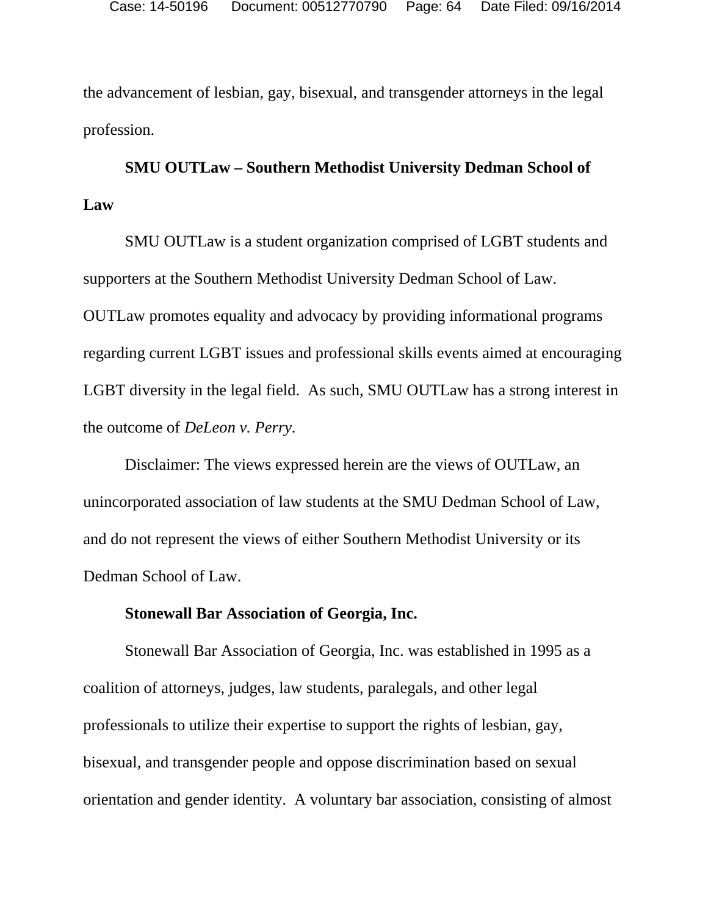the advancement of lesbian, gay, bisexual, and transgender attorneys in the legal profession.

**SMU OUTLaw – Southern Methodist University Dedman School of Law**

SMU OUTLaw is a student organization comprised of LGBT students and supporters at the Southern Methodist University Dedman School of Law. OUTLaw promotes equality and advocacy by providing informational programs regarding current LGBT issues and professional skills events aimed at encouraging LGBT diversity in the legal field. As such, SMU OUTLaw has a strong interest in the outcome of *DeLeon v. Perry*.

Disclaimer: The views expressed herein are the views of OUTLaw, an unincorporated association of law students at the SMU Dedman School of Law, and do not represent the views of either Southern Methodist University or its Dedman School of Law.

**Stonewall Bar Association of Georgia, Inc.**

Stonewall Bar Association of Georgia, Inc. was established in 1995 as a coalition of attorneys, judges, law students, paralegals, and other legal professionals to utilize their expertise to support the rights of lesbian, gay, bisexual, and transgender people and oppose discrimination based on sexual orientation and gender identity. A voluntary bar association, consisting of almost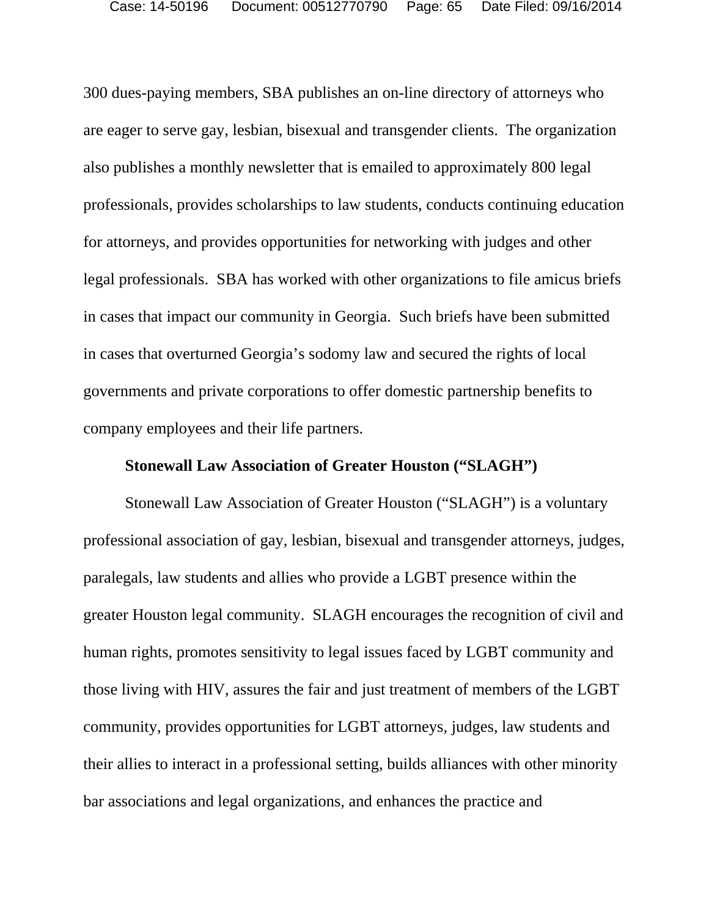300 dues-paying members, SBA publishes an on-line directory of attorneys who are eager to serve gay, lesbian, bisexual and transgender clients. The organization also publishes a monthly newsletter that is emailed to approximately 800 legal professionals, provides scholarships to law students, conducts continuing education for attorneys, and provides opportunities for networking with judges and other legal professionals. SBA has worked with other organizations to file amicus briefs in cases that impact our community in Georgia. Such briefs have been submitted in cases that overturned Georgia's sodomy law and secured the rights of local governments and private corporations to offer domestic partnership benefits to company employees and their life partners.

**Stonewall Law Association of Greater Houston ("SLAGH")**

Stonewall Law Association of Greater Houston ("SLAGH") is a voluntary professional association of gay, lesbian, bisexual and transgender attorneys, judges, paralegals, law students and allies who provide a LGBT presence within the greater Houston legal community. SLAGH encourages the recognition of civil and human rights, promotes sensitivity to legal issues faced by LGBT community and those living with HIV, assures the fair and just treatment of members of the LGBT community, provides opportunities for LGBT attorneys, judges, law students and their allies to interact in a professional setting, builds alliances with other minority bar associations and legal organizations, and enhances the practice and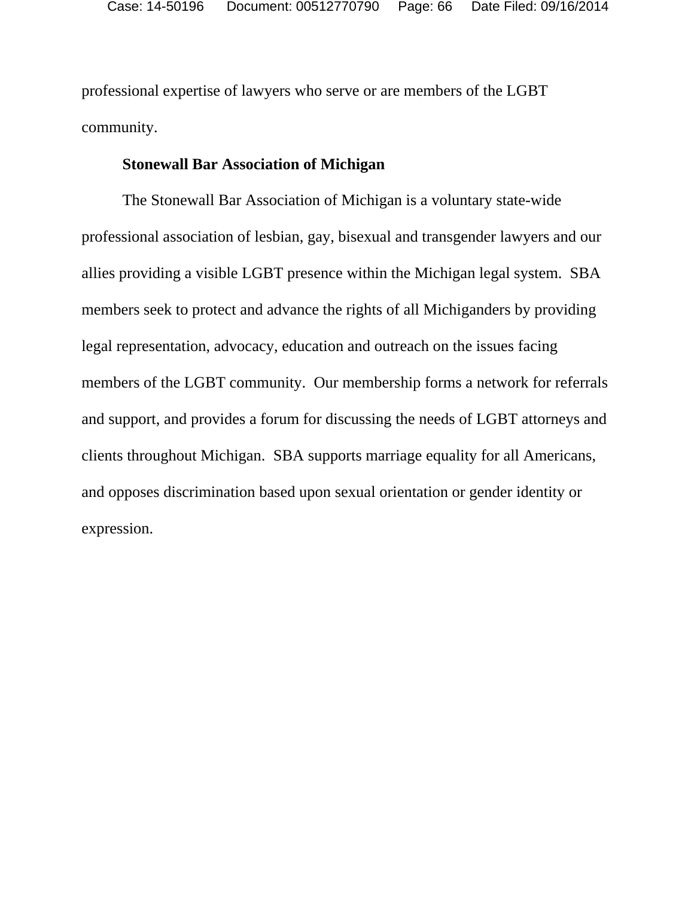professional expertise of lawyers who serve or are members of the LGBT community.

**Stonewall Bar Association of Michigan**

The Stonewall Bar Association of Michigan is a voluntary state-wide professional association of lesbian, gay, bisexual and transgender lawyers and our allies providing a visible LGBT presence within the Michigan legal system. SBA members seek to protect and advance the rights of all Michiganders by providing legal representation, advocacy, education and outreach on the issues facing members of the LGBT community. Our membership forms a network for referrals and support, and provides a forum for discussing the needs of LGBT attorneys and clients throughout Michigan. SBA supports marriage equality for all Americans, and opposes discrimination based upon sexual orientation or gender identity or expression.